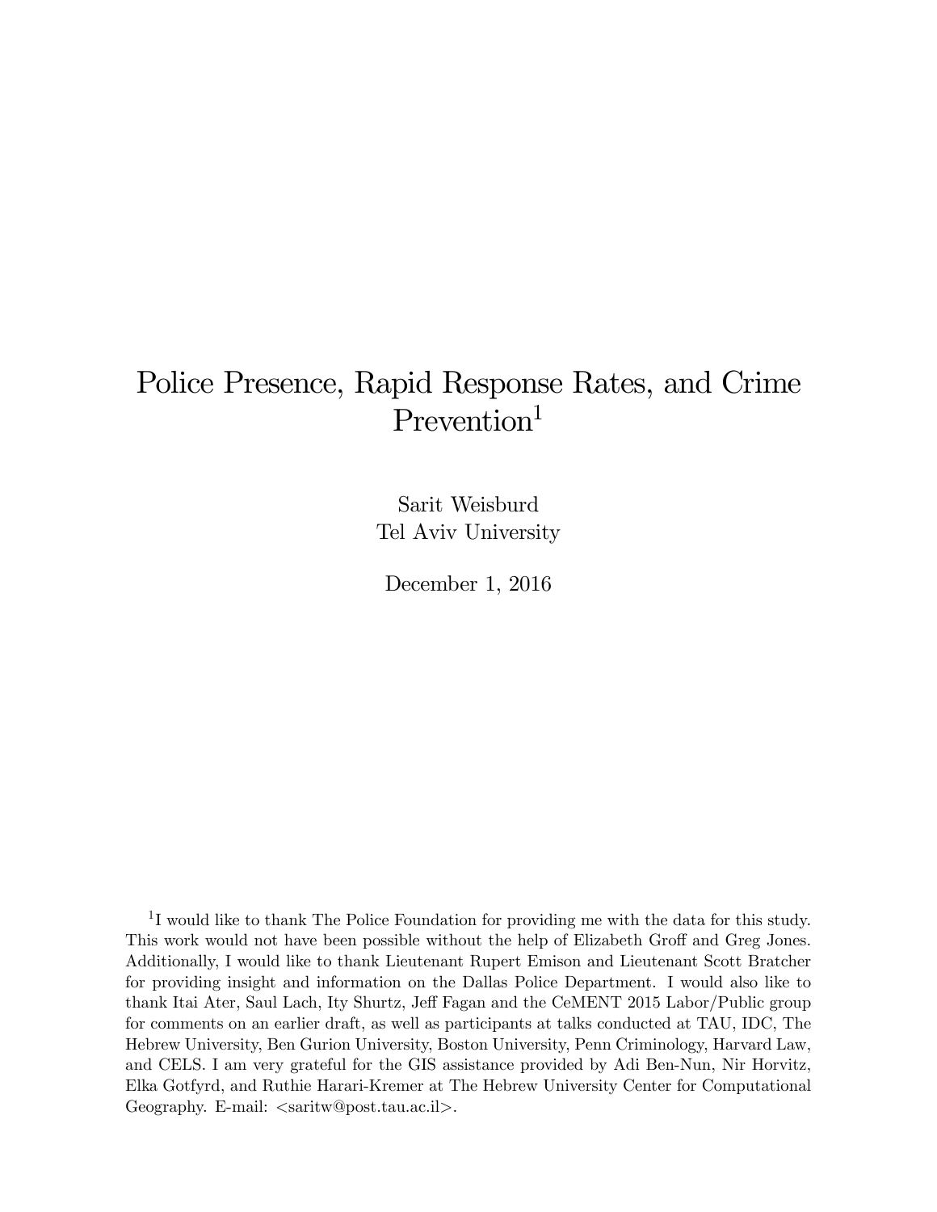# Police Presence, Rapid Response Rates, and Crime Prevention[1]

Sarit Weisburd
Tel Aviv University

December 1, 2016

[1] I would like to thank The Police Foundation for providing me with the data for this study. This work would not have been possible without the help of Elizabeth Groff and Greg Jones. Additionally, I would like to thank Lieutenant Rupert Emison and Lieutenant Scott Bratcher for providing insight and information on the Dallas Police Department. I would also like to thank Itai Ater, Saul Lach, Ity Shurtz, Jeff Fagan and the CeMENT 2015 Labor/Public group for comments on an earlier draft, as well as participants at talks conducted at TAU, IDC, The Hebrew University, Ben Gurion University, Boston University, Penn Criminology, Harvard Law, and CELS. I am very grateful for the GIS assistance provided by Adi Ben-Nun, Nir Horvitz, Elka Gotfyrd, and Ruthie Harari-Kremer at The Hebrew University Center for Computational Geography. E-mail: <saritw@post.tau.ac.il>.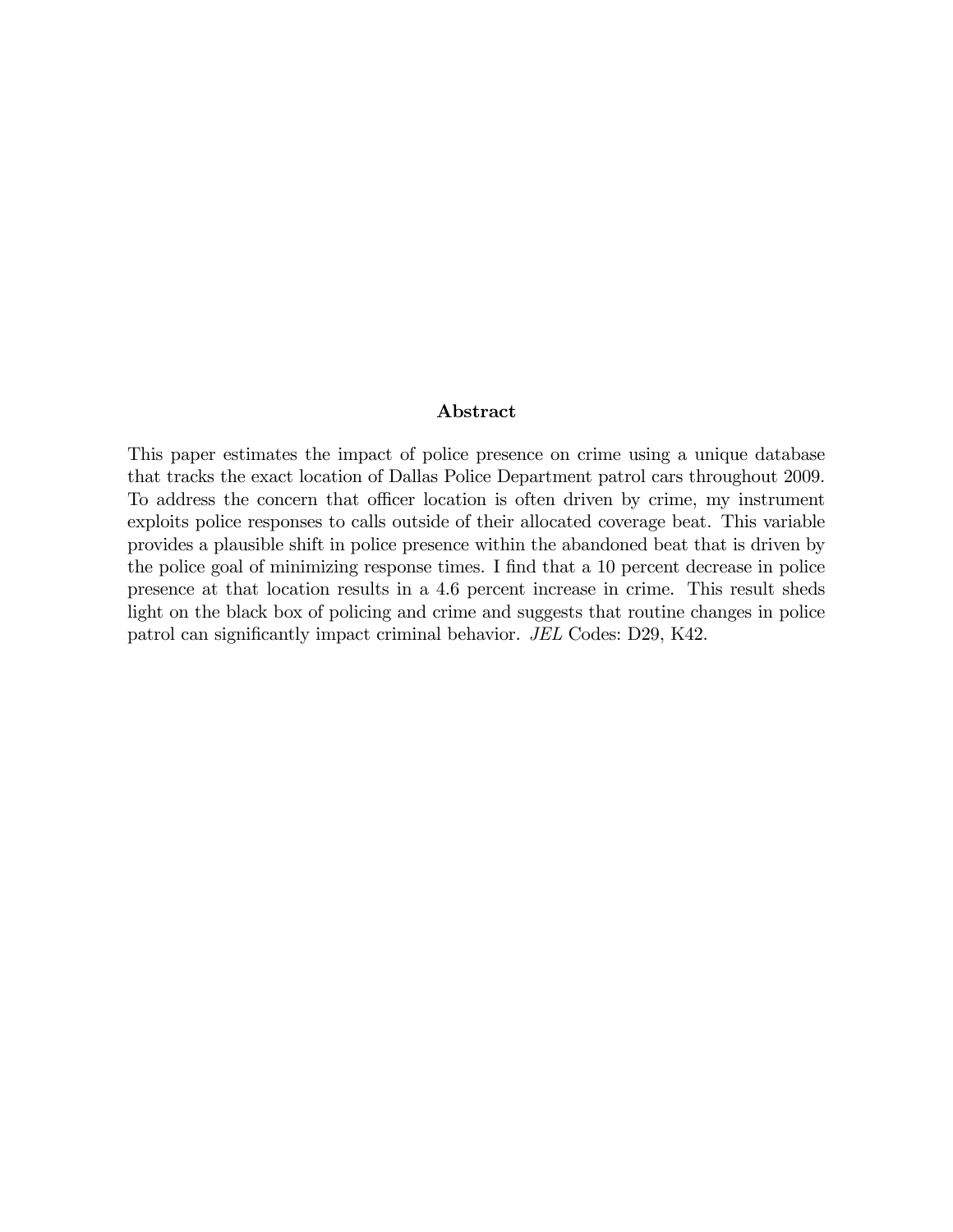**Abstract**

This paper estimates the impact of police presence on crime using a unique database that tracks the exact location of Dallas Police Department patrol cars throughout 2009. To address the concern that officer location is often driven by crime, my instrument exploits police responses to calls outside of their allocated coverage beat. This variable provides a plausible shift in police presence within the abandoned beat that is driven by the police goal of minimizing response times. I find that a 10 percent decrease in police presence at that location results in a 4.6 percent increase in crime. This result sheds light on the black box of policing and crime and suggests that routine changes in police patrol can significantly impact criminal behavior. *JEL* Codes: D29, K42.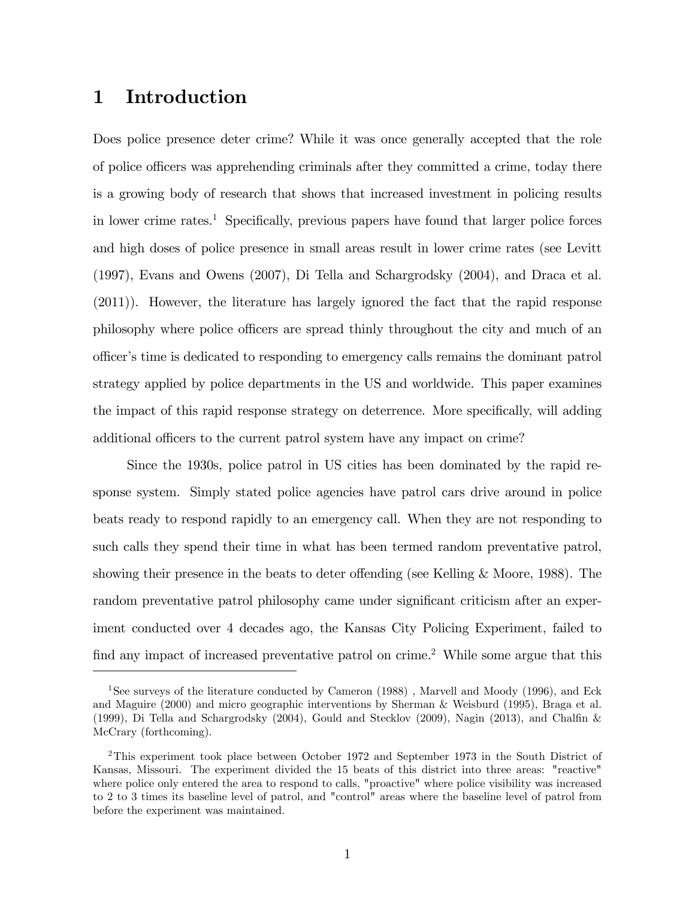# 1 Introduction

Does police presence deter crime? While it was once generally accepted that the role of police officers was apprehending criminals after they committed a crime, today there is a growing body of research that shows that increased investment in policing results in lower crime rates.[1] Specifically, previous papers have found that larger police forces and high doses of police presence in small areas result in lower crime rates (see Levitt (1997), Evans and Owens (2007), Di Tella and Schargrodsky (2004), and Draca et al. (2011)). However, the literature has largely ignored the fact that the rapid response philosophy where police officers are spread thinly throughout the city and much of an officer's time is dedicated to responding to emergency calls remains the dominant patrol strategy applied by police departments in the US and worldwide. This paper examines the impact of this rapid response strategy on deterrence. More specifically, will adding additional officers to the current patrol system have any impact on crime?

Since the 1930s, police patrol in US cities has been dominated by the rapid response system. Simply stated police agencies have patrol cars drive around in police beats ready to respond rapidly to an emergency call. When they are not responding to such calls they spend their time in what has been termed random preventative patrol, showing their presence in the beats to deter offending (see Kelling & Moore, 1988). The random preventative patrol philosophy came under significant criticism after an experiment conducted over 4 decades ago, the Kansas City Policing Experiment, failed to find any impact of increased preventative patrol on crime.[2] While some argue that this

[1] See surveys of the literature conducted by Cameron (1988) , Marvell and Moody (1996), and Eck and Maguire (2000) and micro geographic interventions by Sherman & Weisburd (1995), Braga et al. (1999), Di Tella and Schargrodsky (2004), Gould and Stecklov (2009), Nagin (2013), and Chalfin & McCrary (forthcoming).

[2] This experiment took place between October 1972 and September 1973 in the South District of Kansas, Missouri. The experiment divided the 15 beats of this district into three areas: "reactive" where police only entered the area to respond to calls, "proactive" where police visibility was increased to 2 to 3 times its baseline level of patrol, and "control" areas where the baseline level of patrol from before the experiment was maintained.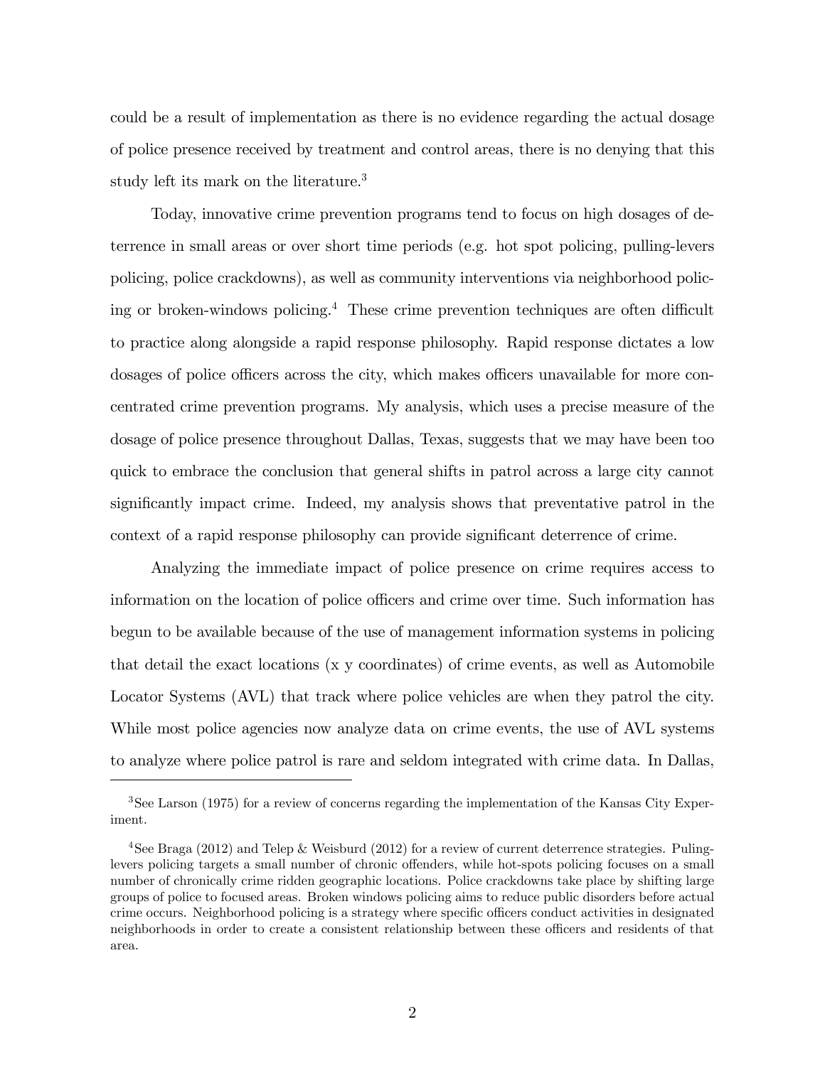could be a result of implementation as there is no evidence regarding the actual dosage of police presence received by treatment and control areas, there is no denying that this study left its mark on the literature.[3]

Today, innovative crime prevention programs tend to focus on high dosages of deterrence in small areas or over short time periods (e.g. hot spot policing, pulling-levers policing, police crackdowns), as well as community interventions via neighborhood policing or broken-windows policing.[4] These crime prevention techniques are often difficult to practice along alongside a rapid response philosophy. Rapid response dictates a low dosages of police officers across the city, which makes officers unavailable for more concentrated crime prevention programs. My analysis, which uses a precise measure of the dosage of police presence throughout Dallas, Texas, suggests that we may have been too quick to embrace the conclusion that general shifts in patrol across a large city cannot significantly impact crime. Indeed, my analysis shows that preventative patrol in the context of a rapid response philosophy can provide significant deterrence of crime.

Analyzing the immediate impact of police presence on crime requires access to information on the location of police officers and crime over time. Such information has begun to be available because of the use of management information systems in policing that detail the exact locations (x y coordinates) of crime events, as well as Automobile Locator Systems (AVL) that track where police vehicles are when they patrol the city. While most police agencies now analyze data on crime events, the use of AVL systems to analyze where police patrol is rare and seldom integrated with crime data. In Dallas,

---

[3] See Larson (1975) for a review of concerns regarding the implementation of the Kansas City Experiment.

[4] See Braga (2012) and Telep & Weisburd (2012) for a review of current deterrence strategies. Puling-levers policing targets a small number of chronic offenders, while hot-spots policing focuses on a small number of chronically crime ridden geographic locations. Police crackdowns take place by shifting large groups of police to focused areas. Broken windows policing aims to reduce public disorders before actual crime occurs. Neighborhood policing is a strategy where specific officers conduct activities in designated neighborhoods in order to create a consistent relationship between these officers and residents of that area.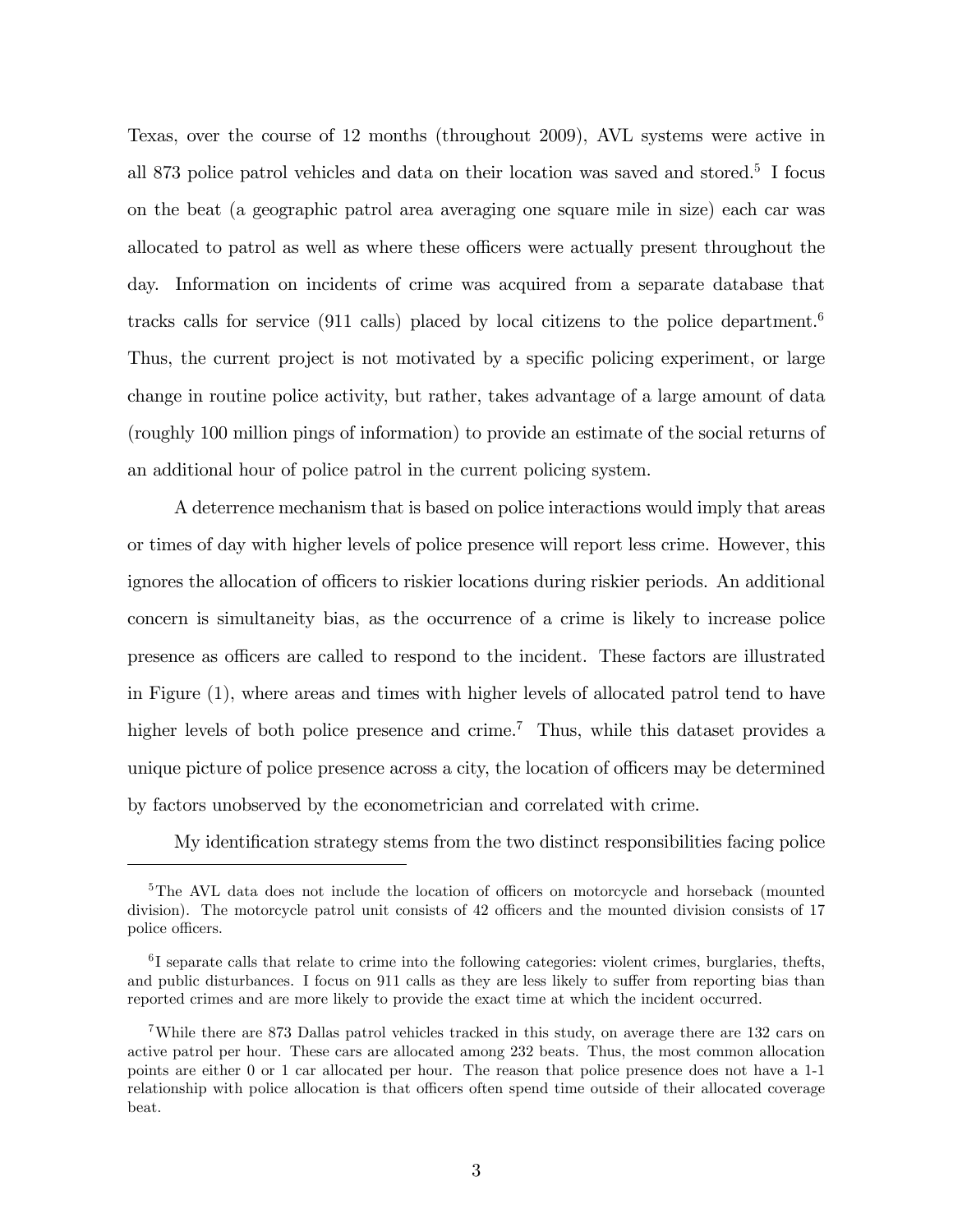Texas, over the course of 12 months (throughout 2009), AVL systems were active in all 873 police patrol vehicles and data on their location was saved and stored.[5] I focus on the beat (a geographic patrol area averaging one square mile in size) each car was allocated to patrol as well as where these officers were actually present throughout the day. Information on incidents of crime was acquired from a separate database that tracks calls for service (911 calls) placed by local citizens to the police department.[6] Thus, the current project is not motivated by a specific policing experiment, or large change in routine police activity, but rather, takes advantage of a large amount of data (roughly 100 million pings of information) to provide an estimate of the social returns of an additional hour of police patrol in the current policing system.

A deterrence mechanism that is based on police interactions would imply that areas or times of day with higher levels of police presence will report less crime. However, this ignores the allocation of officers to riskier locations during riskier periods. An additional concern is simultaneity bias, as the occurrence of a crime is likely to increase police presence as officers are called to respond to the incident. These factors are illustrated in Figure (1), where areas and times with higher levels of allocated patrol tend to have higher levels of both police presence and crime.[7] Thus, while this dataset provides a unique picture of police presence across a city, the location of officers may be determined by factors unobserved by the econometrician and correlated with crime.

My identification strategy stems from the two distinct responsibilities facing police

---

[5] The AVL data does not include the location of officers on motorcycle and horseback (mounted division). The motorcycle patrol unit consists of 42 officers and the mounted division consists of 17 police officers.

[6] I separate calls that relate to crime into the following categories: violent crimes, burglaries, thefts, and public disturbances. I focus on 911 calls as they are less likely to suffer from reporting bias than reported crimes and are more likely to provide the exact time at which the incident occurred.

[7] While there are 873 Dallas patrol vehicles tracked in this study, on average there are 132 cars on active patrol per hour. These cars are allocated among 232 beats. Thus, the most common allocation points are either 0 or 1 car allocated per hour. The reason that police presence does not have a 1-1 relationship with police allocation is that officers often spend time outside of their allocated coverage beat.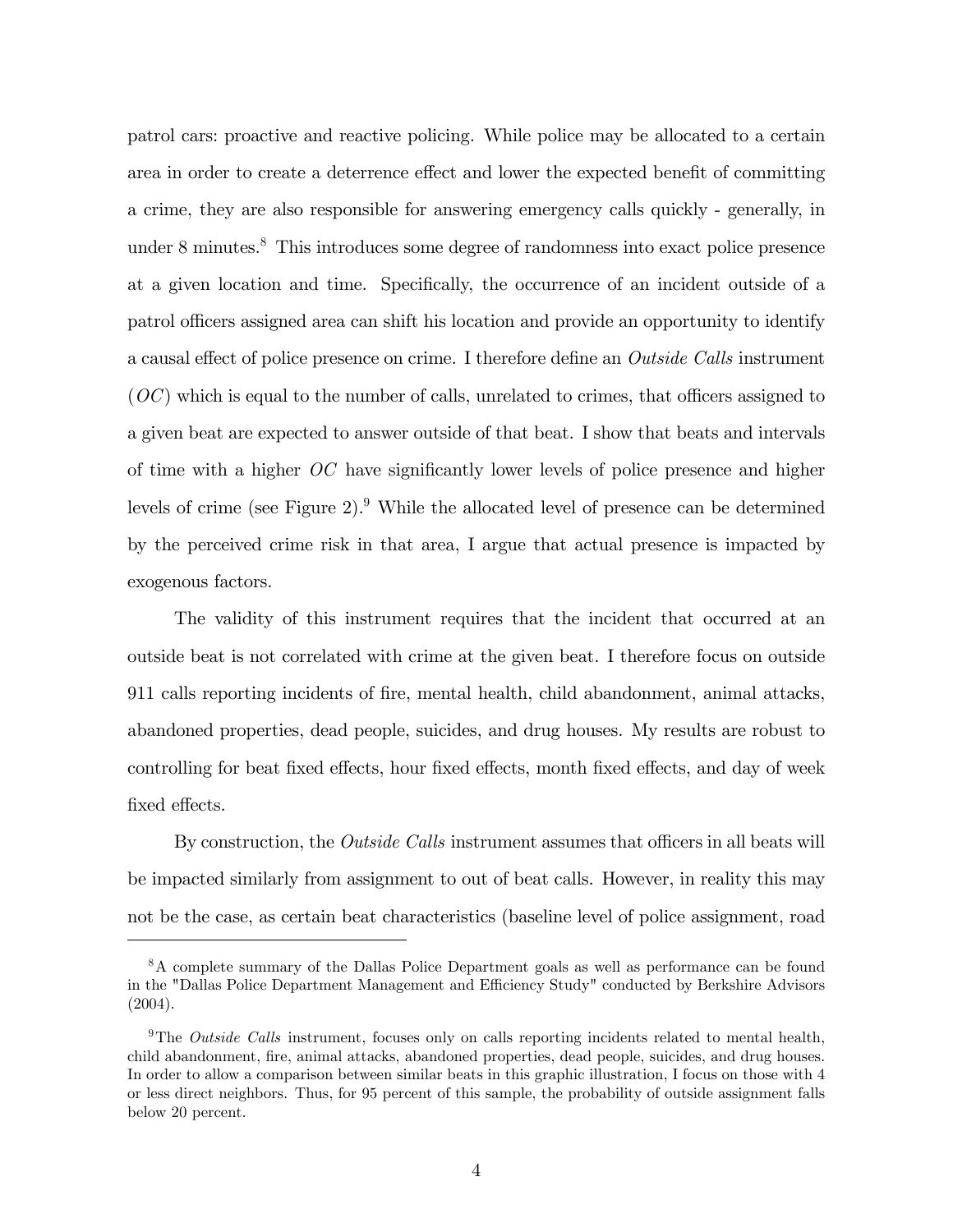patrol cars: proactive and reactive policing. While police may be allocated to a certain area in order to create a deterrence effect and lower the expected benefit of committing a crime, they are also responsible for answering emergency calls quickly - generally, in under 8 minutes.[8] This introduces some degree of randomness into exact police presence at a given location and time. Specifically, the occurrence of an incident outside of a patrol officers assigned area can shift his location and provide an opportunity to identify a causal effect of police presence on crime. I therefore define an *Outside Calls* instrument ($OC$) which is equal to the number of calls, unrelated to crimes, that officers assigned to a given beat are expected to answer outside of that beat. I show that beats and intervals of time with a higher $OC$ have significantly lower levels of police presence and higher levels of crime (see Figure 2).[9] While the allocated level of presence can be determined by the perceived crime risk in that area, I argue that actual presence is impacted by exogenous factors.

The validity of this instrument requires that the incident that occurred at an outside beat is not correlated with crime at the given beat. I therefore focus on outside 911 calls reporting incidents of fire, mental health, child abandonment, animal attacks, abandoned properties, dead people, suicides, and drug houses. My results are robust to controlling for beat fixed effects, hour fixed effects, month fixed effects, and day of week fixed effects.

By construction, the *Outside Calls* instrument assumes that officers in all beats will be impacted similarly from assignment to out of beat calls. However, in reality this may not be the case, as certain beat characteristics (baseline level of police assignment, road

[8] A complete summary of the Dallas Police Department goals as well as performance can be found in the "Dallas Police Department Management and Efficiency Study" conducted by Berkshire Advisors (2004).

[9] The *Outside Calls* instrument, focuses only on calls reporting incidents related to mental health, child abandonment, fire, animal attacks, abandoned properties, dead people, suicides, and drug houses. In order to allow a comparison between similar beats in this graphic illustration, I focus on those with 4 or less direct neighbors. Thus, for 95 percent of this sample, the probability of outside assignment falls below 20 percent.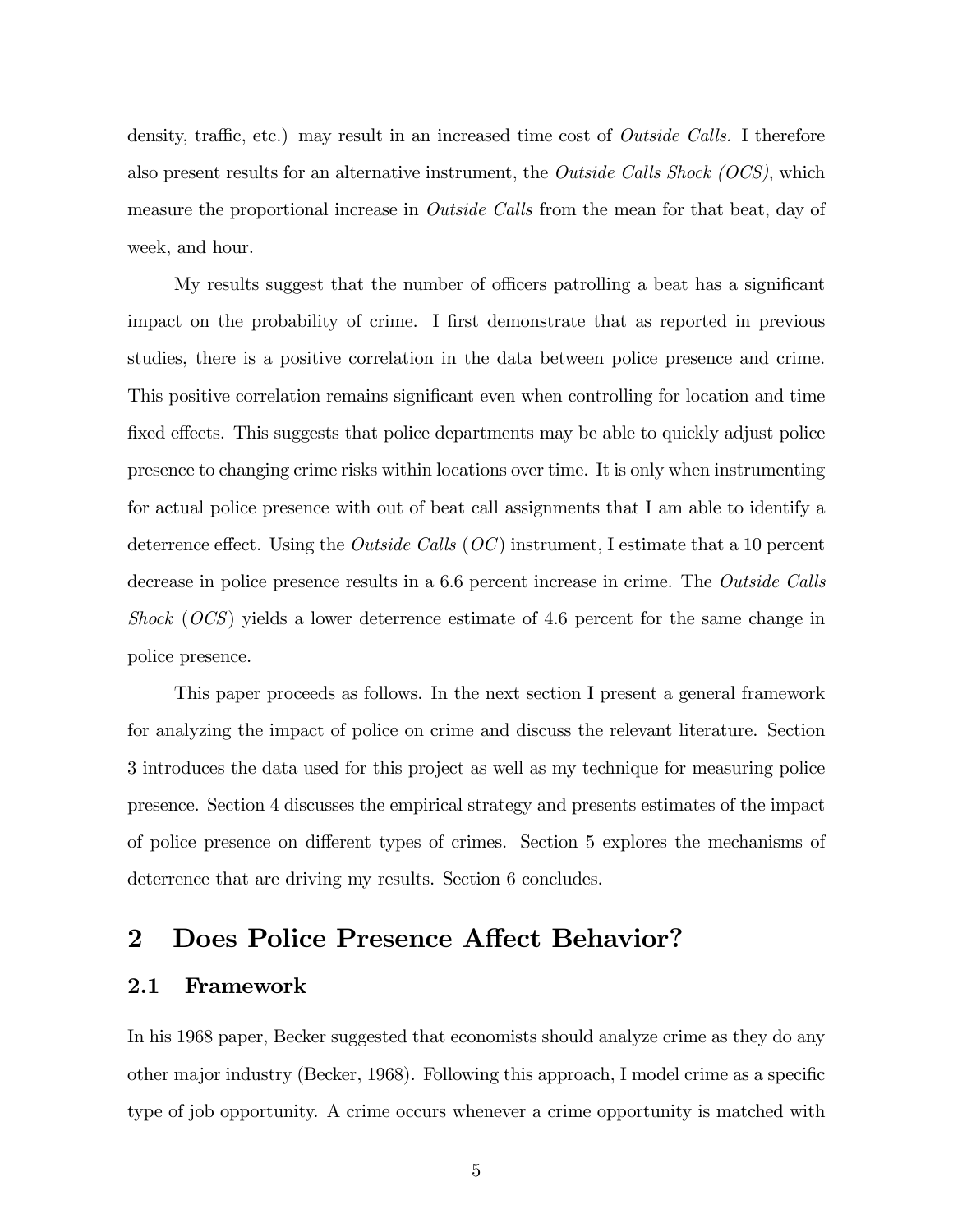density, traffic, etc.) may result in an increased time cost of *Outside Calls*. I therefore also present results for an alternative instrument, the *Outside Calls Shock (OCS)*, which measure the proportional increase in *Outside Calls* from the mean for that beat, day of week, and hour.

My results suggest that the number of officers patrolling a beat has a significant impact on the probability of crime. I first demonstrate that as reported in previous studies, there is a positive correlation in the data between police presence and crime. This positive correlation remains significant even when controlling for location and time fixed effects. This suggests that police departments may be able to quickly adjust police presence to changing crime risks within locations over time. It is only when instrumenting for actual police presence with out of beat call assignments that I am able to identify a deterrence effect. Using the *Outside Calls* (*OC*) instrument, I estimate that a 10 percent decrease in police presence results in a 6.6 percent increase in crime. The *Outside Calls Shock* (*OCS*) yields a lower deterrence estimate of 4.6 percent for the same change in police presence.

This paper proceeds as follows. In the next section I present a general framework for analyzing the impact of police on crime and discuss the relevant literature. Section 3 introduces the data used for this project as well as my technique for measuring police presence. Section 4 discusses the empirical strategy and presents estimates of the impact of police presence on different types of crimes. Section 5 explores the mechanisms of deterrence that are driving my results. Section 6 concludes.

## 2 Does Police Presence Affect Behavior?

### 2.1 Framework

In his 1968 paper, Becker suggested that economists should analyze crime as they do any other major industry (Becker, 1968). Following this approach, I model crime as a specific type of job opportunity. A crime occurs whenever a crime opportunity is matched with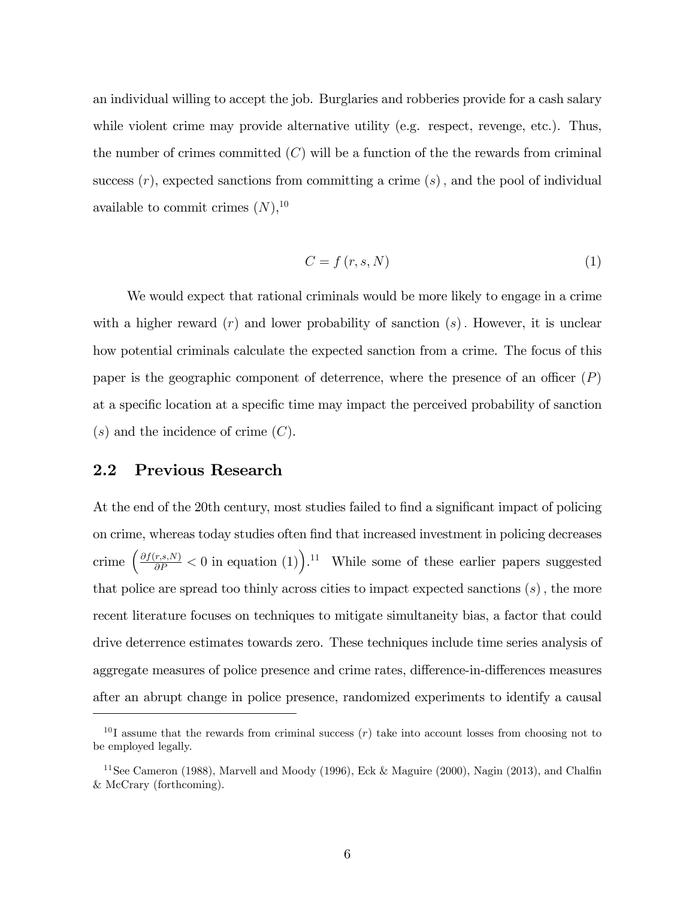an individual willing to accept the job. Burglaries and robberies provide for a cash salary while violent crime may provide alternative utility (e.g. respect, revenge, etc.). Thus, the number of crimes committed ($C$) will be a function of the the rewards from criminal success ($r$), expected sanctions from committing a crime ($s$), and the pool of individual available to commit crimes ($N$),[10]

$$C = f\left(r, s, N\right) \tag{1}$$

We would expect that rational criminals would be more likely to engage in a crime with a higher reward ($r$) and lower probability of sanction ($s$). However, it is unclear how potential criminals calculate the expected sanction from a crime. The focus of this paper is the geographic component of deterrence, where the presence of an officer ($P$) at a specific location at a specific time may impact the perceived probability of sanction ($s$) and the incidence of crime ($C$).

## 2.2 Previous Research

At the end of the 20th century, most studies failed to find a significant impact of policing on crime, whereas today studies often find that increased investment in policing decreases crime $\left(\frac{\partial f(r,s,N)}{\partial P} < 0 \text{ in equation (1)}\right)$.[11] While some of these earlier papers suggested that police are spread too thinly across cities to impact expected sanctions ($s$), the more recent literature focuses on techniques to mitigate simultaneity bias, a factor that could drive deterrence estimates towards zero. These techniques include time series analysis of aggregate measures of police presence and crime rates, difference-in-differences measures after an abrupt change in police presence, randomized experiments to identify a causal

[10] I assume that the rewards from criminal success ($r$) take into account losses from choosing not to be employed legally.

[11] See Cameron (1988), Marvell and Moody (1996), Eck & Maguire (2000), Nagin (2013), and Chalfin & McCrary (forthcoming).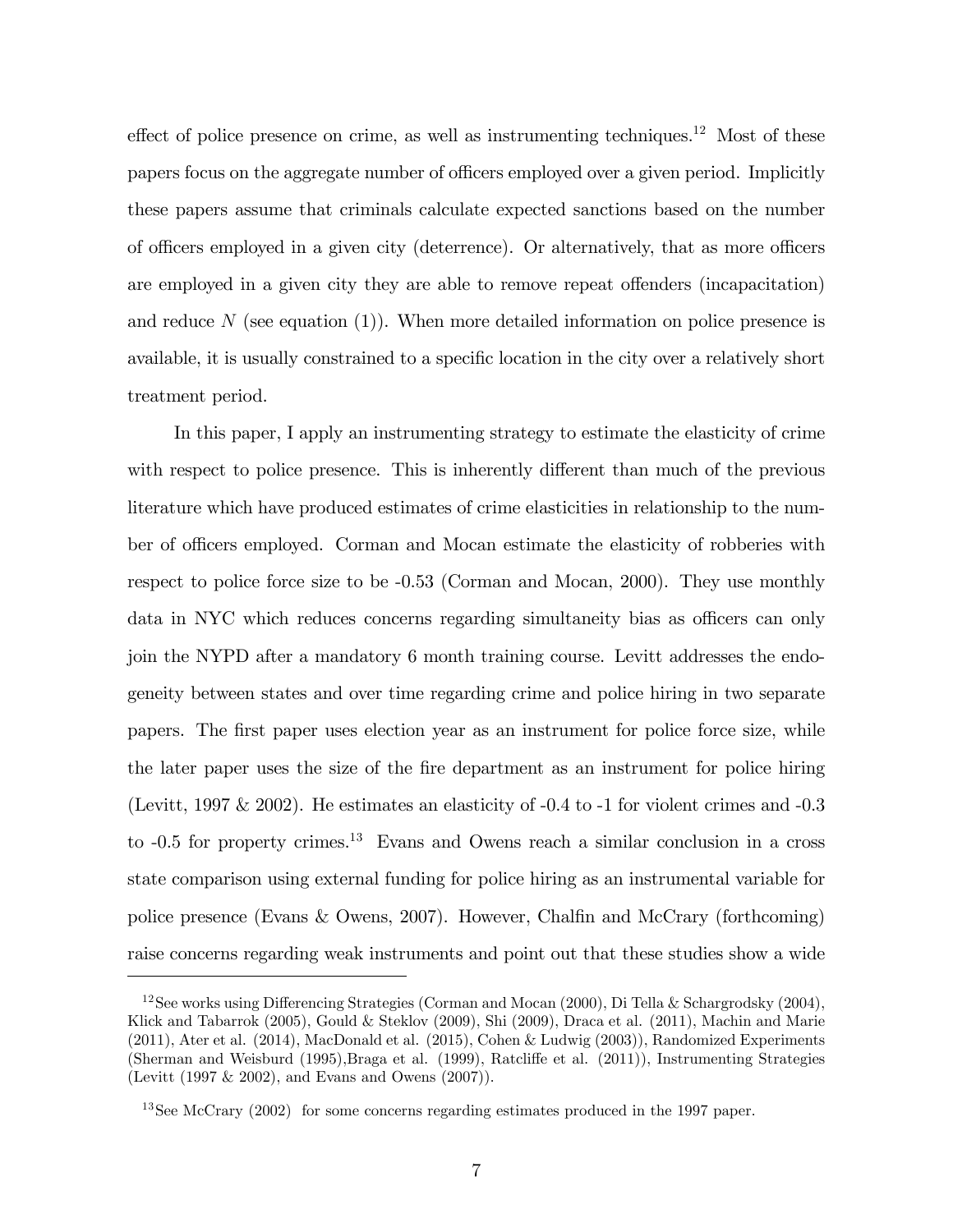effect of police presence on crime, as well as instrumenting techniques.[12] Most of these papers focus on the aggregate number of officers employed over a given period. Implicitly these papers assume that criminals calculate expected sanctions based on the number of officers employed in a given city (deterrence). Or alternatively, that as more officers are employed in a given city they are able to remove repeat offenders (incapacitation) and reduce $N$ (see equation (1)). When more detailed information on police presence is available, it is usually constrained to a specific location in the city over a relatively short treatment period.

In this paper, I apply an instrumenting strategy to estimate the elasticity of crime with respect to police presence. This is inherently different than much of the previous literature which have produced estimates of crime elasticities in relationship to the number of officers employed. Corman and Mocan estimate the elasticity of robberies with respect to police force size to be -0.53 (Corman and Mocan, 2000). They use monthly data in NYC which reduces concerns regarding simultaneity bias as officers can only join the NYPD after a mandatory 6 month training course. Levitt addresses the endogeneity between states and over time regarding crime and police hiring in two separate papers. The first paper uses election year as an instrument for police force size, while the later paper uses the size of the fire department as an instrument for police hiring (Levitt, 1997 & 2002). He estimates an elasticity of -0.4 to -1 for violent crimes and -0.3 to -0.5 for property crimes.[13] Evans and Owens reach a similar conclusion in a cross state comparison using external funding for police hiring as an instrumental variable for police presence (Evans & Owens, 2007). However, Chalfin and McCrary (forthcoming) raise concerns regarding weak instruments and point out that these studies show a wide

[12] See works using Differencing Strategies (Corman and Mocan (2000), Di Tella & Schargrodsky (2004), Klick and Tabarrok (2005), Gould & Steklov (2009), Shi (2009), Draca et al. (2011), Machin and Marie (2011), Ater et al. (2014), MacDonald et al. (2015), Cohen & Ludwig (2003)), Randomized Experiments (Sherman and Weisburd (1995),Braga et al. (1999), Ratcliffe et al. (2011)), Instrumenting Strategies (Levitt (1997 & 2002), and Evans and Owens (2007)).

[13] See McCrary (2002) for some concerns regarding estimates produced in the 1997 paper.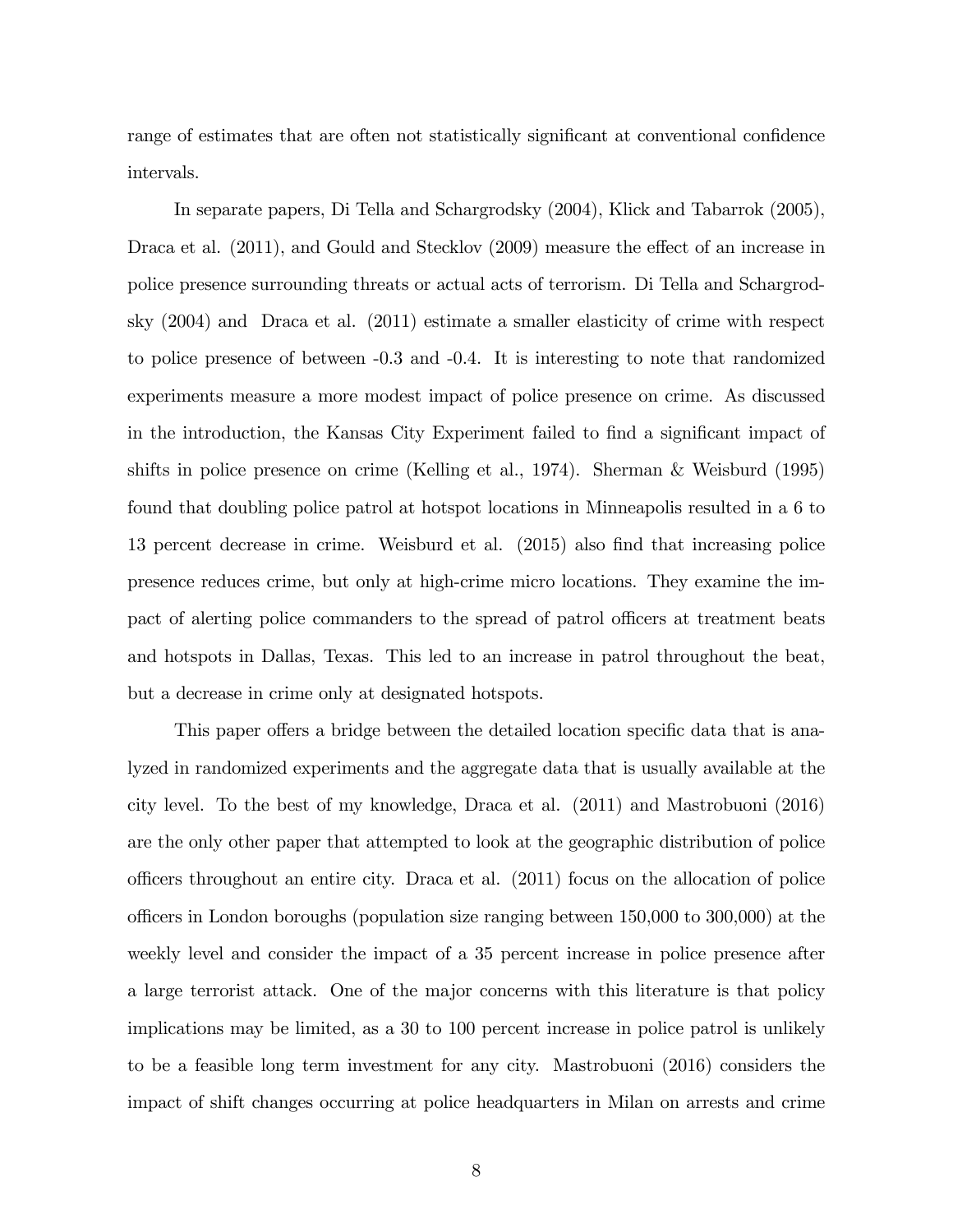range of estimates that are often not statistically significant at conventional confidence intervals.

In separate papers, Di Tella and Schargrodsky (2004), Klick and Tabarrok (2005), Draca et al. (2011), and Gould and Stecklov (2009) measure the effect of an increase in police presence surrounding threats or actual acts of terrorism. Di Tella and Schargrodsky (2004) and Draca et al. (2011) estimate a smaller elasticity of crime with respect to police presence of between -0.3 and -0.4. It is interesting to note that randomized experiments measure a more modest impact of police presence on crime. As discussed in the introduction, the Kansas City Experiment failed to find a significant impact of shifts in police presence on crime (Kelling et al., 1974). Sherman & Weisburd (1995) found that doubling police patrol at hotspot locations in Minneapolis resulted in a 6 to 13 percent decrease in crime. Weisburd et al. (2015) also find that increasing police presence reduces crime, but only at high-crime micro locations. They examine the impact of alerting police commanders to the spread of patrol officers at treatment beats and hotspots in Dallas, Texas. This led to an increase in patrol throughout the beat, but a decrease in crime only at designated hotspots.

This paper offers a bridge between the detailed location specific data that is analyzed in randomized experiments and the aggregate data that is usually available at the city level. To the best of my knowledge, Draca et al. (2011) and Mastrobuoni (2016) are the only other paper that attempted to look at the geographic distribution of police officers throughout an entire city. Draca et al. (2011) focus on the allocation of police officers in London boroughs (population size ranging between 150,000 to 300,000) at the weekly level and consider the impact of a 35 percent increase in police presence after a large terrorist attack. One of the major concerns with this literature is that policy implications may be limited, as a 30 to 100 percent increase in police patrol is unlikely to be a feasible long term investment for any city. Mastrobuoni (2016) considers the impact of shift changes occurring at police headquarters in Milan on arrests and crime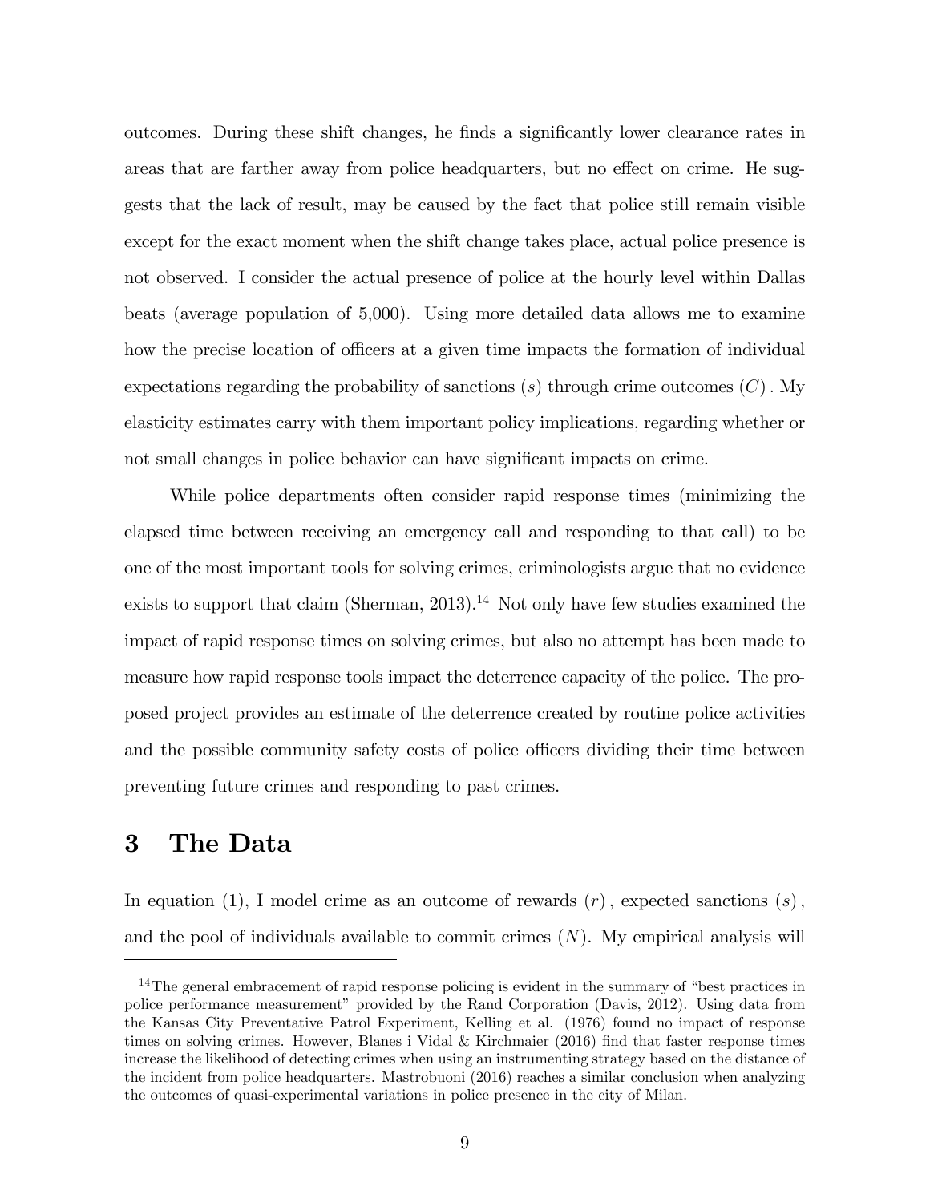outcomes. During these shift changes, he finds a significantly lower clearance rates in areas that are farther away from police headquarters, but no effect on crime. He suggests that the lack of result, may be caused by the fact that police still remain visible except for the exact moment when the shift change takes place, actual police presence is not observed. I consider the actual presence of police at the hourly level within Dallas beats (average population of 5,000). Using more detailed data allows me to examine how the precise location of officers at a given time impacts the formation of individual expectations regarding the probability of sanctions ($s$) through crime outcomes ($C$). My elasticity estimates carry with them important policy implications, regarding whether or not small changes in police behavior can have significant impacts on crime.

While police departments often consider rapid response times (minimizing the elapsed time between receiving an emergency call and responding to that call) to be one of the most important tools for solving crimes, criminologists argue that no evidence exists to support that claim (Sherman, 2013).[14] Not only have few studies examined the impact of rapid response times on solving crimes, but also no attempt has been made to measure how rapid response tools impact the deterrence capacity of the police. The proposed project provides an estimate of the deterrence created by routine police activities and the possible community safety costs of police officers dividing their time between preventing future crimes and responding to past crimes.

# 3 The Data

In equation (1), I model crime as an outcome of rewards ($r$), expected sanctions ($s$), and the pool of individuals available to commit crimes ($N$). My empirical analysis will

[14] The general embracement of rapid response policing is evident in the summary of "best practices in police performance measurement" provided by the Rand Corporation (Davis, 2012). Using data from the Kansas City Preventative Patrol Experiment, Kelling et al. (1976) found no impact of response times on solving crimes. However, Blanes i Vidal & Kirchmaier (2016) find that faster response times increase the likelihood of detecting crimes when using an instrumenting strategy based on the distance of the incident from police headquarters. Mastrobuoni (2016) reaches a similar conclusion when analyzing the outcomes of quasi-experimental variations in police presence in the city of Milan.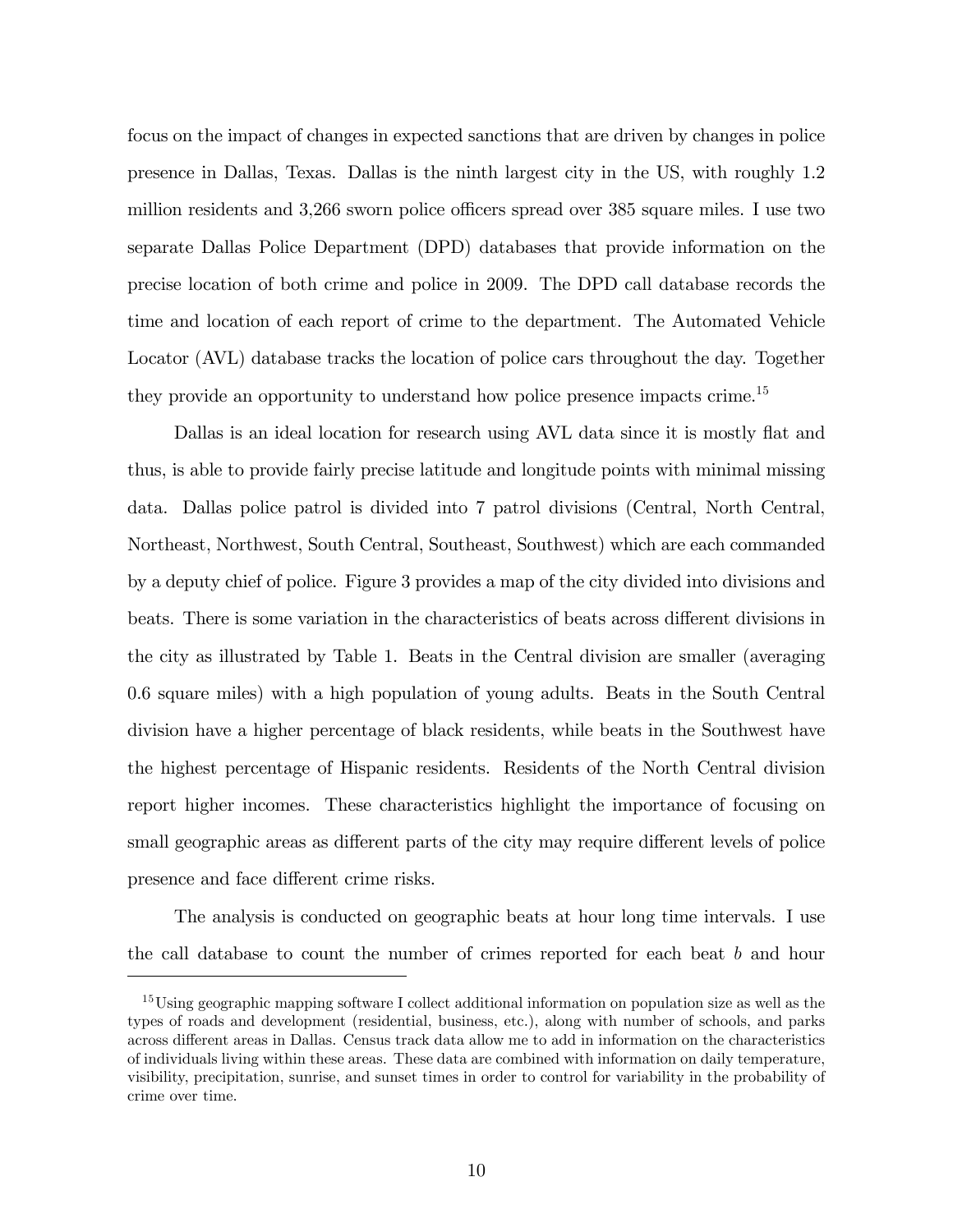focus on the impact of changes in expected sanctions that are driven by changes in police presence in Dallas, Texas. Dallas is the ninth largest city in the US, with roughly 1.2 million residents and 3,266 sworn police officers spread over 385 square miles. I use two separate Dallas Police Department (DPD) databases that provide information on the precise location of both crime and police in 2009. The DPD call database records the time and location of each report of crime to the department. The Automated Vehicle Locator (AVL) database tracks the location of police cars throughout the day. Together they provide an opportunity to understand how police presence impacts crime.[15]

Dallas is an ideal location for research using AVL data since it is mostly flat and thus, is able to provide fairly precise latitude and longitude points with minimal missing data. Dallas police patrol is divided into 7 patrol divisions (Central, North Central, Northeast, Northwest, South Central, Southeast, Southwest) which are each commanded by a deputy chief of police. Figure 3 provides a map of the city divided into divisions and beats. There is some variation in the characteristics of beats across different divisions in the city as illustrated by Table 1. Beats in the Central division are smaller (averaging 0.6 square miles) with a high population of young adults. Beats in the South Central division have a higher percentage of black residents, while beats in the Southwest have the highest percentage of Hispanic residents. Residents of the North Central division report higher incomes. These characteristics highlight the importance of focusing on small geographic areas as different parts of the city may require different levels of police presence and face different crime risks.

The analysis is conducted on geographic beats at hour long time intervals. I use the call database to count the number of crimes reported for each beat $b$ and hour

[15] Using geographic mapping software I collect additional information on population size as well as the types of roads and development (residential, business, etc.), along with number of schools, and parks across different areas in Dallas. Census track data allow me to add in information on the characteristics of individuals living within these areas. These data are combined with information on daily temperature, visibility, precipitation, sunrise, and sunset times in order to control for variability in the probability of crime over time.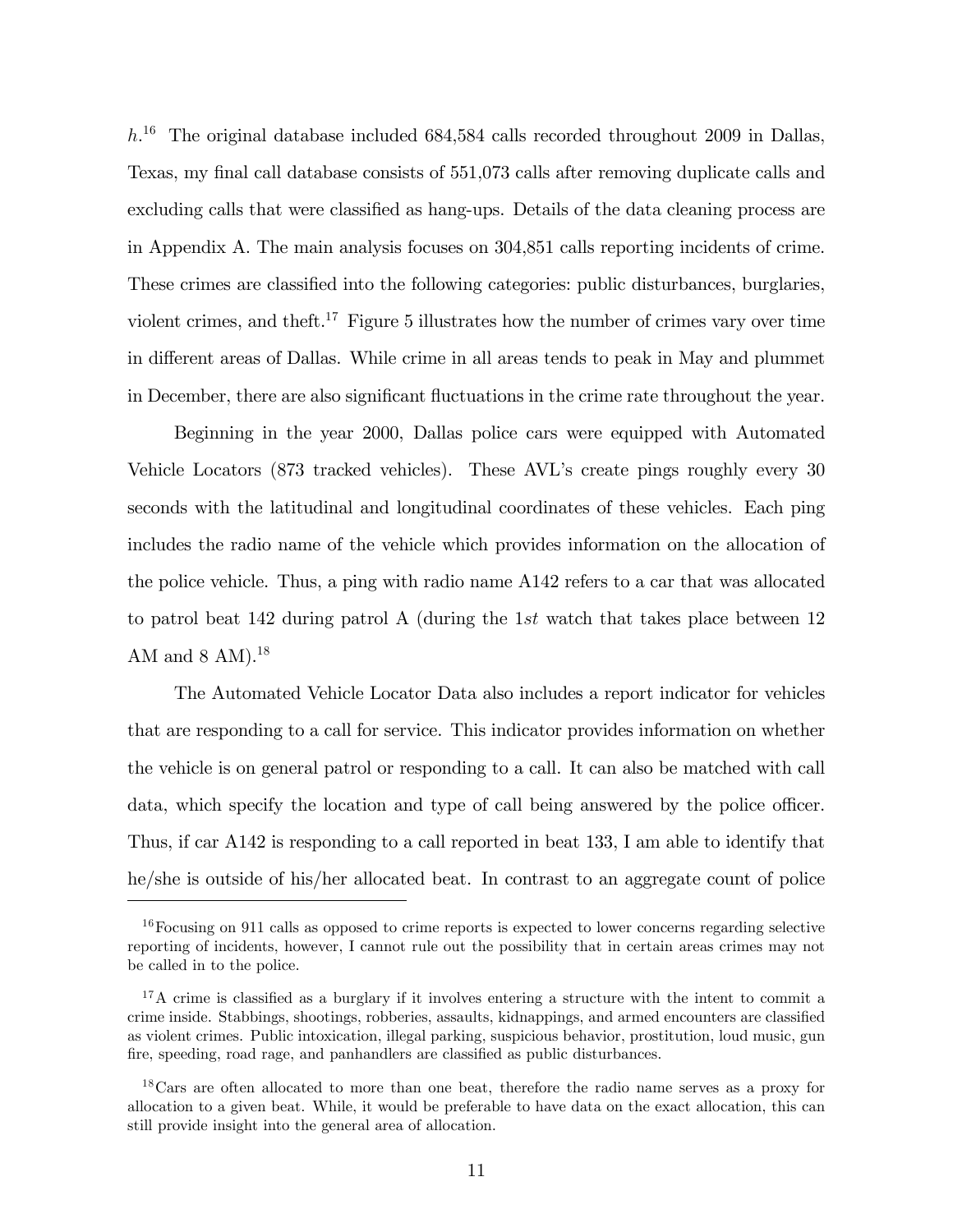$h$.[16] The original database included 684,584 calls recorded throughout 2009 in Dallas, Texas, my final call database consists of 551,073 calls after removing duplicate calls and excluding calls that were classified as hang-ups. Details of the data cleaning process are in Appendix A. The main analysis focuses on 304,851 calls reporting incidents of crime. These crimes are classified into the following categories: public disturbances, burglaries, violent crimes, and theft.[17] Figure 5 illustrates how the number of crimes vary over time in different areas of Dallas. While crime in all areas tends to peak in May and plummet in December, there are also significant fluctuations in the crime rate throughout the year.

Beginning in the year 2000, Dallas police cars were equipped with Automated Vehicle Locators (873 tracked vehicles). These AVL's create pings roughly every 30 seconds with the latitudinal and longitudinal coordinates of these vehicles. Each ping includes the radio name of the vehicle which provides information on the allocation of the police vehicle. Thus, a ping with radio name A142 refers to a car that was allocated to patrol beat 142 during patrol A (during the 1*st* watch that takes place between 12 AM and 8 AM).[18]

The Automated Vehicle Locator Data also includes a report indicator for vehicles that are responding to a call for service. This indicator provides information on whether the vehicle is on general patrol or responding to a call. It can also be matched with call data, which specify the location and type of call being answered by the police officer. Thus, if car A142 is responding to a call reported in beat 133, I am able to identify that he/she is outside of his/her allocated beat. In contrast to an aggregate count of police

[16] Focusing on 911 calls as opposed to crime reports is expected to lower concerns regarding selective reporting of incidents, however, I cannot rule out the possibility that in certain areas crimes may not be called in to the police.

[17] A crime is classified as a burglary if it involves entering a structure with the intent to commit a crime inside. Stabbings, shootings, robberies, assaults, kidnappings, and armed encounters are classified as violent crimes. Public intoxication, illegal parking, suspicious behavior, prostitution, loud music, gun fire, speeding, road rage, and panhandlers are classified as public disturbances.

[18] Cars are often allocated to more than one beat, therefore the radio name serves as a proxy for allocation to a given beat. While, it would be preferable to have data on the exact allocation, this can still provide insight into the general area of allocation.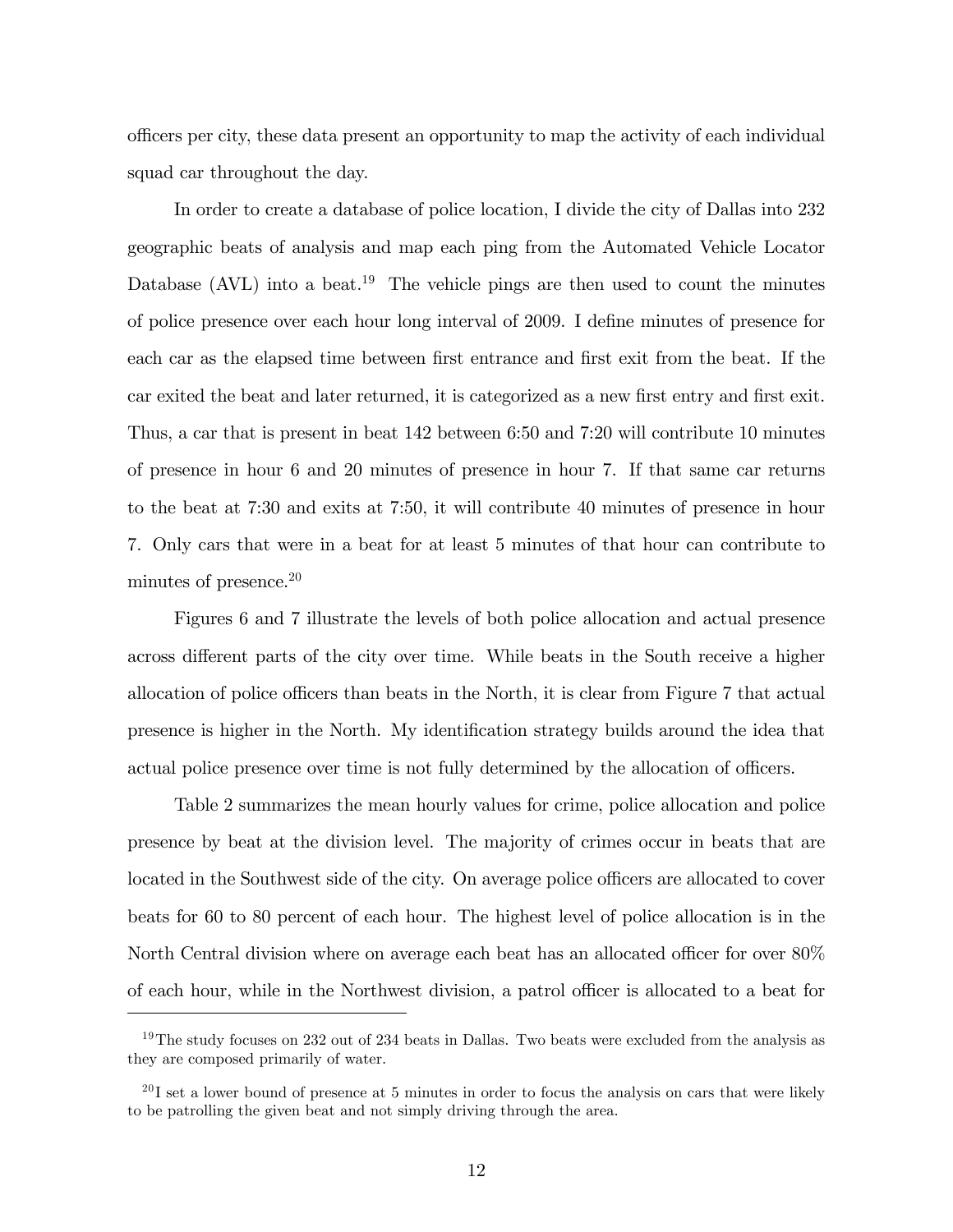officers per city, these data present an opportunity to map the activity of each individual squad car throughout the day.

In order to create a database of police location, I divide the city of Dallas into 232 geographic beats of analysis and map each ping from the Automated Vehicle Locator Database (AVL) into a beat.[19] The vehicle pings are then used to count the minutes of police presence over each hour long interval of 2009. I define minutes of presence for each car as the elapsed time between first entrance and first exit from the beat. If the car exited the beat and later returned, it is categorized as a new first entry and first exit. Thus, a car that is present in beat 142 between 6:50 and 7:20 will contribute 10 minutes of presence in hour 6 and 20 minutes of presence in hour 7. If that same car returns to the beat at 7:30 and exits at 7:50, it will contribute 40 minutes of presence in hour 7. Only cars that were in a beat for at least 5 minutes of that hour can contribute to minutes of presence.[20]

Figures 6 and 7 illustrate the levels of both police allocation and actual presence across different parts of the city over time. While beats in the South receive a higher allocation of police officers than beats in the North, it is clear from Figure 7 that actual presence is higher in the North. My identification strategy builds around the idea that actual police presence over time is not fully determined by the allocation of officers.

Table 2 summarizes the mean hourly values for crime, police allocation and police presence by beat at the division level. The majority of crimes occur in beats that are located in the Southwest side of the city. On average police officers are allocated to cover beats for 60 to 80 percent of each hour. The highest level of police allocation is in the North Central division where on average each beat has an allocated officer for over 80% of each hour, while in the Northwest division, a patrol officer is allocated to a beat for

[19] The study focuses on 232 out of 234 beats in Dallas. Two beats were excluded from the analysis as they are composed primarily of water.

[20] I set a lower bound of presence at 5 minutes in order to focus the analysis on cars that were likely to be patrolling the given beat and not simply driving through the area.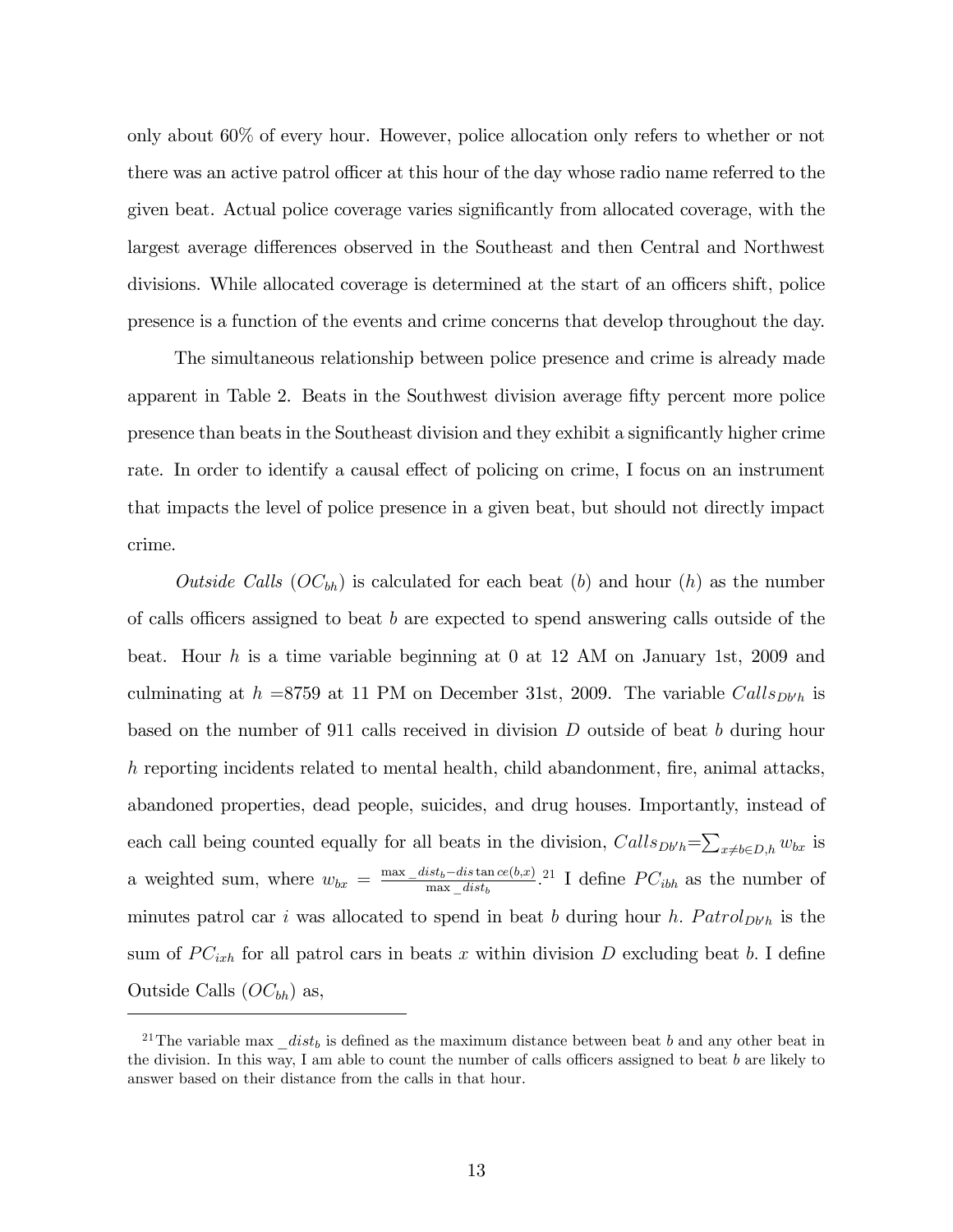only about 60% of every hour. However, police allocation only refers to whether or not there was an active patrol officer at this hour of the day whose radio name referred to the given beat. Actual police coverage varies significantly from allocated coverage, with the largest average differences observed in the Southeast and then Central and Northwest divisions. While allocated coverage is determined at the start of an officers shift, police presence is a function of the events and crime concerns that develop throughout the day.

The simultaneous relationship between police presence and crime is already made apparent in Table 2. Beats in the Southwest division average fifty percent more police presence than beats in the Southeast division and they exhibit a significantly higher crime rate. In order to identify a causal effect of policing on crime, I focus on an instrument that impacts the level of police presence in a given beat, but should not directly impact crime.

*Outside Calls* ($OC_{bh}$) is calculated for each beat ($b$) and hour ($h$) as the number of calls officers assigned to beat $b$ are expected to spend answering calls outside of the beat. Hour $h$ is a time variable beginning at 0 at 12 AM on January 1st, 2009 and culminating at $h$ =8759 at 11 PM on December 31st, 2009. The variable $Calls_{Db'h}$ is based on the number of 911 calls received in division $D$ outside of beat $b$ during hour $h$ reporting incidents related to mental health, child abandonment, fire, animal attacks, abandoned properties, dead people, suicides, and drug houses. Importantly, instead of each call being counted equally for all beats in the division, $Calls_{Db'h}=\sum_{x\neq b\in D,h} w_{bx}$ is a weighted sum, where $w_{bx} = \frac{\max\_dist_b - distance(b,x)}{\max\_dist_b}$.[21] I define $PC_{ibh}$ as the number of minutes patrol car $i$ was allocated to spend in beat $b$ during hour $h$. $Patrol_{Db'h}$ is the sum of $PC_{ixh}$ for all patrol cars in beats $x$ within division $D$ excluding beat $b$. I define Outside Calls ($OC_{bh}$) as,

[21] The variable $\max\_dist_b$ is defined as the maximum distance between beat $b$ and any other beat in the division. In this way, I am able to count the number of calls officers assigned to beat $b$ are likely to answer based on their distance from the calls in that hour.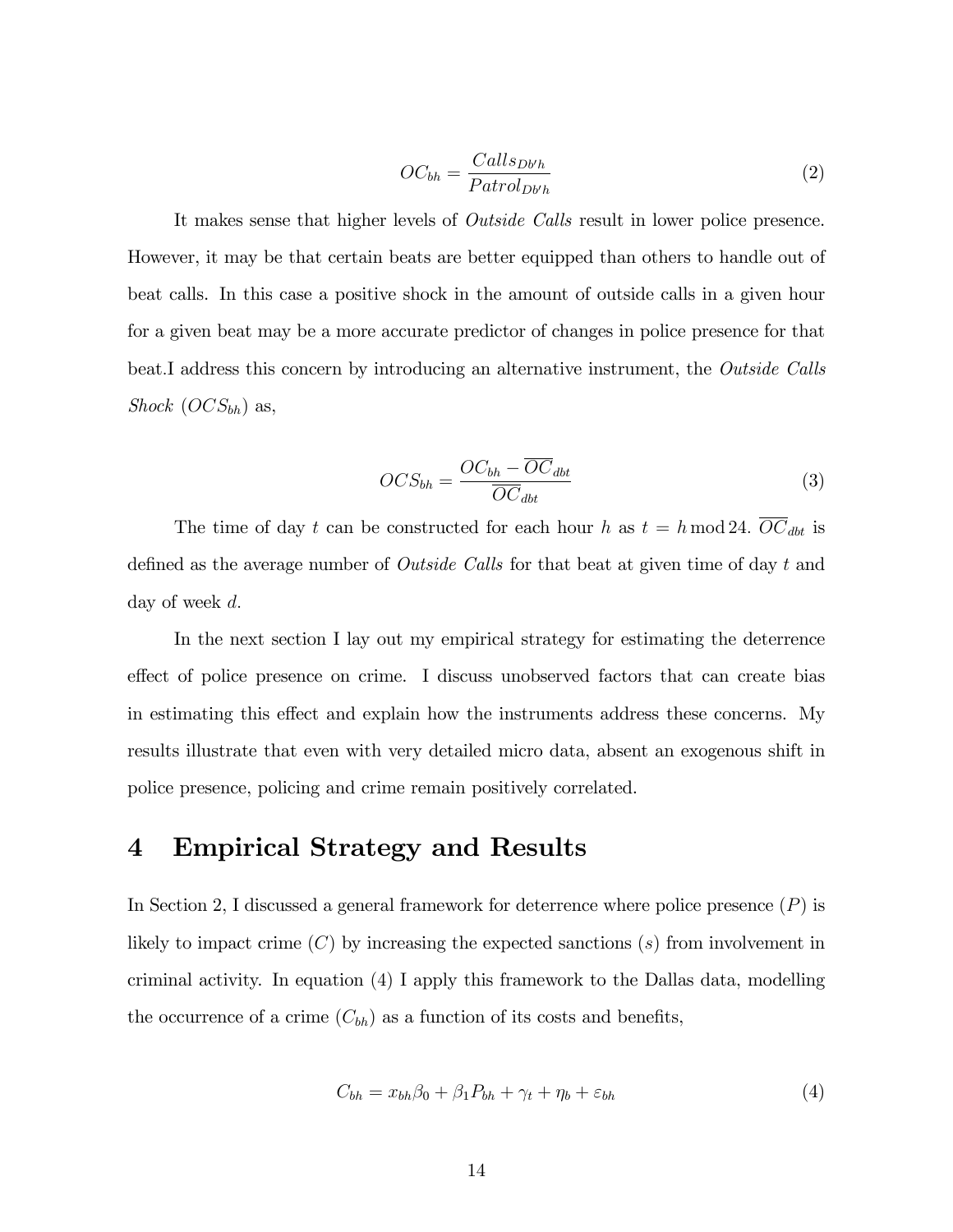$$OC_{bh} = \frac{Calls_{Db'h}}{Patrol_{Db'h}} \tag{2}$$

It makes sense that higher levels of *Outside Calls* result in lower police presence. However, it may be that certain beats are better equipped than others to handle out of beat calls. In this case a positive shock in the amount of outside calls in a given hour for a given beat may be a more accurate predictor of changes in police presence for that beat.I address this concern by introducing an alternative instrument, the *Outside Calls Shock* ($OCS_{bh}$) as,

$$OCS_{bh} = \frac{OC_{bh} - \overline{OC}_{dbt}}{\overline{OC}_{dbt}} \tag{3}$$

The time of day $t$ can be constructed for each hour $h$ as $t = h \bmod 24$. $\overline{OC}_{dbt}$ is defined as the average number of *Outside Calls* for that beat at given time of day $t$ and day of week $d$.

In the next section I lay out my empirical strategy for estimating the deterrence effect of police presence on crime. I discuss unobserved factors that can create bias in estimating this effect and explain how the instruments address these concerns. My results illustrate that even with very detailed micro data, absent an exogenous shift in police presence, policing and crime remain positively correlated.

# 4 Empirical Strategy and Results

In Section 2, I discussed a general framework for deterrence where police presence ($P$) is likely to impact crime ($C$) by increasing the expected sanctions ($s$) from involvement in criminal activity. In equation (4) I apply this framework to the Dallas data, modelling the occurrence of a crime ($C_{bh}$) as a function of its costs and benefits,

$$C_{bh} = x_{bh}\beta_0 + \beta_1 P_{bh} + \gamma_t + \eta_b + \varepsilon_{bh} \tag{4}$$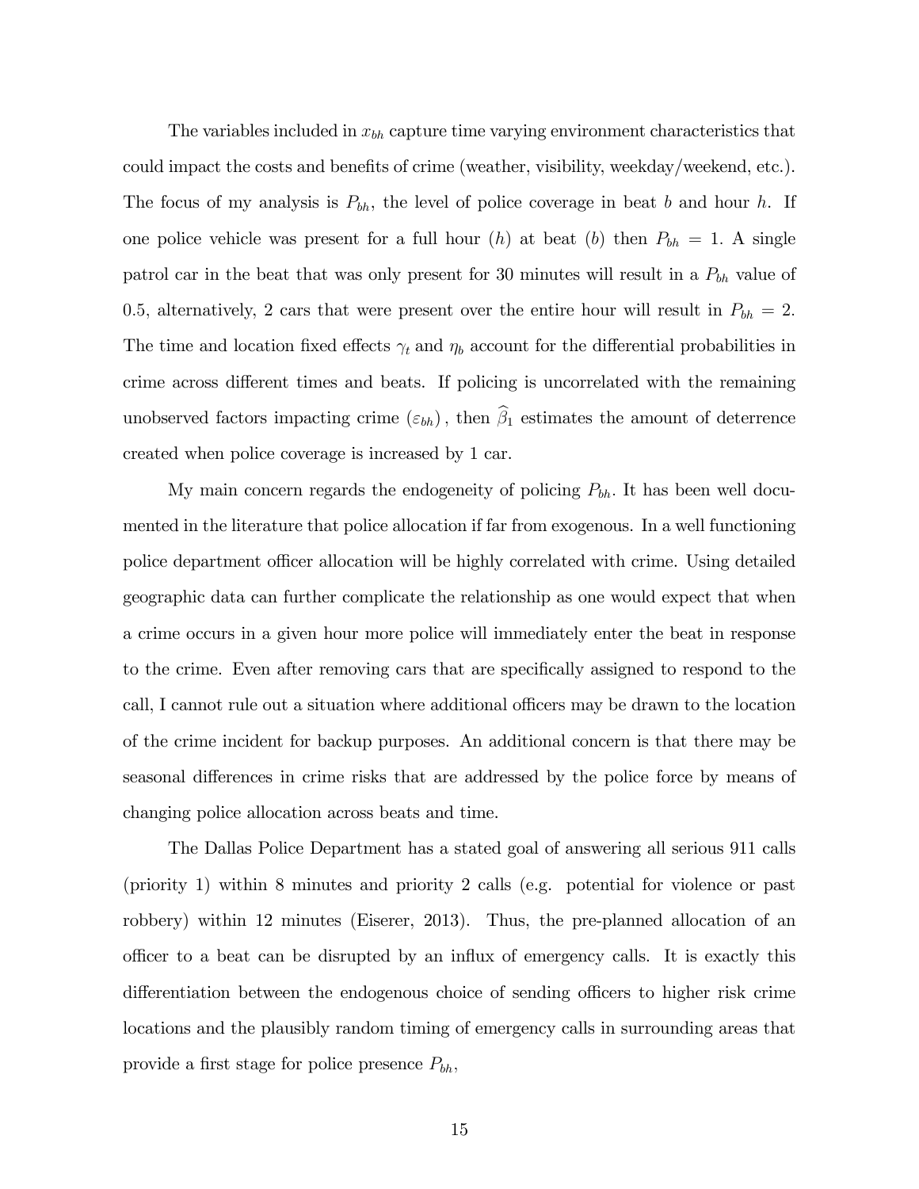The variables included in $x_{bh}$ capture time varying environment characteristics that could impact the costs and benefits of crime (weather, visibility, weekday/weekend, etc.). The focus of my analysis is $P_{bh}$, the level of police coverage in beat $b$ and hour $h$. If one police vehicle was present for a full hour ($h$) at beat ($b$) then $P_{bh} = 1$. A single patrol car in the beat that was only present for 30 minutes will result in a $P_{bh}$ value of 0.5, alternatively, 2 cars that were present over the entire hour will result in $P_{bh} = 2$. The time and location fixed effects $\gamma_t$ and $\eta_b$ account for the differential probabilities in crime across different times and beats. If policing is uncorrelated with the remaining unobserved factors impacting crime $(\varepsilon_{bh})$, then $\widehat{\beta}_1$ estimates the amount of deterrence created when police coverage is increased by 1 car.

My main concern regards the endogeneity of policing $P_{bh}$. It has been well documented in the literature that police allocation if far from exogenous. In a well functioning police department officer allocation will be highly correlated with crime. Using detailed geographic data can further complicate the relationship as one would expect that when a crime occurs in a given hour more police will immediately enter the beat in response to the crime. Even after removing cars that are specifically assigned to respond to the call, I cannot rule out a situation where additional officers may be drawn to the location of the crime incident for backup purposes. An additional concern is that there may be seasonal differences in crime risks that are addressed by the police force by means of changing police allocation across beats and time.

The Dallas Police Department has a stated goal of answering all serious 911 calls (priority 1) within 8 minutes and priority 2 calls (e.g. potential for violence or past robbery) within 12 minutes (Eiserer, 2013). Thus, the pre-planned allocation of an officer to a beat can be disrupted by an influx of emergency calls. It is exactly this differentiation between the endogenous choice of sending officers to higher risk crime locations and the plausibly random timing of emergency calls in surrounding areas that provide a first stage for police presence $P_{bh}$,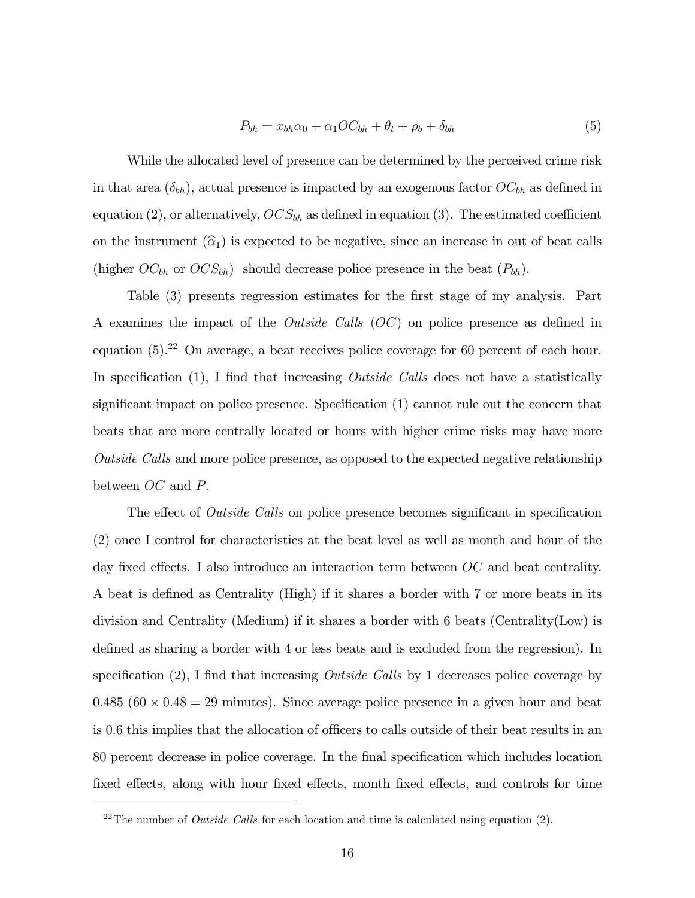$$P_{bh} = x_{bh}\alpha_0 + \alpha_1 OC_{bh} + \theta_t + \rho_b + \delta_{bh} \tag{5}$$

While the allocated level of presence can be determined by the perceived crime risk in that area ($\delta_{bh}$), actual presence is impacted by an exogenous factor $OC_{bh}$ as defined in equation (2), or alternatively, $OCS_{bh}$ as defined in equation (3). The estimated coefficient on the instrument ($\widehat{\alpha}_1$) is expected to be negative, since an increase in out of beat calls (higher $OC_{bh}$ or $OCS_{bh}$) should decrease police presence in the beat ($P_{bh}$).

Table (3) presents regression estimates for the first stage of my analysis. Part A examines the impact of the *Outside Calls* ($OC$) on police presence as defined in equation (5).[22] On average, a beat receives police coverage for 60 percent of each hour. In specification (1), I find that increasing *Outside Calls* does not have a statistically significant impact on police presence. Specification (1) cannot rule out the concern that beats that are more centrally located or hours with higher crime risks may have more *Outside Calls* and more police presence, as opposed to the expected negative relationship between $OC$ and $P$.

The effect of *Outside Calls* on police presence becomes significant in specification (2) once I control for characteristics at the beat level as well as month and hour of the day fixed effects. I also introduce an interaction term between $OC$ and beat centrality. A beat is defined as Centrality (High) if it shares a border with 7 or more beats in its division and Centrality (Medium) if it shares a border with 6 beats (Centrality(Low) is defined as sharing a border with 4 or less beats and is excluded from the regression). In specification (2), I find that increasing *Outside Calls* by 1 decreases police coverage by 0.485 ($60 \times 0.48 = 29$ minutes). Since average police presence in a given hour and beat is 0.6 this implies that the allocation of officers to calls outside of their beat results in an 80 percent decrease in police coverage. In the final specification which includes location fixed effects, along with hour fixed effects, month fixed effects, and controls for time

[22] The number of *Outside Calls* for each location and time is calculated using equation (2).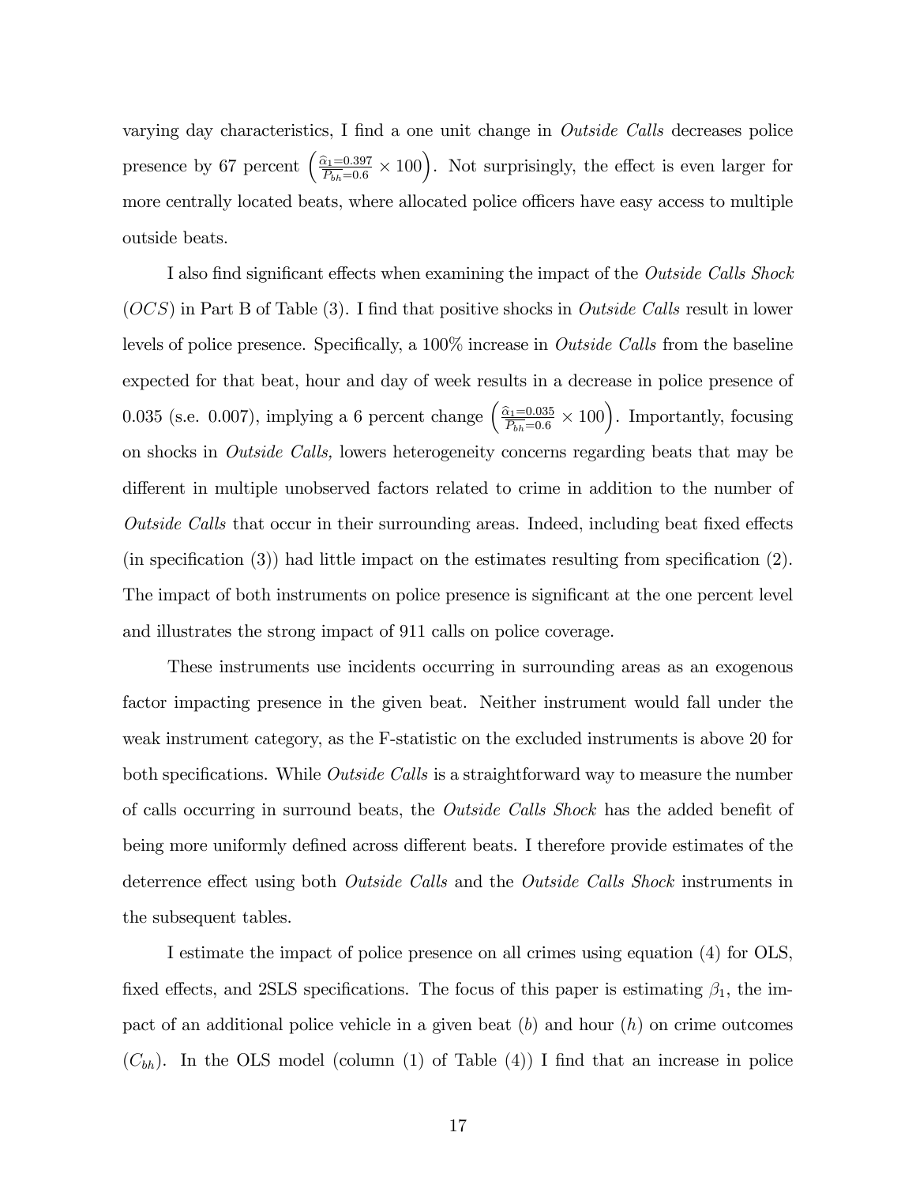varying day characteristics, I find a one unit change in *Outside Calls* decreases police presence by 67 percent $\left(\frac{\widehat{\alpha}_1=0.397}{\overline{P_{bh}}=0.6}\times 100\right)$. Not surprisingly, the effect is even larger for more centrally located beats, where allocated police officers have easy access to multiple outside beats.

I also find significant effects when examining the impact of the *Outside Calls Shock* (*OCS*) in Part B of Table (3). I find that positive shocks in *Outside Calls* result in lower levels of police presence. Specifically, a 100% increase in *Outside Calls* from the baseline expected for that beat, hour and day of week results in a decrease in police presence of 0.035 (s.e. 0.007), implying a 6 percent change $\left(\frac{\widehat{\alpha}_1=0.035}{\overline{P_{bh}}=0.6}\times 100\right)$. Importantly, focusing on shocks in *Outside Calls,* lowers heterogeneity concerns regarding beats that may be different in multiple unobserved factors related to crime in addition to the number of *Outside Calls* that occur in their surrounding areas. Indeed, including beat fixed effects (in specification (3)) had little impact on the estimates resulting from specification (2). The impact of both instruments on police presence is significant at the one percent level and illustrates the strong impact of 911 calls on police coverage.

These instruments use incidents occurring in surrounding areas as an exogenous factor impacting presence in the given beat. Neither instrument would fall under the weak instrument category, as the F-statistic on the excluded instruments is above 20 for both specifications. While *Outside Calls* is a straightforward way to measure the number of calls occurring in surround beats, the *Outside Calls Shock* has the added benefit of being more uniformly defined across different beats. I therefore provide estimates of the deterrence effect using both *Outside Calls* and the *Outside Calls Shock* instruments in the subsequent tables.

I estimate the impact of police presence on all crimes using equation (4) for OLS, fixed effects, and 2SLS specifications. The focus of this paper is estimating $\beta_1$, the impact of an additional police vehicle in a given beat ($b$) and hour ($h$) on crime outcomes ($C_{bh}$). In the OLS model (column (1) of Table (4)) I find that an increase in police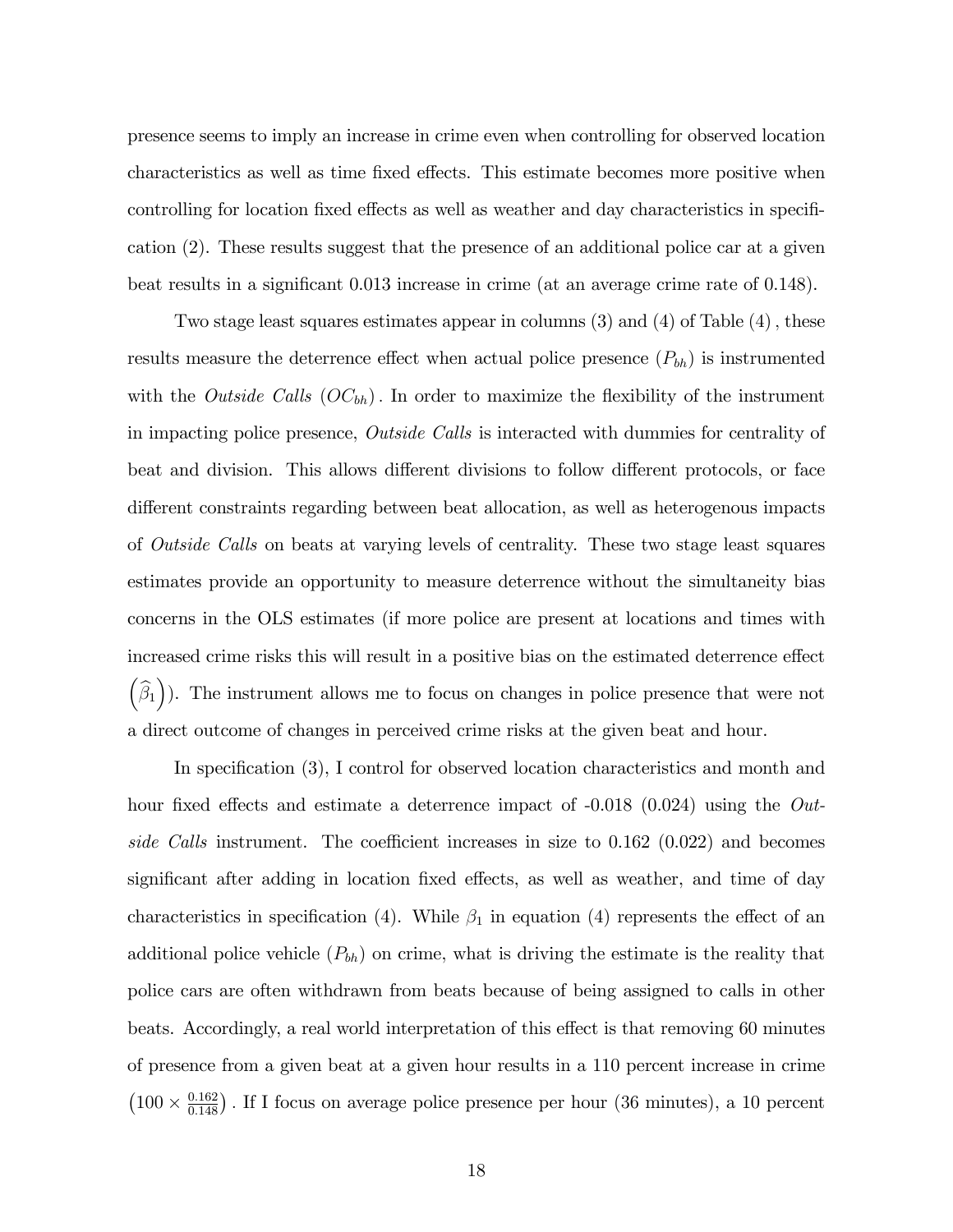presence seems to imply an increase in crime even when controlling for observed location characteristics as well as time fixed effects. This estimate becomes more positive when controlling for location fixed effects as well as weather and day characteristics in specification (2). These results suggest that the presence of an additional police car at a given beat results in a significant 0.013 increase in crime (at an average crime rate of 0.148).

Two stage least squares estimates appear in columns (3) and (4) of Table (4) , these results measure the deterrence effect when actual police presence ($P_{bh}$) is instrumented with the *Outside Calls* ($OC_{bh}$) . In order to maximize the flexibility of the instrument in impacting police presence, *Outside Calls* is interacted with dummies for centrality of beat and division. This allows different divisions to follow different protocols, or face different constraints regarding between beat allocation, as well as heterogenous impacts of *Outside Calls* on beats at varying levels of centrality. These two stage least squares estimates provide an opportunity to measure deterrence without the simultaneity bias concerns in the OLS estimates (if more police are present at locations and times with increased crime risks this will result in a positive bias on the estimated deterrence effect $\left(\widehat{\beta}_1\right)$). The instrument allows me to focus on changes in police presence that were not a direct outcome of changes in perceived crime risks at the given beat and hour.

In specification (3), I control for observed location characteristics and month and hour fixed effects and estimate a deterrence impact of -0.018 (0.024) using the *Outside Calls* instrument. The coefficient increases in size to 0.162 (0.022) and becomes significant after adding in location fixed effects, as well as weather, and time of day characteristics in specification (4). While $\beta_1$ in equation (4) represents the effect of an additional police vehicle ($P_{bh}$) on crime, what is driving the estimate is the reality that police cars are often withdrawn from beats because of being assigned to calls in other beats. Accordingly, a real world interpretation of this effect is that removing 60 minutes of presence from a given beat at a given hour results in a 110 percent increase in crime $\left(100 \times \frac{0.162}{0.148}\right)$ . If I focus on average police presence per hour (36 minutes), a 10 percent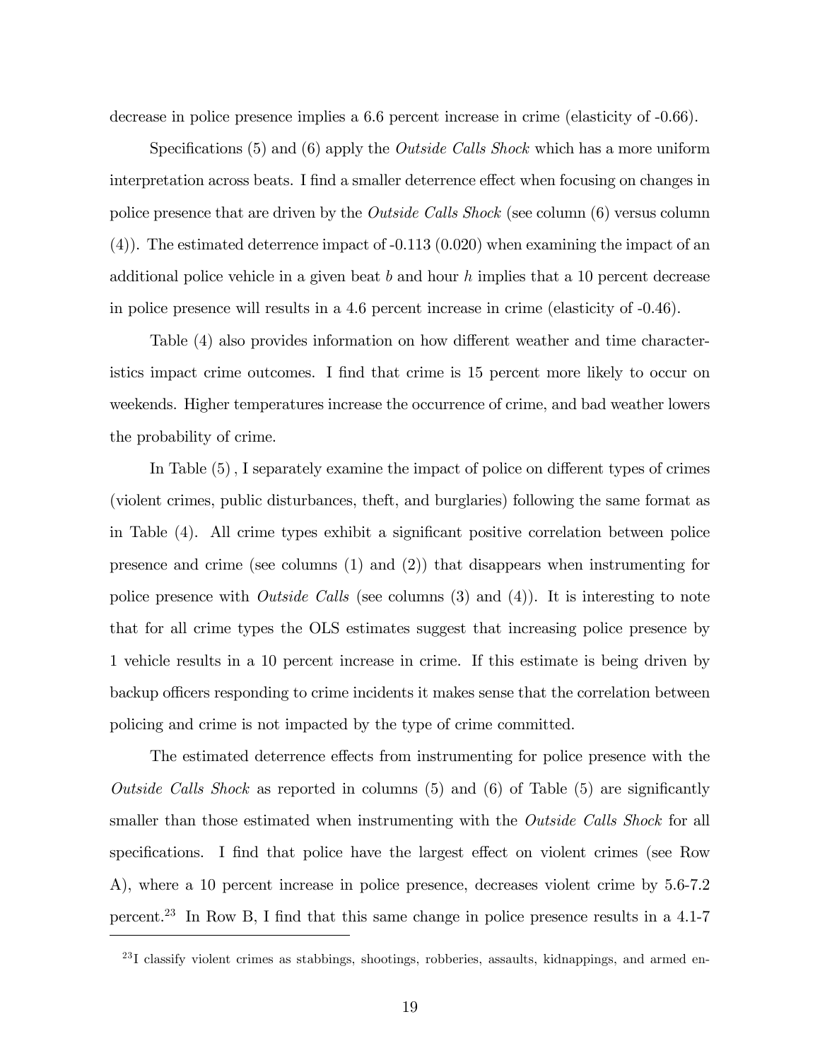decrease in police presence implies a 6.6 percent increase in crime (elasticity of -0.66).

Specifications (5) and (6) apply the *Outside Calls Shock* which has a more uniform interpretation across beats. I find a smaller deterrence effect when focusing on changes in police presence that are driven by the *Outside Calls Shock* (see column (6) versus column (4)). The estimated deterrence impact of -0.113 (0.020) when examining the impact of an additional police vehicle in a given beat $b$ and hour $h$ implies that a 10 percent decrease in police presence will results in a 4.6 percent increase in crime (elasticity of -0.46).

Table (4) also provides information on how different weather and time characteristics impact crime outcomes. I find that crime is 15 percent more likely to occur on weekends. Higher temperatures increase the occurrence of crime, and bad weather lowers the probability of crime.

In Table (5) , I separately examine the impact of police on different types of crimes (violent crimes, public disturbances, theft, and burglaries) following the same format as in Table (4). All crime types exhibit a significant positive correlation between police presence and crime (see columns (1) and (2)) that disappears when instrumenting for police presence with *Outside Calls* (see columns (3) and (4)). It is interesting to note that for all crime types the OLS estimates suggest that increasing police presence by 1 vehicle results in a 10 percent increase in crime. If this estimate is being driven by backup officers responding to crime incidents it makes sense that the correlation between policing and crime is not impacted by the type of crime committed.

The estimated deterrence effects from instrumenting for police presence with the *Outside Calls Shock* as reported in columns (5) and (6) of Table (5) are significantly smaller than those estimated when instrumenting with the *Outside Calls Shock* for all specifications. I find that police have the largest effect on violent crimes (see Row A), where a 10 percent increase in police presence, decreases violent crime by 5.6-7.2 percent.[23] In Row B, I find that this same change in police presence results in a 4.1-7

[23] I classify violent crimes as stabbings, shootings, robberies, assaults, kidnappings, and armed en-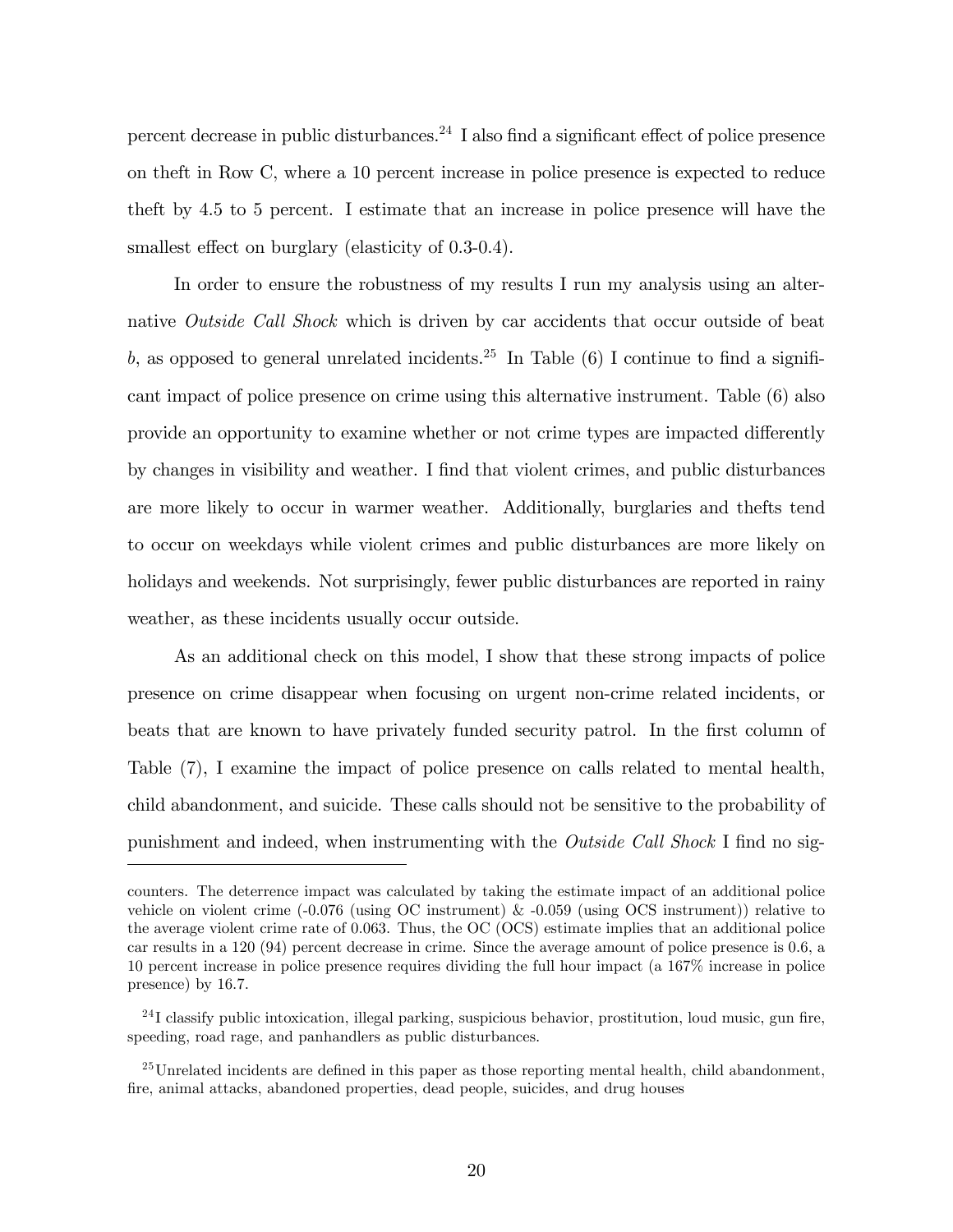percent decrease in public disturbances.[24] I also find a significant effect of police presence on theft in Row C, where a 10 percent increase in police presence is expected to reduce theft by 4.5 to 5 percent. I estimate that an increase in police presence will have the smallest effect on burglary (elasticity of 0.3-0.4).

In order to ensure the robustness of my results I run my analysis using an alternative *Outside Call Shock* which is driven by car accidents that occur outside of beat $b$, as opposed to general unrelated incidents.[25] In Table (6) I continue to find a significant impact of police presence on crime using this alternative instrument. Table (6) also provide an opportunity to examine whether or not crime types are impacted differently by changes in visibility and weather. I find that violent crimes, and public disturbances are more likely to occur in warmer weather. Additionally, burglaries and thefts tend to occur on weekdays while violent crimes and public disturbances are more likely on holidays and weekends. Not surprisingly, fewer public disturbances are reported in rainy weather, as these incidents usually occur outside.

As an additional check on this model, I show that these strong impacts of police presence on crime disappear when focusing on urgent non-crime related incidents, or beats that are known to have privately funded security patrol. In the first column of Table (7), I examine the impact of police presence on calls related to mental health, child abandonment, and suicide. These calls should not be sensitive to the probability of punishment and indeed, when instrumenting with the *Outside Call Shock* I find no sig-

---

counters. The deterrence impact was calculated by taking the estimate impact of an additional police vehicle on violent crime (-0.076 (using OC instrument) & -0.059 (using OCS instrument)) relative to the average violent crime rate of 0.063. Thus, the OC (OCS) estimate implies that an additional police car results in a 120 (94) percent decrease in crime. Since the average amount of police presence is 0.6, a 10 percent increase in police presence requires dividing the full hour impact (a 167% increase in police presence) by 16.7.

[24] I classify public intoxication, illegal parking, suspicious behavior, prostitution, loud music, gun fire, speeding, road rage, and panhandlers as public disturbances.

[25] Unrelated incidents are defined in this paper as those reporting mental health, child abandonment, fire, animal attacks, abandoned properties, dead people, suicides, and drug houses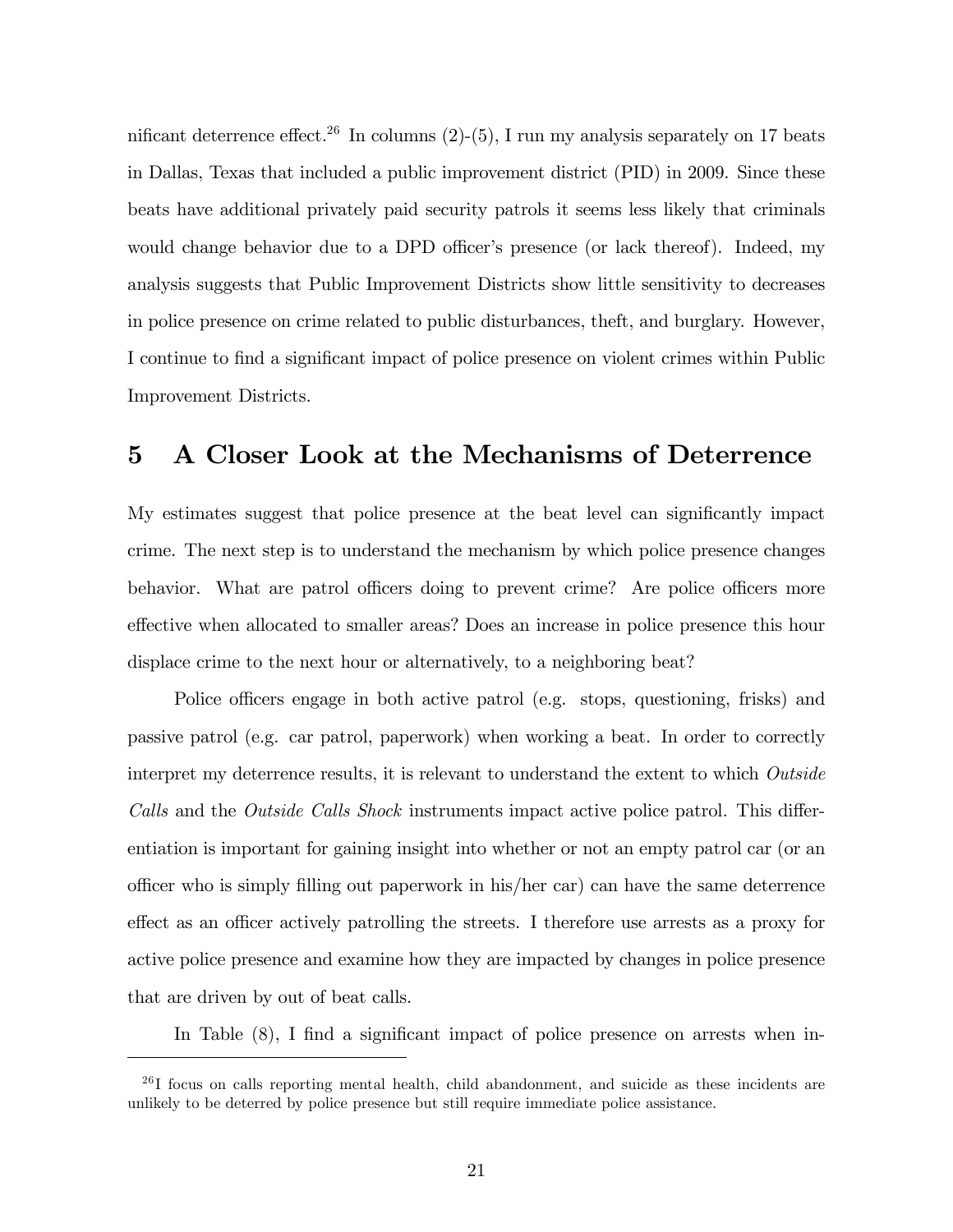nificant deterrence effect.[26] In columns (2)-(5), I run my analysis separately on 17 beats in Dallas, Texas that included a public improvement district (PID) in 2009. Since these beats have additional privately paid security patrols it seems less likely that criminals would change behavior due to a DPD officer's presence (or lack thereof). Indeed, my analysis suggests that Public Improvement Districts show little sensitivity to decreases in police presence on crime related to public disturbances, theft, and burglary. However, I continue to find a significant impact of police presence on violent crimes within Public Improvement Districts.

# 5 A Closer Look at the Mechanisms of Deterrence

My estimates suggest that police presence at the beat level can significantly impact crime. The next step is to understand the mechanism by which police presence changes behavior. What are patrol officers doing to prevent crime? Are police officers more effective when allocated to smaller areas? Does an increase in police presence this hour displace crime to the next hour or alternatively, to a neighboring beat?

Police officers engage in both active patrol (e.g. stops, questioning, frisks) and passive patrol (e.g. car patrol, paperwork) when working a beat. In order to correctly interpret my deterrence results, it is relevant to understand the extent to which *Outside Calls* and the *Outside Calls Shock* instruments impact active police patrol. This differentiation is important for gaining insight into whether or not an empty patrol car (or an officer who is simply filling out paperwork in his/her car) can have the same deterrence effect as an officer actively patrolling the streets. I therefore use arrests as a proxy for active police presence and examine how they are impacted by changes in police presence that are driven by out of beat calls.

In Table (8), I find a significant impact of police presence on arrests when in-

[26] I focus on calls reporting mental health, child abandonment, and suicide as these incidents are unlikely to be deterred by police presence but still require immediate police assistance.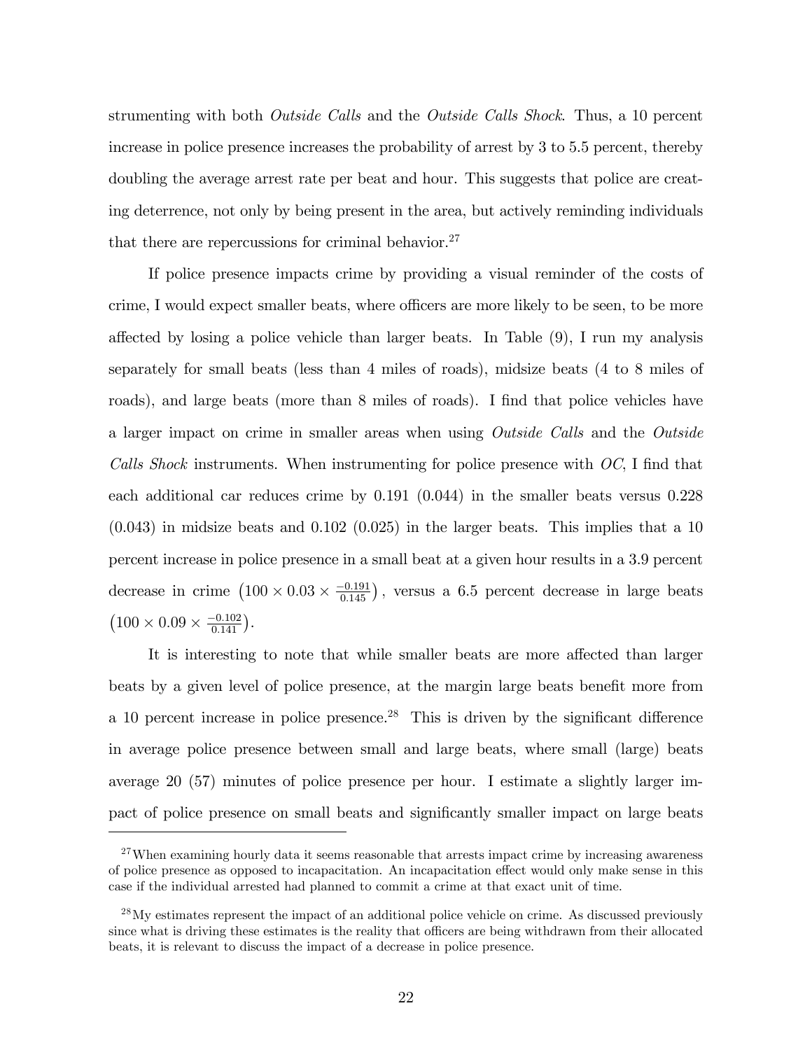strumenting with both *Outside Calls* and the *Outside Calls Shock*. Thus, a 10 percent increase in police presence increases the probability of arrest by 3 to 5.5 percent, thereby doubling the average arrest rate per beat and hour. This suggests that police are creating deterrence, not only by being present in the area, but actively reminding individuals that there are repercussions for criminal behavior.[27]

If police presence impacts crime by providing a visual reminder of the costs of crime, I would expect smaller beats, where officers are more likely to be seen, to be more affected by losing a police vehicle than larger beats. In Table (9), I run my analysis separately for small beats (less than 4 miles of roads), midsize beats (4 to 8 miles of roads), and large beats (more than 8 miles of roads). I find that police vehicles have a larger impact on crime in smaller areas when using *Outside Calls* and the *Outside Calls Shock* instruments. When instrumenting for police presence with *OC*, I find that each additional car reduces crime by 0.191 (0.044) in the smaller beats versus 0.228 (0.043) in midsize beats and 0.102 (0.025) in the larger beats. This implies that a 10 percent increase in police presence in a small beat at a given hour results in a 3.9 percent decrease in crime $\left(100 \times 0.03 \times \frac{-0.191}{0.145}\right)$, versus a 6.5 percent decrease in large beats $\left(100 \times 0.09 \times \frac{-0.102}{0.141}\right)$.

It is interesting to note that while smaller beats are more affected than larger beats by a given level of police presence, at the margin large beats benefit more from a 10 percent increase in police presence.[28] This is driven by the significant difference in average police presence between small and large beats, where small (large) beats average 20 (57) minutes of police presence per hour. I estimate a slightly larger impact of police presence on small beats and significantly smaller impact on large beats

[27] When examining hourly data it seems reasonable that arrests impact crime by increasing awareness of police presence as opposed to incapacitation. An incapacitation effect would only make sense in this case if the individual arrested had planned to commit a crime at that exact unit of time.

[28] My estimates represent the impact of an additional police vehicle on crime. As discussed previously since what is driving these estimates is the reality that officers are being withdrawn from their allocated beats, it is relevant to discuss the impact of a decrease in police presence.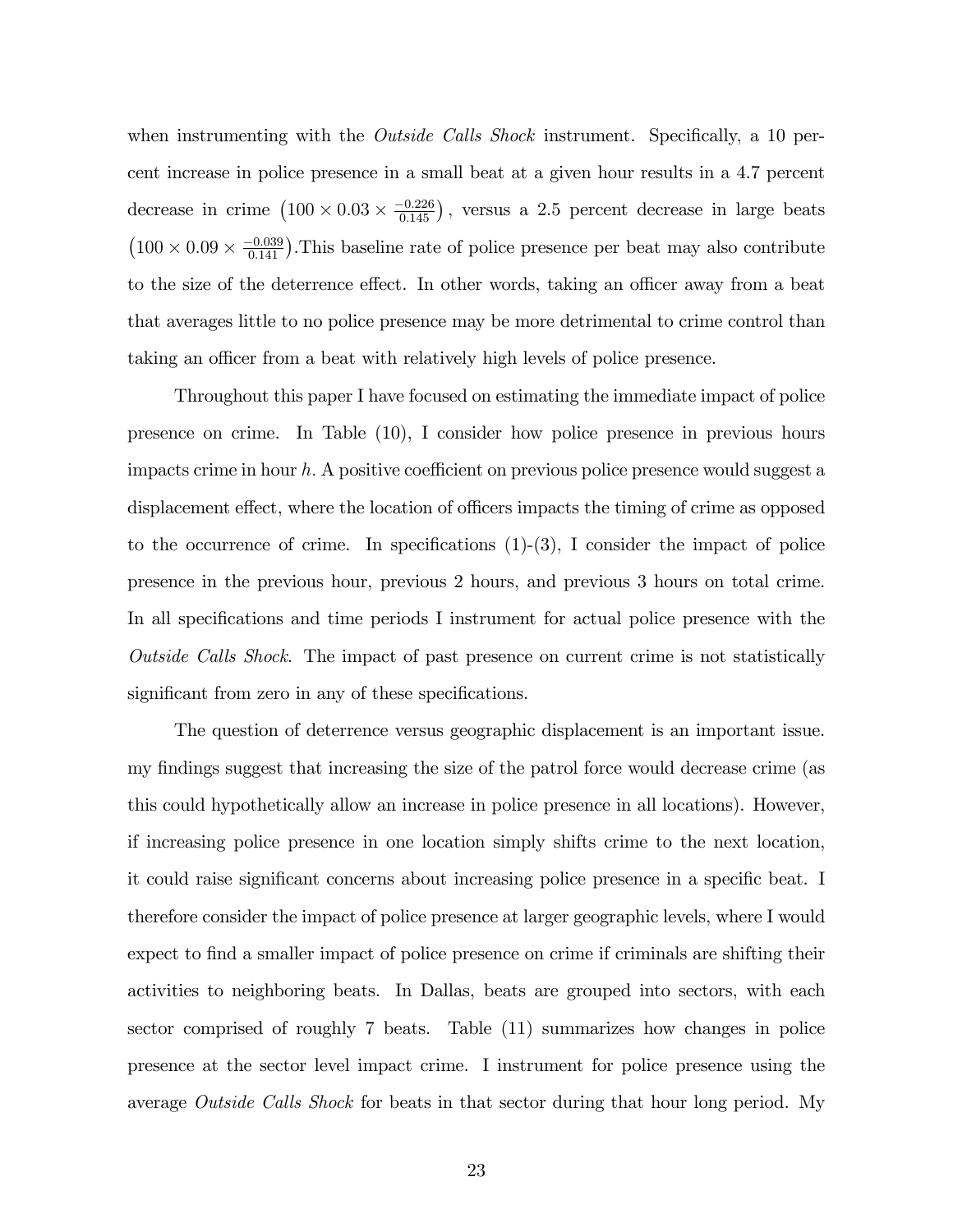when instrumenting with the *Outside Calls Shock* instrument. Specifically, a 10 percent increase in police presence in a small beat at a given hour results in a 4.7 percent decrease in crime $\left(100 \times 0.03 \times \frac{-0.226}{0.145}\right)$, versus a 2.5 percent decrease in large beats $\left(100 \times 0.09 \times \frac{-0.039}{0.141}\right)$.This baseline rate of police presence per beat may also contribute to the size of the deterrence effect. In other words, taking an officer away from a beat that averages little to no police presence may be more detrimental to crime control than taking an officer from a beat with relatively high levels of police presence.

Throughout this paper I have focused on estimating the immediate impact of police presence on crime. In Table (10), I consider how police presence in previous hours impacts crime in hour $h$. A positive coefficient on previous police presence would suggest a displacement effect, where the location of officers impacts the timing of crime as opposed to the occurrence of crime. In specifications (1)-(3), I consider the impact of police presence in the previous hour, previous 2 hours, and previous 3 hours on total crime. In all specifications and time periods I instrument for actual police presence with the *Outside Calls Shock*. The impact of past presence on current crime is not statistically significant from zero in any of these specifications.

The question of deterrence versus geographic displacement is an important issue. my findings suggest that increasing the size of the patrol force would decrease crime (as this could hypothetically allow an increase in police presence in all locations). However, if increasing police presence in one location simply shifts crime to the next location, it could raise significant concerns about increasing police presence in a specific beat. I therefore consider the impact of police presence at larger geographic levels, where I would expect to find a smaller impact of police presence on crime if criminals are shifting their activities to neighboring beats. In Dallas, beats are grouped into sectors, with each sector comprised of roughly 7 beats. Table (11) summarizes how changes in police presence at the sector level impact crime. I instrument for police presence using the average *Outside Calls Shock* for beats in that sector during that hour long period. My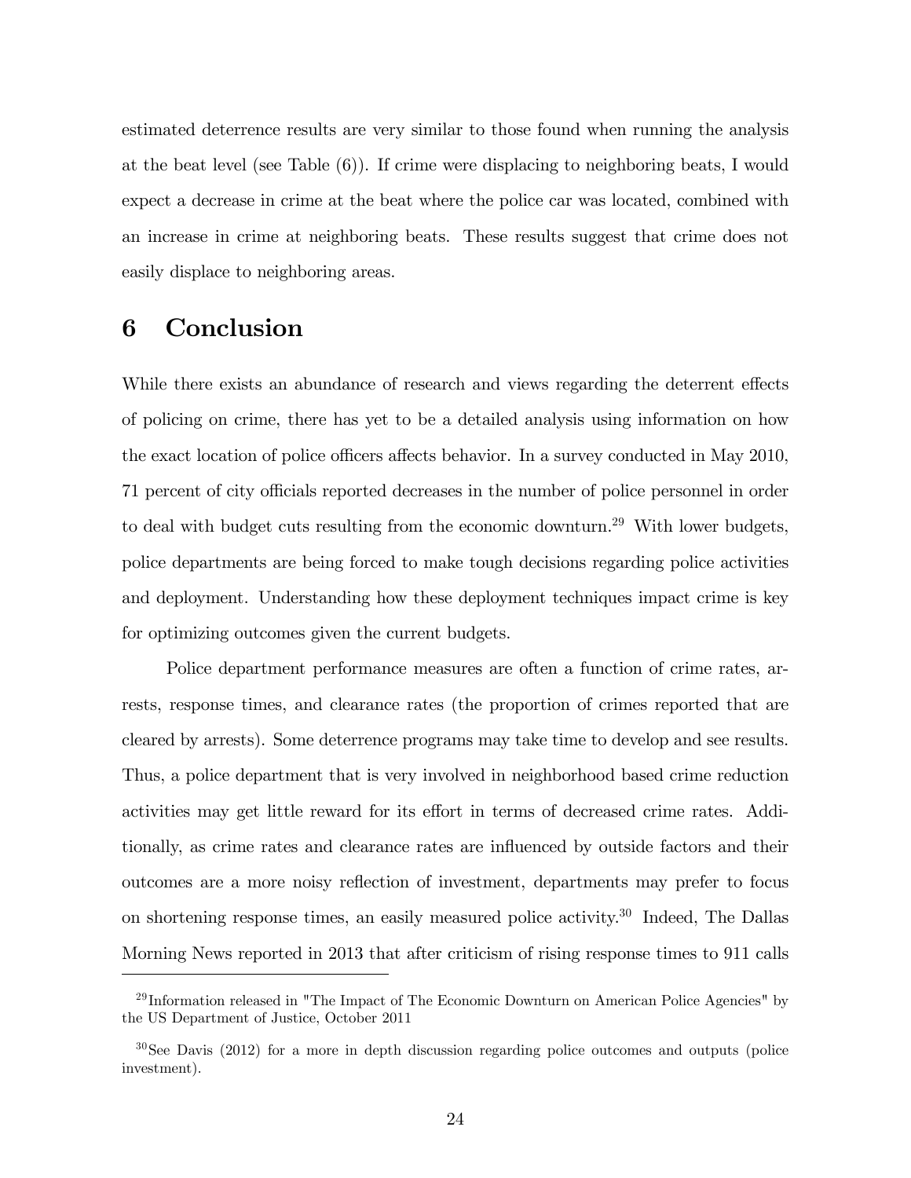estimated deterrence results are very similar to those found when running the analysis at the beat level (see Table (6)). If crime were displacing to neighboring beats, I would expect a decrease in crime at the beat where the police car was located, combined with an increase in crime at neighboring beats. These results suggest that crime does not easily displace to neighboring areas.

# 6 Conclusion

While there exists an abundance of research and views regarding the deterrent effects of policing on crime, there has yet to be a detailed analysis using information on how the exact location of police officers affects behavior. In a survey conducted in May 2010, 71 percent of city officials reported decreases in the number of police personnel in order to deal with budget cuts resulting from the economic downturn.[29] With lower budgets, police departments are being forced to make tough decisions regarding police activities and deployment. Understanding how these deployment techniques impact crime is key for optimizing outcomes given the current budgets.

Police department performance measures are often a function of crime rates, arrests, response times, and clearance rates (the proportion of crimes reported that are cleared by arrests). Some deterrence programs may take time to develop and see results. Thus, a police department that is very involved in neighborhood based crime reduction activities may get little reward for its effort in terms of decreased crime rates. Additionally, as crime rates and clearance rates are influenced by outside factors and their outcomes are a more noisy reflection of investment, departments may prefer to focus on shortening response times, an easily measured police activity.[30] Indeed, The Dallas Morning News reported in 2013 that after criticism of rising response times to 911 calls

[29] Information released in "The Impact of The Economic Downturn on American Police Agencies" by the US Department of Justice, October 2011

[30] See Davis (2012) for a more in depth discussion regarding police outcomes and outputs (police investment).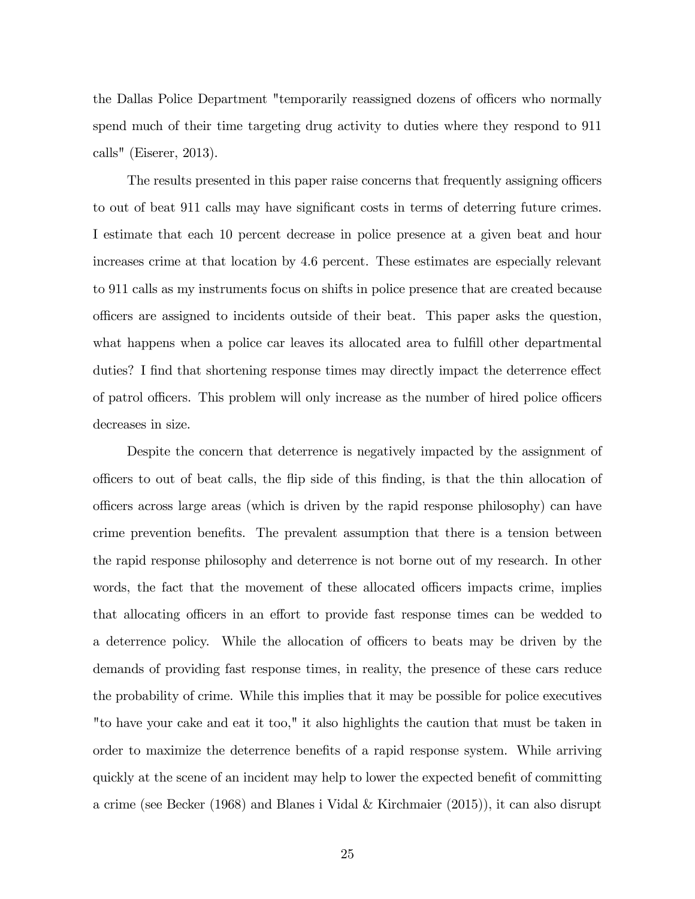the Dallas Police Department "temporarily reassigned dozens of officers who normally spend much of their time targeting drug activity to duties where they respond to 911 calls" (Eiserer, 2013).

The results presented in this paper raise concerns that frequently assigning officers to out of beat 911 calls may have significant costs in terms of deterring future crimes. I estimate that each 10 percent decrease in police presence at a given beat and hour increases crime at that location by 4.6 percent. These estimates are especially relevant to 911 calls as my instruments focus on shifts in police presence that are created because officers are assigned to incidents outside of their beat. This paper asks the question, what happens when a police car leaves its allocated area to fulfill other departmental duties? I find that shortening response times may directly impact the deterrence effect of patrol officers. This problem will only increase as the number of hired police officers decreases in size.

Despite the concern that deterrence is negatively impacted by the assignment of officers to out of beat calls, the flip side of this finding, is that the thin allocation of officers across large areas (which is driven by the rapid response philosophy) can have crime prevention benefits. The prevalent assumption that there is a tension between the rapid response philosophy and deterrence is not borne out of my research. In other words, the fact that the movement of these allocated officers impacts crime, implies that allocating officers in an effort to provide fast response times can be wedded to a deterrence policy. While the allocation of officers to beats may be driven by the demands of providing fast response times, in reality, the presence of these cars reduce the probability of crime. While this implies that it may be possible for police executives "to have your cake and eat it too," it also highlights the caution that must be taken in order to maximize the deterrence benefits of a rapid response system. While arriving quickly at the scene of an incident may help to lower the expected benefit of committing a crime (see Becker (1968) and Blanes i Vidal & Kirchmaier (2015)), it can also disrupt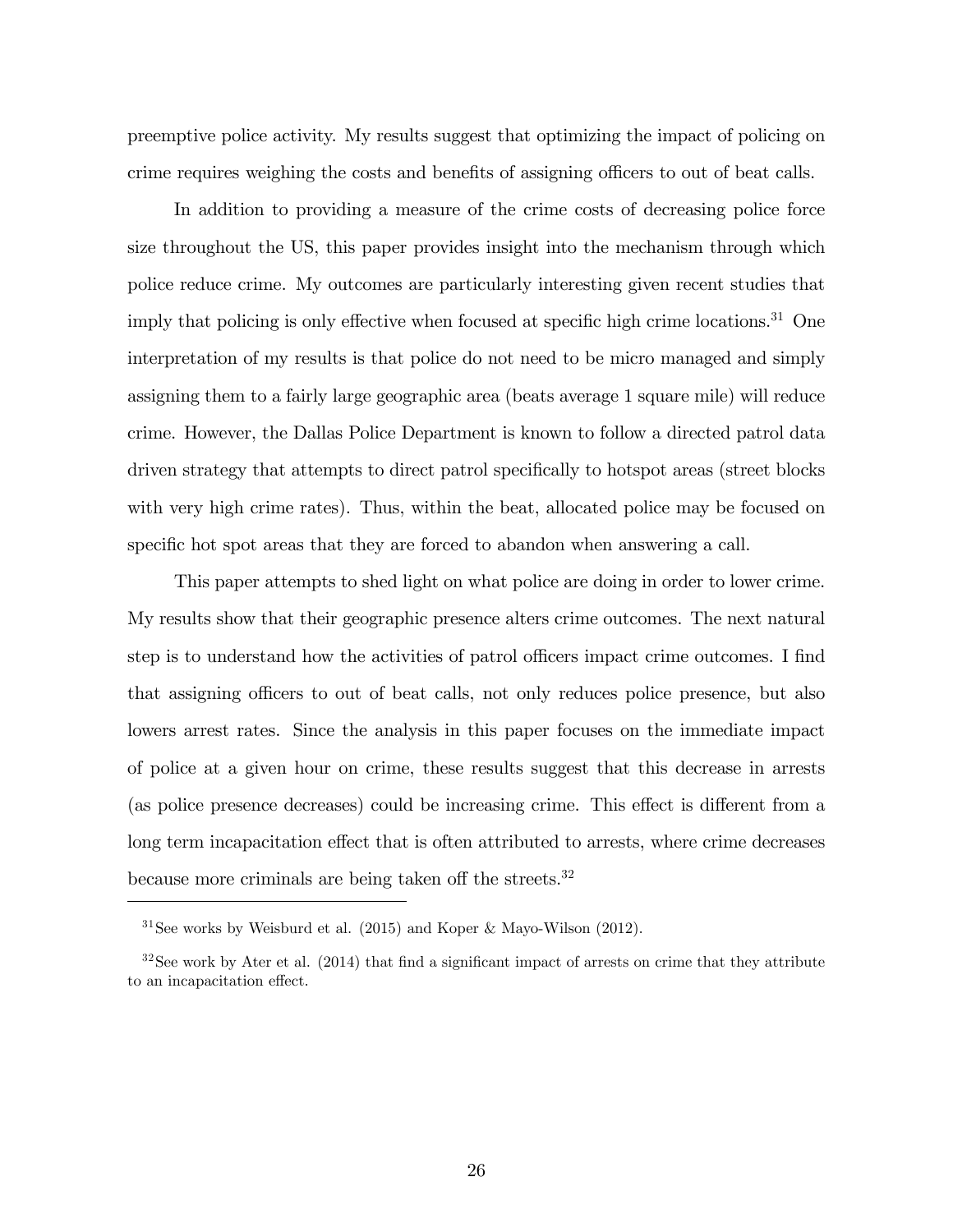preemptive police activity. My results suggest that optimizing the impact of policing on crime requires weighing the costs and benefits of assigning officers to out of beat calls.

In addition to providing a measure of the crime costs of decreasing police force size throughout the US, this paper provides insight into the mechanism through which police reduce crime. My outcomes are particularly interesting given recent studies that imply that policing is only effective when focused at specific high crime locations.[31] One interpretation of my results is that police do not need to be micro managed and simply assigning them to a fairly large geographic area (beats average 1 square mile) will reduce crime. However, the Dallas Police Department is known to follow a directed patrol data driven strategy that attempts to direct patrol specifically to hotspot areas (street blocks with very high crime rates). Thus, within the beat, allocated police may be focused on specific hot spot areas that they are forced to abandon when answering a call.

This paper attempts to shed light on what police are doing in order to lower crime. My results show that their geographic presence alters crime outcomes. The next natural step is to understand how the activities of patrol officers impact crime outcomes. I find that assigning officers to out of beat calls, not only reduces police presence, but also lowers arrest rates. Since the analysis in this paper focuses on the immediate impact of police at a given hour on crime, these results suggest that this decrease in arrests (as police presence decreases) could be increasing crime. This effect is different from a long term incapacitation effect that is often attributed to arrests, where crime decreases because more criminals are being taken off the streets.[32]

---

[31] See works by Weisburd et al. (2015) and Koper & Mayo-Wilson (2012).

[32] See work by Ater et al. (2014) that find a significant impact of arrests on crime that they attribute to an incapacitation effect.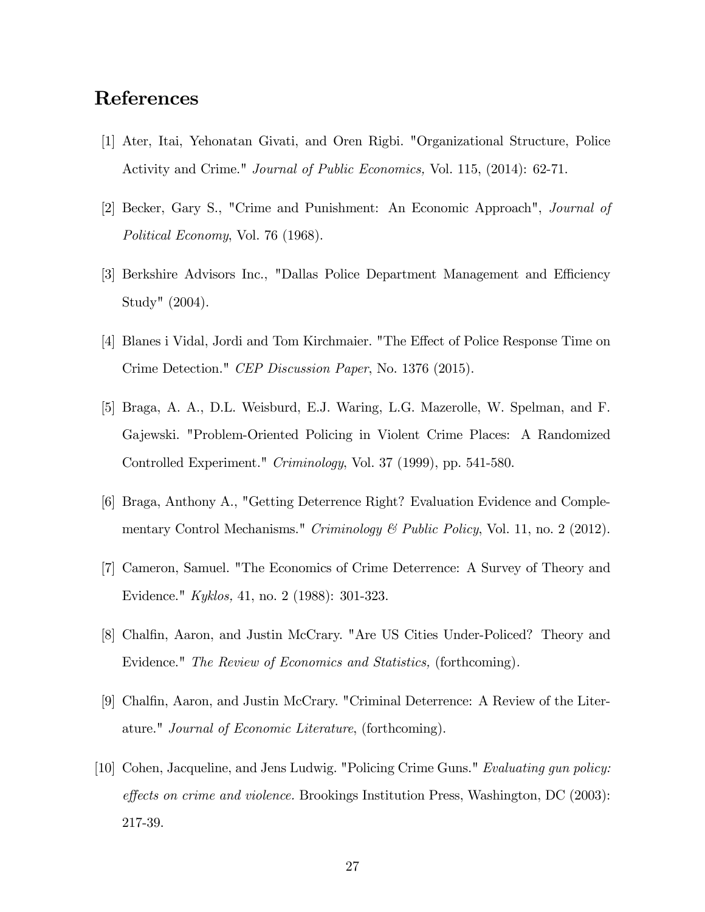## References

[1] Ater, Itai, Yehonatan Givati, and Oren Rigbi. "Organizational Structure, Police Activity and Crime." *Journal of Public Economics,* Vol. 115, (2014): 62-71.

[2] Becker, Gary S., "Crime and Punishment: An Economic Approach", *Journal of Political Economy*, Vol. 76 (1968).

[3] Berkshire Advisors Inc., "Dallas Police Department Management and Efficiency Study" (2004).

[4] Blanes i Vidal, Jordi and Tom Kirchmaier. "The Effect of Police Response Time on Crime Detection." *CEP Discussion Paper*, No. 1376 (2015).

[5] Braga, A. A., D.L. Weisburd, E.J. Waring, L.G. Mazerolle, W. Spelman, and F. Gajewski. "Problem-Oriented Policing in Violent Crime Places: A Randomized Controlled Experiment." *Criminology*, Vol. 37 (1999), pp. 541-580.

[6] Braga, Anthony A., "Getting Deterrence Right? Evaluation Evidence and Complementary Control Mechanisms." *Criminology & Public Policy*, Vol. 11, no. 2 (2012).

[7] Cameron, Samuel. "The Economics of Crime Deterrence: A Survey of Theory and Evidence." *Kyklos,* 41, no. 2 (1988): 301-323.

[8] Chalfin, Aaron, and Justin McCrary. "Are US Cities Under-Policed? Theory and Evidence." *The Review of Economics and Statistics,* (forthcoming).

[9] Chalfin, Aaron, and Justin McCrary. "Criminal Deterrence: A Review of the Literature." *Journal of Economic Literature*, (forthcoming).

[10] Cohen, Jacqueline, and Jens Ludwig. "Policing Crime Guns." *Evaluating gun policy: effects on crime and violence.* Brookings Institution Press, Washington, DC (2003): 217-39.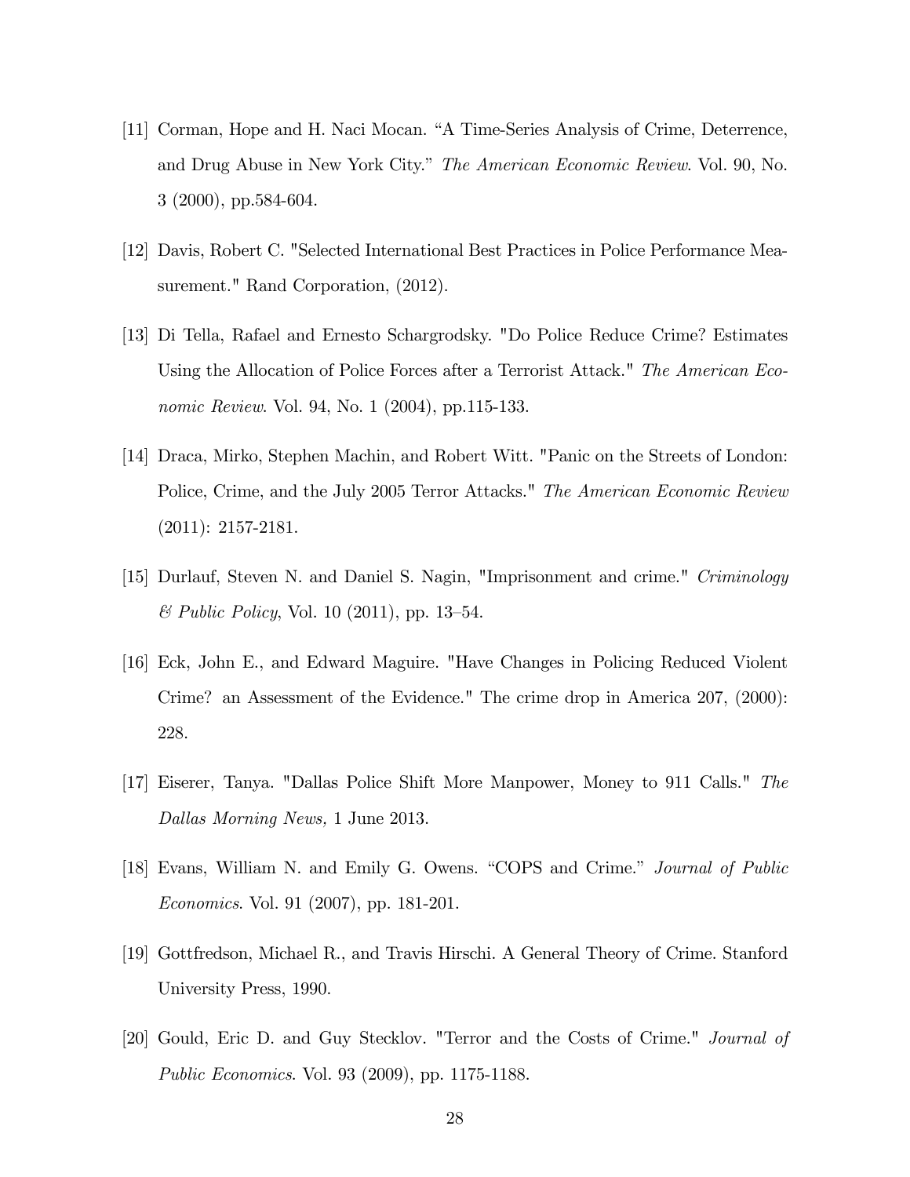[11] Corman, Hope and H. Naci Mocan. "A Time-Series Analysis of Crime, Deterrence, and Drug Abuse in New York City." *The American Economic Review*. Vol. 90, No. 3 (2000), pp.584-604.

[12] Davis, Robert C. "Selected International Best Practices in Police Performance Measurement." Rand Corporation, (2012).

[13] Di Tella, Rafael and Ernesto Schargrodsky. "Do Police Reduce Crime? Estimates Using the Allocation of Police Forces after a Terrorist Attack." *The American Economic Review*. Vol. 94, No. 1 (2004), pp.115-133.

[14] Draca, Mirko, Stephen Machin, and Robert Witt. "Panic on the Streets of London: Police, Crime, and the July 2005 Terror Attacks." *The American Economic Review* (2011): 2157-2181.

[15] Durlauf, Steven N. and Daniel S. Nagin, "Imprisonment and crime." *Criminology & Public Policy*, Vol. 10 (2011), pp. 13–54.

[16] Eck, John E., and Edward Maguire. "Have Changes in Policing Reduced Violent Crime? an Assessment of the Evidence." The crime drop in America 207, (2000): 228.

[17] Eiserer, Tanya. "Dallas Police Shift More Manpower, Money to 911 Calls." *The Dallas Morning News,* 1 June 2013.

[18] Evans, William N. and Emily G. Owens. "COPS and Crime." *Journal of Public Economics*. Vol. 91 (2007), pp. 181-201.

[19] Gottfredson, Michael R., and Travis Hirschi. A General Theory of Crime. Stanford University Press, 1990.

[20] Gould, Eric D. and Guy Stecklov. "Terror and the Costs of Crime." *Journal of Public Economics*. Vol. 93 (2009), pp. 1175-1188.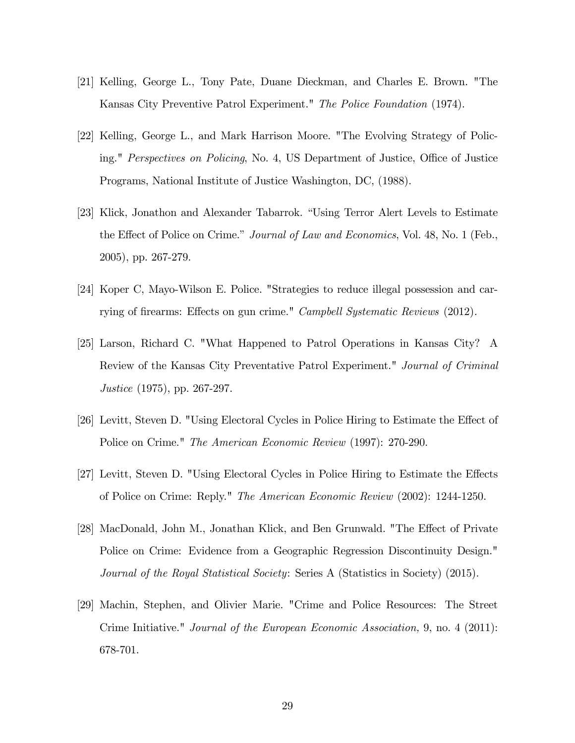[21] Kelling, George L., Tony Pate, Duane Dieckman, and Charles E. Brown. "The Kansas City Preventive Patrol Experiment." *The Police Foundation* (1974).

[22] Kelling, George L., and Mark Harrison Moore. "The Evolving Strategy of Policing." *Perspectives on Policing*, No. 4, US Department of Justice, Office of Justice Programs, National Institute of Justice Washington, DC, (1988).

[23] Klick, Jonathon and Alexander Tabarrok. "Using Terror Alert Levels to Estimate the Effect of Police on Crime." *Journal of Law and Economics*, Vol. 48, No. 1 (Feb., 2005), pp. 267-279.

[24] Koper C, Mayo-Wilson E. Police. "Strategies to reduce illegal possession and carrying of firearms: Effects on gun crime." *Campbell Systematic Reviews* (2012).

[25] Larson, Richard C. "What Happened to Patrol Operations in Kansas City? A Review of the Kansas City Preventative Patrol Experiment." *Journal of Criminal Justice* (1975), pp. 267-297.

[26] Levitt, Steven D. "Using Electoral Cycles in Police Hiring to Estimate the Effect of Police on Crime." *The American Economic Review* (1997): 270-290.

[27] Levitt, Steven D. "Using Electoral Cycles in Police Hiring to Estimate the Effects of Police on Crime: Reply." *The American Economic Review* (2002): 1244-1250.

[28] MacDonald, John M., Jonathan Klick, and Ben Grunwald. "The Effect of Private Police on Crime: Evidence from a Geographic Regression Discontinuity Design." *Journal of the Royal Statistical Society*: Series A (Statistics in Society) (2015).

[29] Machin, Stephen, and Olivier Marie. "Crime and Police Resources: The Street Crime Initiative." *Journal of the European Economic Association,* 9, no. 4 (2011): 678-701.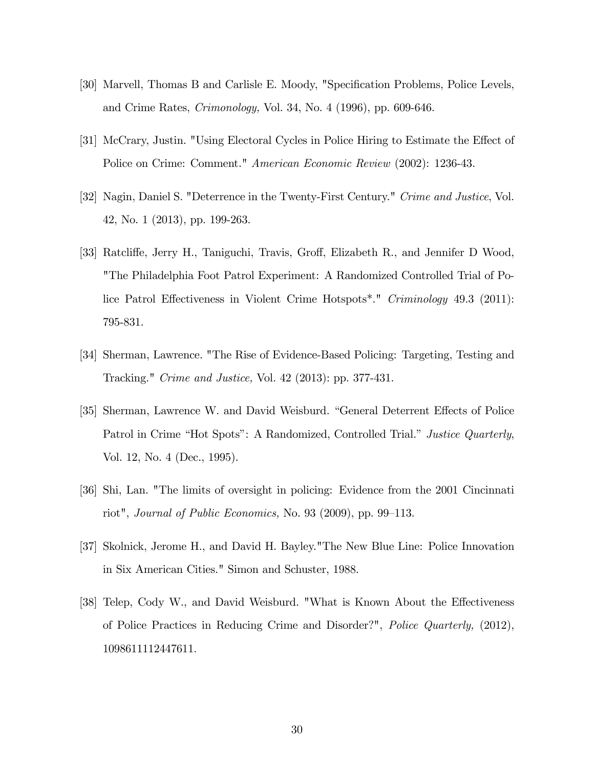[30] Marvell, Thomas B and Carlisle E. Moody, "Specification Problems, Police Levels, and Crime Rates, *Crimonology,* Vol. 34, No. 4 (1996), pp. 609-646.

[31] McCrary, Justin. "Using Electoral Cycles in Police Hiring to Estimate the Effect of Police on Crime: Comment." *American Economic Review* (2002): 1236-43.

[32] Nagin, Daniel S. "Deterrence in the Twenty-First Century." *Crime and Justice*, Vol. 42, No. 1 (2013), pp. 199-263.

[33] Ratcliffe, Jerry H., Taniguchi, Travis, Groff, Elizabeth R., and Jennifer D Wood, "The Philadelphia Foot Patrol Experiment: A Randomized Controlled Trial of Police Patrol Effectiveness in Violent Crime Hotspots*." *Criminology* 49.3 (2011): 795-831.

[34] Sherman, Lawrence. "The Rise of Evidence-Based Policing: Targeting, Testing and Tracking." *Crime and Justice,* Vol. 42 (2013): pp. 377-431.

[35] Sherman, Lawrence W. and David Weisburd. "General Deterrent Effects of Police Patrol in Crime "Hot Spots": A Randomized, Controlled Trial." *Justice Quarterly*, Vol. 12, No. 4 (Dec., 1995).

[36] Shi, Lan. "The limits of oversight in policing: Evidence from the 2001 Cincinnati riot", *Journal of Public Economics,* No. 93 (2009), pp. 99–113.

[37] Skolnick, Jerome H., and David H. Bayley."The New Blue Line: Police Innovation in Six American Cities." Simon and Schuster, 1988.

[38] Telep, Cody W., and David Weisburd. "What is Known About the Effectiveness of Police Practices in Reducing Crime and Disorder?", *Police Quarterly,* (2012), 1098611112447611.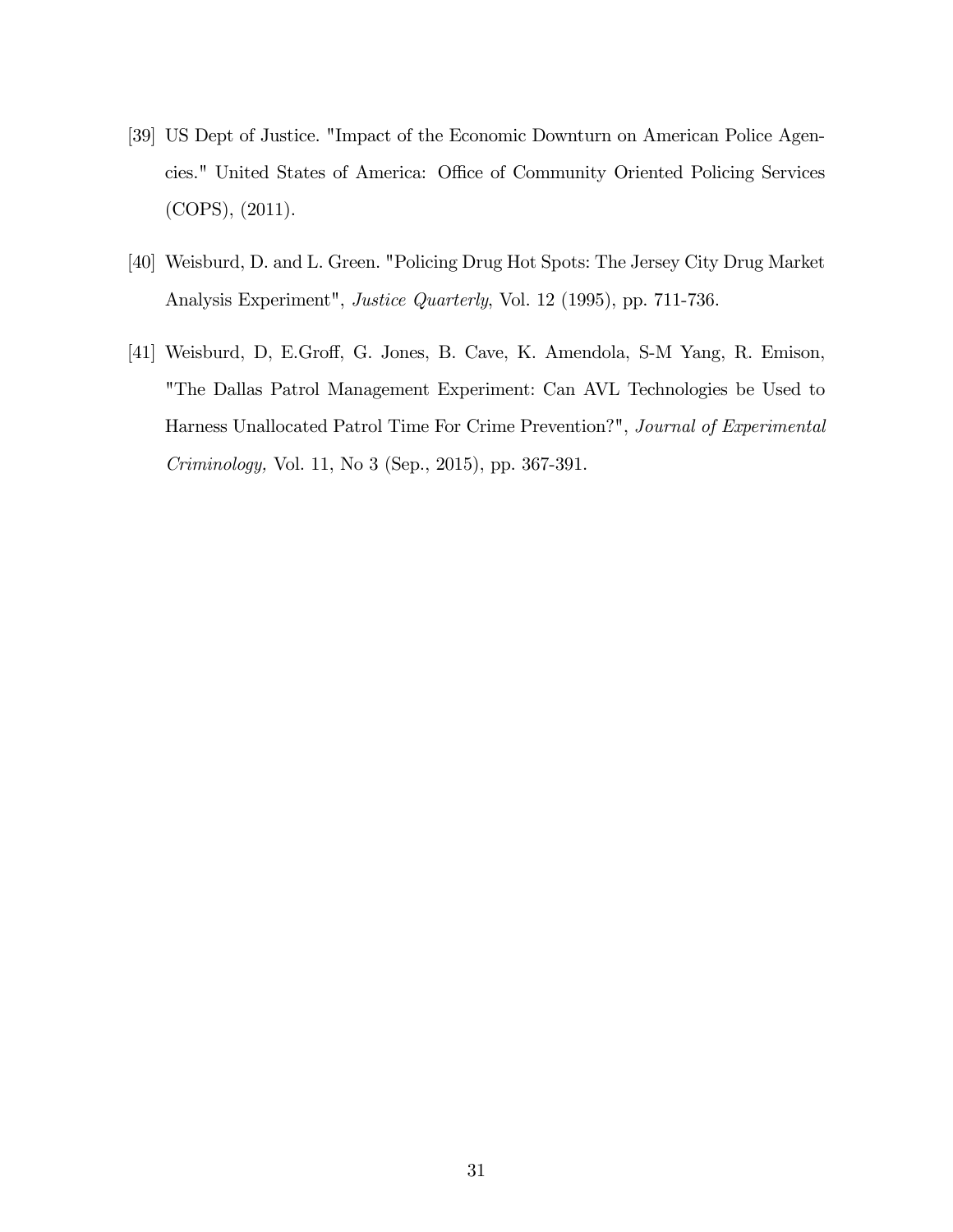[39] US Dept of Justice. "Impact of the Economic Downturn on American Police Agencies." United States of America: Office of Community Oriented Policing Services (COPS), (2011).

[40] Weisburd, D. and L. Green. "Policing Drug Hot Spots: The Jersey City Drug Market Analysis Experiment", *Justice Quarterly*, Vol. 12 (1995), pp. 711-736.

[41] Weisburd, D, E.Groff, G. Jones, B. Cave, K. Amendola, S-M Yang, R. Emison, "The Dallas Patrol Management Experiment: Can AVL Technologies be Used to Harness Unallocated Patrol Time For Crime Prevention?", *Journal of Experimental Criminology,* Vol. 11, No 3 (Sep., 2015), pp. 367-391.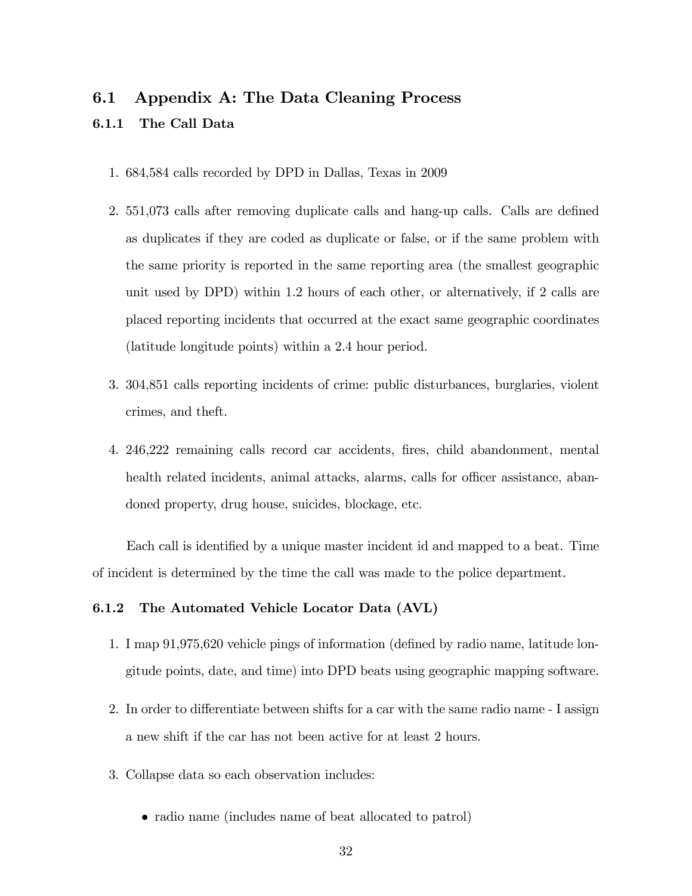## 6.1 Appendix A: The Data Cleaning Process

### 6.1.1 The Call Data

1. 684,584 calls recorded by DPD in Dallas, Texas in 2009
2. 551,073 calls after removing duplicate calls and hang-up calls. Calls are defined as duplicates if they are coded as duplicate or false, or if the same problem with the same priority is reported in the same reporting area (the smallest geographic unit used by DPD) within 1.2 hours of each other, or alternatively, if 2 calls are placed reporting incidents that occurred at the exact same geographic coordinates (latitude longitude points) within a 2.4 hour period.
3. 304,851 calls reporting incidents of crime: public disturbances, burglaries, violent crimes, and theft.
4. 246,222 remaining calls record car accidents, fires, child abandonment, mental health related incidents, animal attacks, alarms, calls for officer assistance, abandoned property, drug house, suicides, blockage, etc.

Each call is identified by a unique master incident id and mapped to a beat. Time of incident is determined by the time the call was made to the police department.

### 6.1.2 The Automated Vehicle Locator Data (AVL)

1. I map 91,975,620 vehicle pings of information (defined by radio name, latitude longitude points, date, and time) into DPD beats using geographic mapping software.
2. In order to differentiate between shifts for a car with the same radio name - I assign a new shift if the car has not been active for at least 2 hours.
3. Collapse data so each observation includes:
   - radio name (includes name of beat allocated to patrol)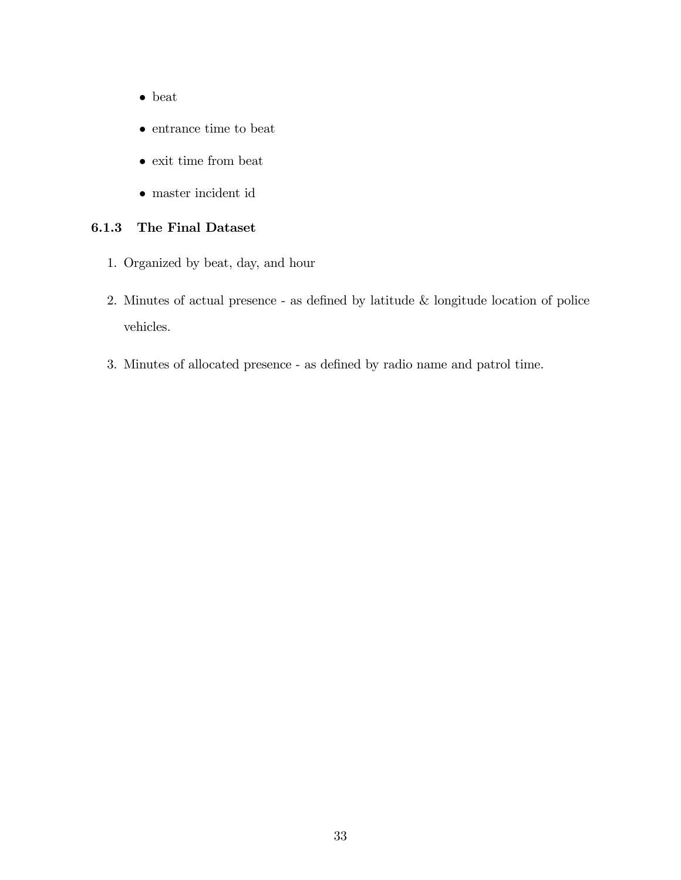- beat
- entrance time to beat
- exit time from beat
- master incident id

### 6.1.3 The Final Dataset

1. Organized by beat, day, and hour
2. Minutes of actual presence - as defined by latitude & longitude location of police vehicles.
3. Minutes of allocated presence - as defined by radio name and patrol time.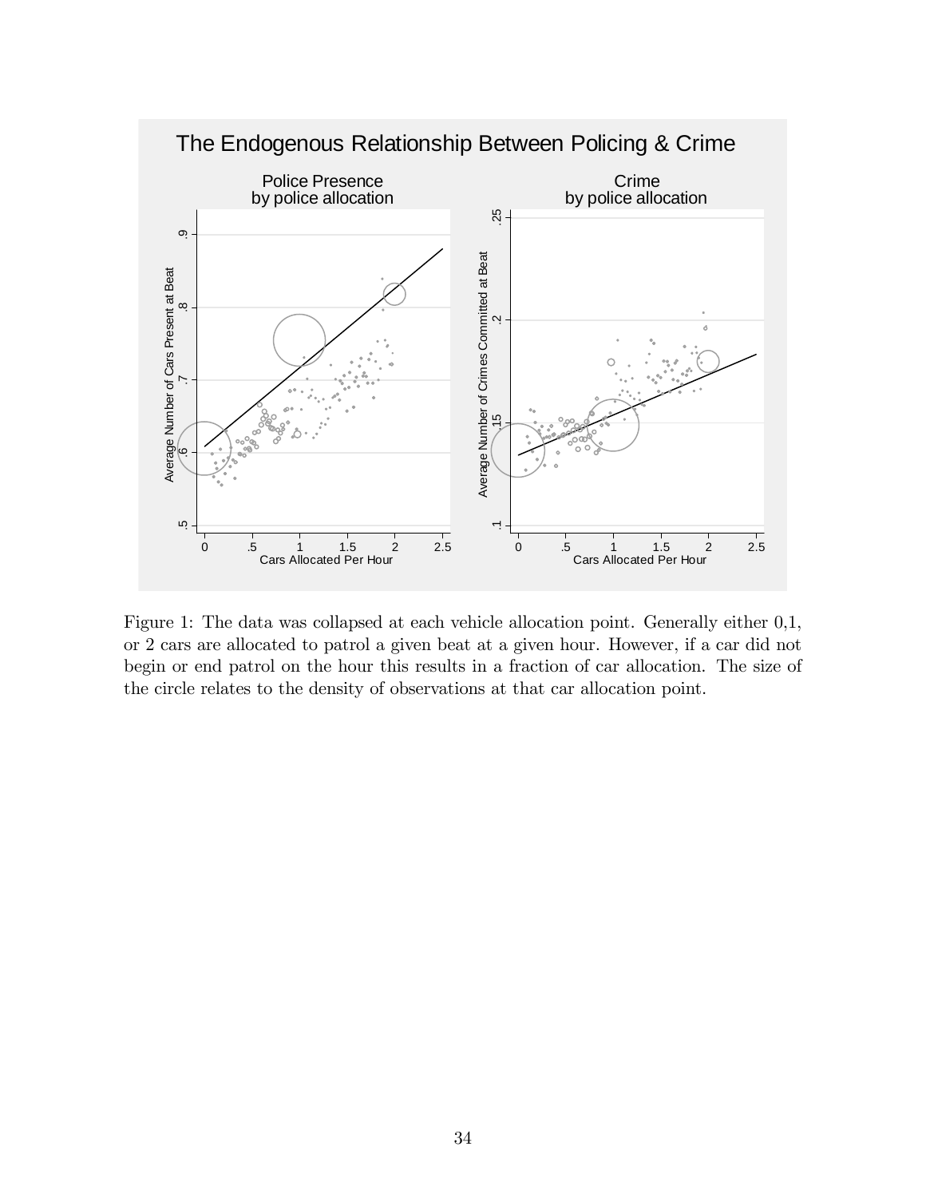The Endogenous Relationship Between Policing & Crime

Police Presence
by police allocation

Average Number of Cars Present at Beat

.5
.6
.7
.8
.9

0
.5
1
1.5
2
2.5

Cars Allocated Per Hour

Crime
by police allocation

Average Number of Crimes Committed at Beat

.1
.15
.2
.25

0
.5
1
1.5
2
2.5

Cars Allocated Per Hour

Figure 1: The data was collapsed at each vehicle allocation point. Generally either 0,1, or 2 cars are allocated to patrol a given beat at a given hour. However, if a car did not begin or end patrol on the hour this results in a fraction of car allocation. The size of the circle relates to the density of observations at that car allocation point.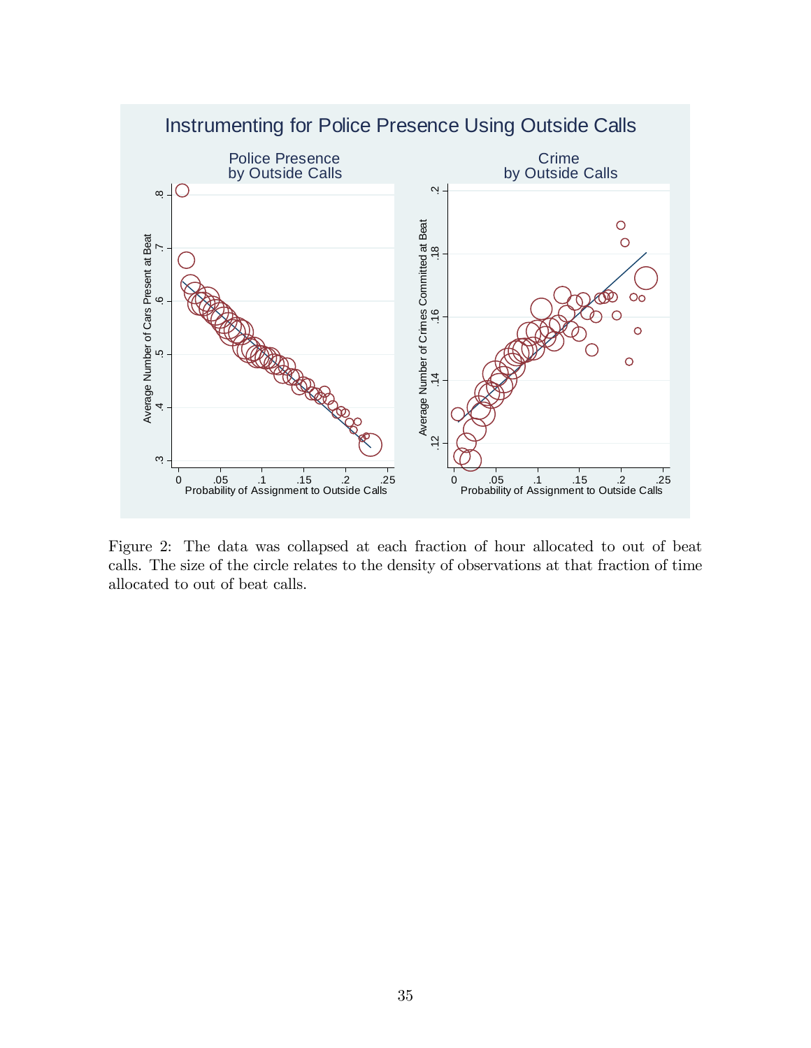Instrumenting for Police Presence Using Outside Calls

Police Presence
by Outside Calls

Average Number of Cars Present at Beat

.3 .4 .5 .6 .7 .8

0 .05 .1 .15 .2 .25

Probability of Assignment to Outside Calls

Crime
by Outside Calls

Average Number of Crimes Committed at Beat

.12 .14 .16 .18 .2

0 .05 .1 .15 .2 .25

Probability of Assignment to Outside Calls

Figure 2: The data was collapsed at each fraction of hour allocated to out of beat calls. The size of the circle relates to the density of observations at that fraction of time allocated to out of beat calls.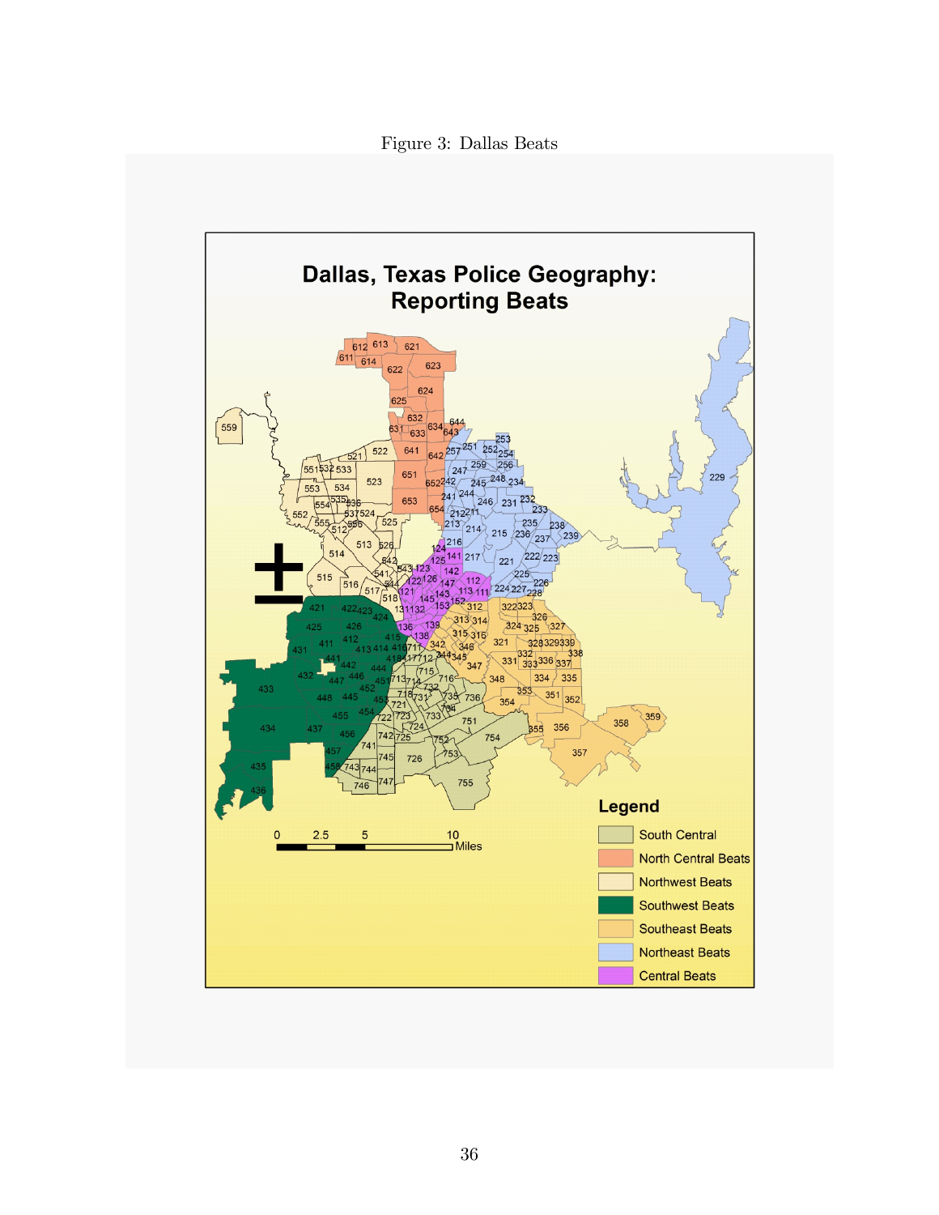Figure 3: Dallas Beats

Dallas, Texas Police Geography: Reporting Beats

Legend

South Central

North Central Beats

Northwest Beats

Southwest Beats

Southeast Beats

Northeast Beats

Central Beats

0 2.5 5 10 Miles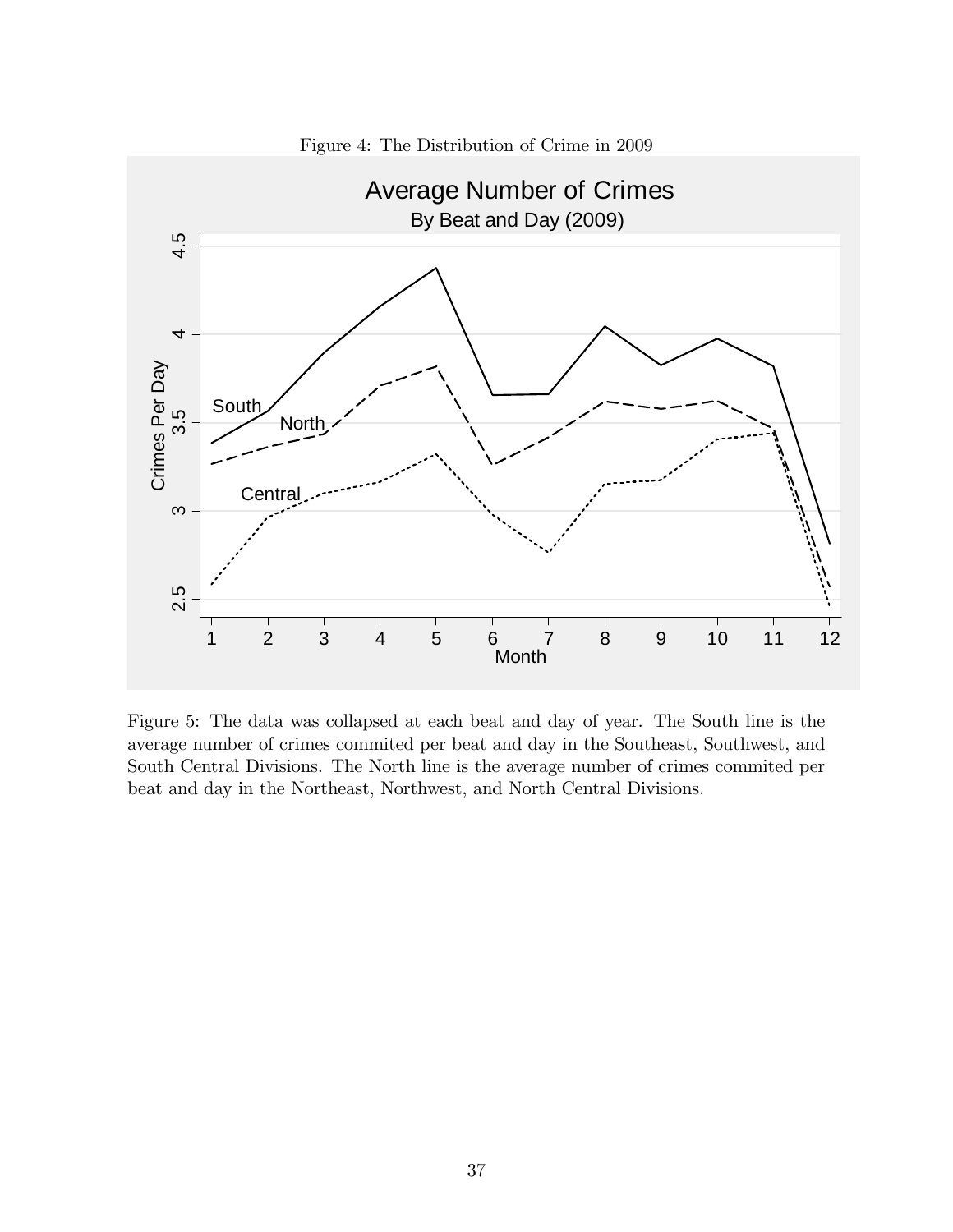Figure 4: The Distribution of Crime in 2009

Average Number of Crimes

By Beat and Day (2009)

Crimes Per Day

4.5

4

3.5

3

2.5

South

North

Central

1 2 3 4 5 6 7 8 9 10 11 12

Month

Figure 5: The data was collapsed at each beat and day of year. The South line is the average number of crimes commited per beat and day in the Southeast, Southwest, and South Central Divisions. The North line is the average number of crimes commited per beat and day in the Northeast, Northwest, and North Central Divisions.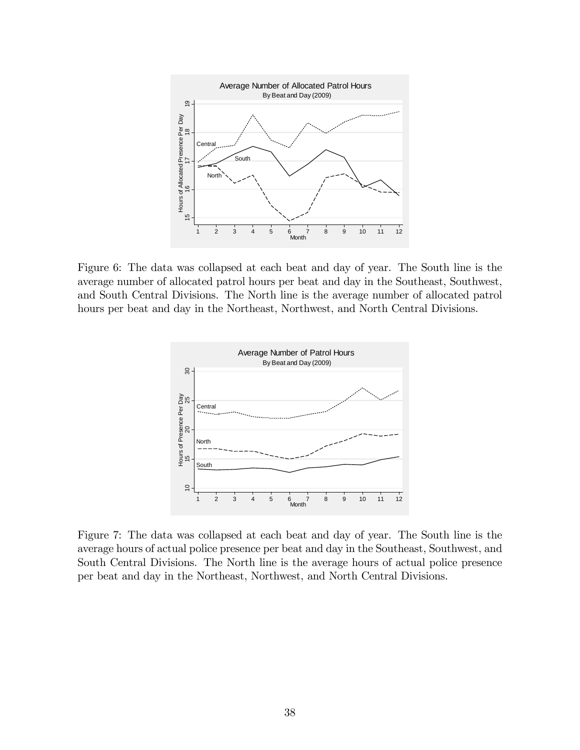Average Number of Allocated Patrol Hours
By Beat and Day (2009)

Hours of Allocated Presence Per Day

19
18
17
16
15

Central
South
North

1 2 3 4 5 6 7 8 9 10 11 12
Month

Figure 6: The data was collapsed at each beat and day of year. The South line is the average number of allocated patrol hours per beat and day in the Southeast, Southwest, and South Central Divisions. The North line is the average number of allocated patrol hours per beat and day in the Northeast, Northwest, and North Central Divisions.

Average Number of Patrol Hours
By Beat and Day (2009)

Hours of Presence Per Day

30
25
20
15
10

Central
North
South

1 2 3 4 5 6 7 8 9 10 11 12
Month

Figure 7: The data was collapsed at each beat and day of year. The South line is the average hours of actual police presence per beat and day in the Southeast, Southwest, and South Central Divisions. The North line is the average hours of actual police presence per beat and day in the Northeast, Northwest, and North Central Divisions.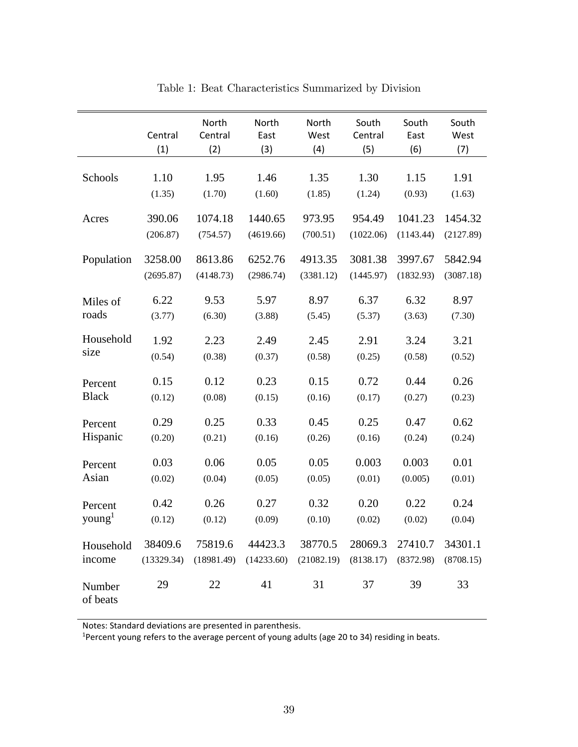Table 1: Beat Characteristics Summarized by Division

| | Central (1) | North Central (2) | North East (3) | North West (4) | South Central (5) | South East (6) | South West (7) |
|---|---|---|---|---|---|---|---|
| Schools | 1.10 | 1.95 | 1.46 | 1.35 | 1.30 | 1.15 | 1.91 |
| | (1.35) | (1.70) | (1.60) | (1.85) | (1.24) | (0.93) | (1.63) |
| Acres | 390.06 | 1074.18 | 1440.65 | 973.95 | 954.49 | 1041.23 | 1454.32 |
| | (206.87) | (754.57) | (4619.66) | (700.51) | (1022.06) | (1143.44) | (2127.89) |
| Population | 3258.00 | 8613.86 | 6252.76 | 4913.35 | 3081.38 | 3997.67 | 5842.94 |
| | (2695.87) | (4148.73) | (2986.74) | (3381.12) | (1445.97) | (1832.93) | (3087.18) |
| Miles of roads | 6.22 | 9.53 | 5.97 | 8.97 | 6.37 | 6.32 | 8.97 |
| | (3.77) | (6.30) | (3.88) | (5.45) | (5.37) | (3.63) | (7.30) |
| Household size | 1.92 | 2.23 | 2.49 | 2.45 | 2.91 | 3.24 | 3.21 |
| | (0.54) | (0.38) | (0.37) | (0.58) | (0.25) | (0.58) | (0.52) |
| Percent Black | 0.15 | 0.12 | 0.23 | 0.15 | 0.72 | 0.44 | 0.26 |
| | (0.12) | (0.08) | (0.15) | (0.16) | (0.17) | (0.27) | (0.23) |
| Percent Hispanic | 0.29 | 0.25 | 0.33 | 0.45 | 0.25 | 0.47 | 0.62 |
| | (0.20) | (0.21) | (0.16) | (0.26) | (0.16) | (0.24) | (0.24) |
| Percent Asian | 0.03 | 0.06 | 0.05 | 0.05 | 0.003 | 0.003 | 0.01 |
| | (0.02) | (0.04) | (0.05) | (0.05) | (0.01) | (0.005) | (0.01) |
| Percent young[1] | 0.42 | 0.26 | 0.27 | 0.32 | 0.20 | 0.22 | 0.24 |
| | (0.12) | (0.12) | (0.09) | (0.10) | (0.02) | (0.02) | (0.04) |
| Household income | 38409.6 | 75819.6 | 44423.3 | 38770.5 | 28069.3 | 27410.7 | 34301.1 |
| | (13329.34) | (18981.49) | (14233.60) | (21082.19) | (8138.17) | (8372.98) | (8708.15) |
| Number of beats | 29 | 22 | 41 | 31 | 37 | 39 | 33 |

Notes: Standard deviations are presented in parenthesis.
[1]Percent young refers to the average percent of young adults (age 20 to 34) residing in beats.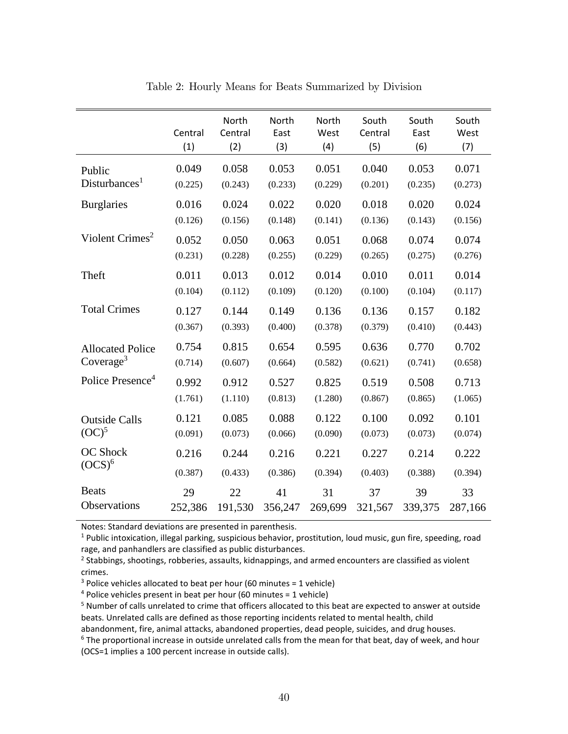Table 2: Hourly Means for Beats Summarized by Division

| | Central (1) | North Central (2) | North East (3) | North West (4) | South Central (5) | South East (6) | South West (7) |
|---|---|---|---|---|---|---|---|
| Public Disturbances[1] | 0.049 | 0.058 | 0.053 | 0.051 | 0.040 | 0.053 | 0.071 |
| | (0.225) | (0.243) | (0.233) | (0.229) | (0.201) | (0.235) | (0.273) |
| Burglaries | 0.016 | 0.024 | 0.022 | 0.020 | 0.018 | 0.020 | 0.024 |
| | (0.126) | (0.156) | (0.148) | (0.141) | (0.136) | (0.143) | (0.156) |
| Violent Crimes[2] | 0.052 | 0.050 | 0.063 | 0.051 | 0.068 | 0.074 | 0.074 |
| | (0.231) | (0.228) | (0.255) | (0.229) | (0.265) | (0.275) | (0.276) |
| Theft | 0.011 | 0.013 | 0.012 | 0.014 | 0.010 | 0.011 | 0.014 |
| | (0.104) | (0.112) | (0.109) | (0.120) | (0.100) | (0.104) | (0.117) |
| Total Crimes | 0.127 | 0.144 | 0.149 | 0.136 | 0.136 | 0.157 | 0.182 |
| | (0.367) | (0.393) | (0.400) | (0.378) | (0.379) | (0.410) | (0.443) |
| Allocated Police Coverage[3] | 0.754 | 0.815 | 0.654 | 0.595 | 0.636 | 0.770 | 0.702 |
| | (0.714) | (0.607) | (0.664) | (0.582) | (0.621) | (0.741) | (0.658) |
| Police Presence[4] | 0.992 | 0.912 | 0.527 | 0.825 | 0.519 | 0.508 | 0.713 |
| | (1.761) | (1.110) | (0.813) | (1.280) | (0.867) | (0.865) | (1.065) |
| Outside Calls (OC)[5] | 0.121 | 0.085 | 0.088 | 0.122 | 0.100 | 0.092 | 0.101 |
| | (0.091) | (0.073) | (0.066) | (0.090) | (0.073) | (0.073) | (0.074) |
| OC Shock (OCS)[6] | 0.216 | 0.244 | 0.216 | 0.221 | 0.227 | 0.214 | 0.222 |
| | (0.387) | (0.433) | (0.386) | (0.394) | (0.403) | (0.388) | (0.394) |
| Beats | 29 | 22 | 41 | 31 | 37 | 39 | 33 |
| Observations | 252,386 | 191,530 | 356,247 | 269,699 | 321,567 | 339,375 | 287,166 |

Notes: Standard deviations are presented in parenthesis.
[1] Public intoxication, illegal parking, suspicious behavior, prostitution, loud music, gun fire, speeding, road rage, and panhandlers are classified as public disturbances.
[2] Stabbings, shootings, robberies, assaults, kidnappings, and armed encounters are classified as violent crimes.
[3] Police vehicles allocated to beat per hour (60 minutes = 1 vehicle)
[4] Police vehicles present in beat per hour (60 minutes = 1 vehicle)
[5] Number of calls unrelated to crime that officers allocated to this beat are expected to answer at outside beats. Unrelated calls are defined as those reporting incidents related to mental health, child abandonment, fire, animal attacks, abandoned properties, dead people, suicides, and drug houses.
[6] The proportional increase in outside unrelated calls from the mean for that beat, day of week, and hour (OCS=1 implies a 100 percent increase in outside calls).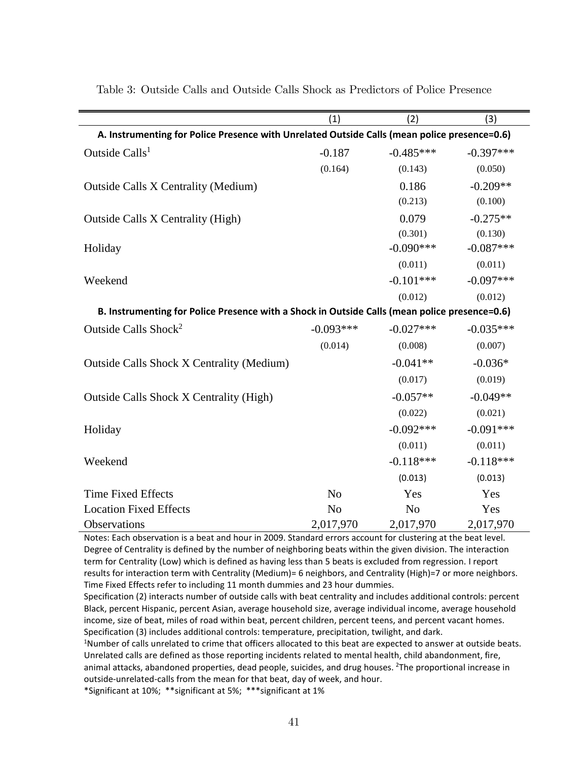Table 3: Outside Calls and Outside Calls Shock as Predictors of Police Presence

| | (1) | (2) | (3) |
|---|---|---|---|
| **A. Instrumenting for Police Presence with Unrelated Outside Calls (mean police presence=0.6)** | | | |
| Outside Calls[1] | -0.187 | -0.485*** | -0.397*** |
| | (0.164) | (0.143) | (0.050) |
| Outside Calls X Centrality (Medium) | | 0.186 | -0.209** |
| | | (0.213) | (0.100) |
| Outside Calls X Centrality (High) | | 0.079 | -0.275** |
| | | (0.301) | (0.130) |
| Holiday | | -0.090*** | -0.087*** |
| | | (0.011) | (0.011) |
| Weekend | | -0.101*** | -0.097*** |
| | | (0.012) | (0.012) |
| **B. Instrumenting for Police Presence with a Shock in Outside Calls (mean police presence=0.6)** | | | |
| Outside Calls Shock[2] | -0.093*** | -0.027*** | -0.035*** |
| | (0.014) | (0.008) | (0.007) |
| Outside Calls Shock X Centrality (Medium) | | -0.041** | -0.036* |
| | | (0.017) | (0.019) |
| Outside Calls Shock X Centrality (High) | | -0.057** | -0.049** |
| | | (0.022) | (0.021) |
| Holiday | | -0.092*** | -0.091*** |
| | | (0.011) | (0.011) |
| Weekend | | -0.118*** | -0.118*** |
| | | (0.013) | (0.013) |
| Time Fixed Effects | No | Yes | Yes |
| Location Fixed Effects | No | No | Yes |
| Observations | 2,017,970 | 2,017,970 | 2,017,970 |

Notes: Each observation is a beat and hour in 2009. Standard errors account for clustering at the beat level. Degree of Centrality is defined by the number of neighboring beats within the given division. The interaction term for Centrality (Low) which is defined as having less than 5 beats is excluded from regression. I report results for interaction term with Centrality (Medium)= 6 neighbors, and Centrality (High)=7 or more neighbors. Time Fixed Effects refer to including 11 month dummies and 23 hour dummies.

Specification (2) interacts number of outside calls with beat centrality and includes additional controls: percent Black, percent Hispanic, percent Asian, average household size, average individual income, average household income, size of beat, miles of road within beat, percent children, percent teens, and percent vacant homes. Specification (3) includes additional controls: temperature, precipitation, twilight, and dark.

[1]Number of calls unrelated to crime that officers allocated to this beat are expected to answer at outside beats. Unrelated calls are defined as those reporting incidents related to mental health, child abandonment, fire, animal attacks, abandoned properties, dead people, suicides, and drug houses. [2]The proportional increase in outside-unrelated-calls from the mean for that beat, day of week, and hour.

*Significant at 10%; **significant at 5%; ***significant at 1%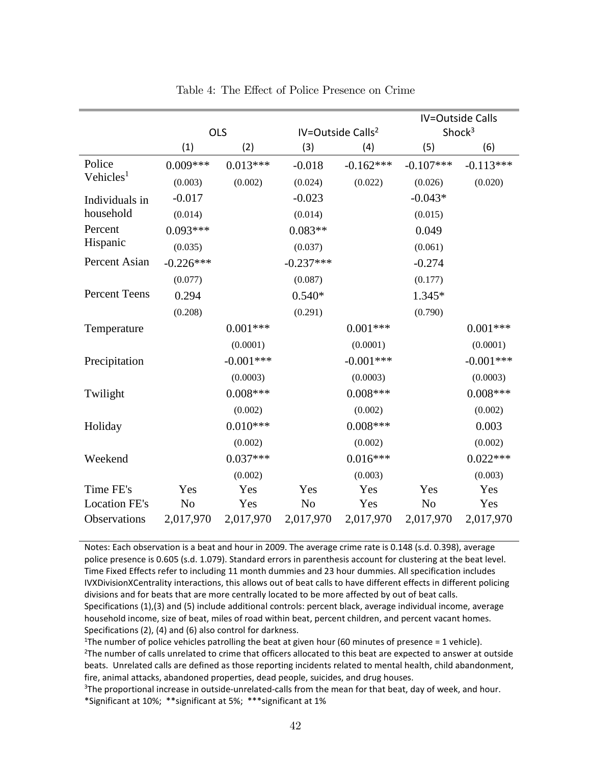Table 4: The Effect of Police Presence on Crime

| | OLS | | IV=Outside Calls[2] | | IV=Outside Calls Shock[3] | |
|---|---|---|---|---|---|---|
| | (1) | (2) | (3) | (4) | (5) | (6) |
| Police Vehicles[1] | 0.009*** | 0.013*** | -0.018 | -0.162*** | -0.107*** | -0.113*** |
| | (0.003) | (0.002) | (0.024) | (0.022) | (0.026) | (0.020) |
| Individuals in household | -0.017 | | -0.023 | | -0.043* | |
| | (0.014) | | (0.014) | | (0.015) | |
| Percent Hispanic | 0.093*** | | 0.083** | | 0.049 | |
| | (0.035) | | (0.037) | | (0.061) | |
| Percent Asian | -0.226*** | | -0.237*** | | -0.274 | |
| | (0.077) | | (0.087) | | (0.177) | |
| Percent Teens | 0.294 | | 0.540* | | 1.345* | |
| | (0.208) | | (0.291) | | (0.790) | |
| Temperature | | 0.001*** | | 0.001*** | | 0.001*** |
| | | (0.0001) | | (0.0001) | | (0.0001) |
| Precipitation | | -0.001*** | | -0.001*** | | -0.001*** |
| | | (0.0003) | | (0.0003) | | (0.0003) |
| Twilight | | 0.008*** | | 0.008*** | | 0.008*** |
| | | (0.002) | | (0.002) | | (0.002) |
| Holiday | | 0.010*** | | 0.008*** | | 0.003 |
| | | (0.002) | | (0.002) | | (0.002) |
| Weekend | | 0.037*** | | 0.016*** | | 0.022*** |
| | | (0.002) | | (0.003) | | (0.003) |
| Time FE's | Yes | Yes | Yes | Yes | Yes | Yes |
| Location FE's | No | Yes | No | Yes | No | Yes |
| Observations | 2,017,970 | 2,017,970 | 2,017,970 | 2,017,970 | 2,017,970 | 2,017,970 |

Notes: Each observation is a beat and hour in 2009. The average crime rate is 0.148 (s.d. 0.398), average police presence is 0.605 (s.d. 1.079). Standard errors in parenthesis account for clustering at the beat level. Time Fixed Effects refer to including 11 month dummies and 23 hour dummies. All specification includes IVXDivisionXCentrality interactions, this allows out of beat calls to have different effects in different policing divisions and for beats that are more centrally located to be more affected by out of beat calls. Specifications (1),(3) and (5) include additional controls: percent black, average individual income, average household income, size of beat, miles of road within beat, percent children, and percent vacant homes. Specifications (2), (4) and (6) also control for darkness.

[1]The number of police vehicles patrolling the beat at given hour (60 minutes of presence = 1 vehicle).

[2]The number of calls unrelated to crime that officers allocated to this beat are expected to answer at outside beats. Unrelated calls are defined as those reporting incidents related to mental health, child abandonment, fire, animal attacks, abandoned properties, dead people, suicides, and drug houses.

[3]The proportional increase in outside-unrelated-calls from the mean for that beat, day of week, and hour.

*Significant at 10%; **significant at 5%; ***significant at 1%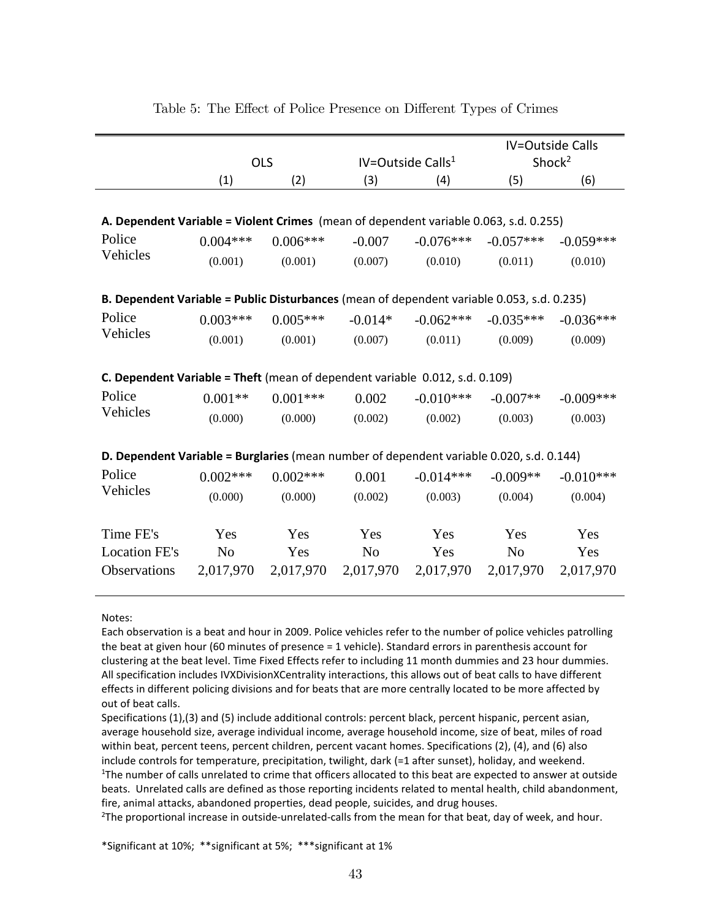Table 5: The Effect of Police Presence on Different Types of Crimes

| | OLS | | IV=Outside Calls[1] | | IV=Outside Calls Shock[2] | |
|---|---|---|---|---|---|---|
| | (1) | (2) | (3) | (4) | (5) | (6) |
| **A. Dependent Variable = Violent Crimes** (mean of dependent variable 0.063, s.d. 0.255) | | | | | | |
| Police Vehicles | 0.004*** | 0.006*** | -0.007 | -0.076*** | -0.057*** | -0.059*** |
| | (0.001) | (0.001) | (0.007) | (0.010) | (0.011) | (0.010) |
| **B. Dependent Variable = Public Disturbances** (mean of dependent variable 0.053, s.d. 0.235) | | | | | | |
| Police Vehicles | 0.003*** | 0.005*** | -0.014* | -0.062*** | -0.035*** | -0.036*** |
| | (0.001) | (0.001) | (0.007) | (0.011) | (0.009) | (0.009) |
| **C. Dependent Variable = Theft** (mean of dependent variable 0.012, s.d. 0.109) | | | | | | |
| Police Vehicles | 0.001** | 0.001*** | 0.002 | -0.010*** | -0.007** | -0.009*** |
| | (0.000) | (0.000) | (0.002) | (0.002) | (0.003) | (0.003) |
| **D. Dependent Variable = Burglaries** (mean number of dependent variable 0.020, s.d. 0.144) | | | | | | |
| Police Vehicles | 0.002*** | 0.002*** | 0.001 | -0.014*** | -0.009** | -0.010*** |
| | (0.000) | (0.000) | (0.002) | (0.003) | (0.004) | (0.004) |
| Time FE's | Yes | Yes | Yes | Yes | Yes | Yes |
| Location FE's | No | Yes | No | Yes | No | Yes |
| Observations | 2,017,970 | 2,017,970 | 2,017,970 | 2,017,970 | 2,017,970 | 2,017,970 |

Notes:

Each observation is a beat and hour in 2009. Police vehicles refer to the number of police vehicles patrolling the beat at given hour (60 minutes of presence = 1 vehicle). Standard errors in parenthesis account for clustering at the beat level. Time Fixed Effects refer to including 11 month dummies and 23 hour dummies. All specification includes IVXDivisionXCentrality interactions, this allows out of beat calls to have different effects in different policing divisions and for beats that are more centrally located to be more affected by out of beat calls.

Specifications (1),(3) and (5) include additional controls: percent black, percent hispanic, percent asian, average household size, average individual income, average household income, size of beat, miles of road within beat, percent teens, percent children, percent vacant homes. Specifications (2), (4), and (6) also include controls for temperature, precipitation, twilight, dark (=1 after sunset), holiday, and weekend.

[1]The number of calls unrelated to crime that officers allocated to this beat are expected to answer at outside beats. Unrelated calls are defined as those reporting incidents related to mental health, child abandonment, fire, animal attacks, abandoned properties, dead people, suicides, and drug houses.

[2]The proportional increase in outside-unrelated-calls from the mean for that beat, day of week, and hour.

*Significant at 10%; **significant at 5%; ***significant at 1%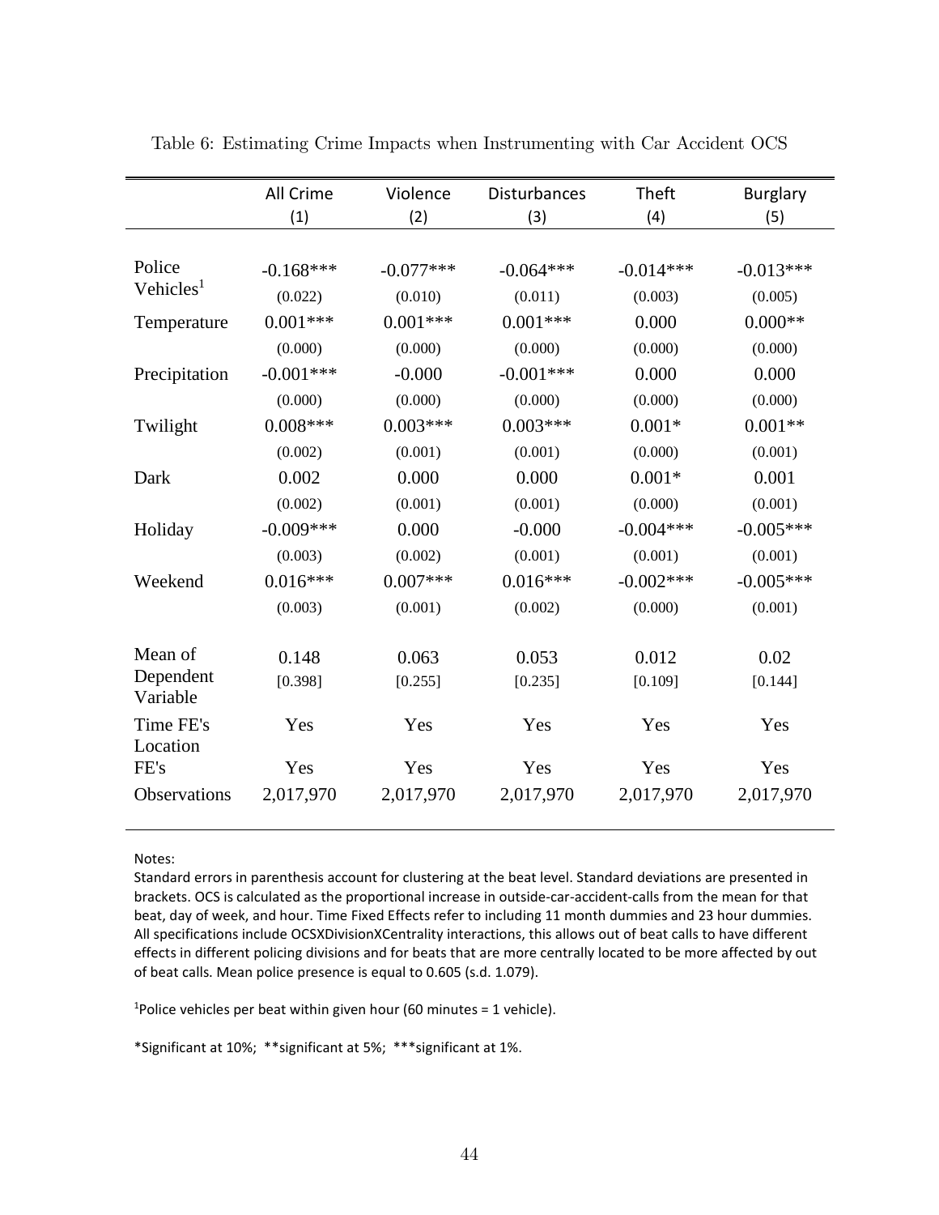Table 6: Estimating Crime Impacts when Instrumenting with Car Accident OCS

| | All Crime (1) | Violence (2) | Disturbances (3) | Theft (4) | Burglary (5) |
|---|---|---|---|---|---|
| Police Vehicles[1] | -0.168*** | -0.077*** | -0.064*** | -0.014*** | -0.013*** |
| | (0.022) | (0.010) | (0.011) | (0.003) | (0.005) |
| Temperature | 0.001*** | 0.001*** | 0.001*** | 0.000 | 0.000** |
| | (0.000) | (0.000) | (0.000) | (0.000) | (0.000) |
| Precipitation | -0.001*** | -0.000 | -0.001*** | 0.000 | 0.000 |
| | (0.000) | (0.000) | (0.000) | (0.000) | (0.000) |
| Twilight | 0.008*** | 0.003*** | 0.003*** | 0.001* | 0.001** |
| | (0.002) | (0.001) | (0.001) | (0.000) | (0.001) |
| Dark | 0.002 | 0.000 | 0.000 | 0.001* | 0.001 |
| | (0.002) | (0.001) | (0.001) | (0.000) | (0.001) |
| Holiday | -0.009*** | 0.000 | -0.000 | -0.004*** | -0.005*** |
| | (0.003) | (0.002) | (0.001) | (0.001) | (0.001) |
| Weekend | 0.016*** | 0.007*** | 0.016*** | -0.002*** | -0.005*** |
| | (0.003) | (0.001) | (0.002) | (0.000) | (0.001) |
| Mean of Dependent Variable | 0.148 | 0.063 | 0.053 | 0.012 | 0.02 |
| | [0.398] | [0.255] | [0.235] | [0.109] | [0.144] |
| Time FE's | Yes | Yes | Yes | Yes | Yes |
| Location FE's | Yes | Yes | Yes | Yes | Yes |
| Observations | 2,017,970 | 2,017,970 | 2,017,970 | 2,017,970 | 2,017,970 |

Notes:
Standard errors in parenthesis account for clustering at the beat level. Standard deviations are presented in brackets. OCS is calculated as the proportional increase in outside-car-accident-calls from the mean for that beat, day of week, and hour. Time Fixed Effects refer to including 11 month dummies and 23 hour dummies. All specifications include OCSXDivisionXCentrality interactions, this allows out of beat calls to have different effects in different policing divisions and for beats that are more centrally located to be more affected by out of beat calls. Mean police presence is equal to 0.605 (s.d. 1.079).

[1]Police vehicles per beat within given hour (60 minutes = 1 vehicle).

*Significant at 10%; **significant at 5%; ***significant at 1%.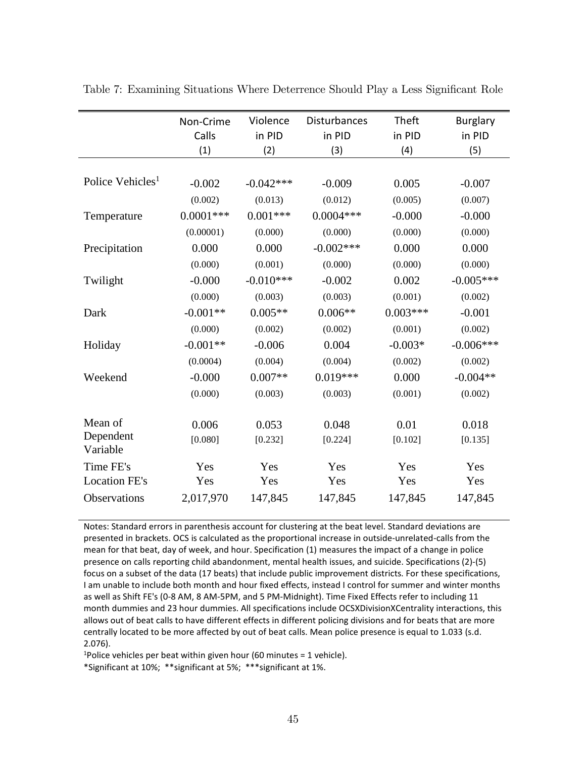Table 7: Examining Situations Where Deterrence Should Play a Less Significant Role

| | Non-Crime Calls (1) | Violence in PID (2) | Disturbances in PID (3) | Theft in PID (4) | Burglary in PID (5) |
|---|---|---|---|---|---|
| Police Vehicles[1] | -0.002 | -0.042*** | -0.009 | 0.005 | -0.007 |
| | (0.002) | (0.013) | (0.012) | (0.005) | (0.007) |
| Temperature | 0.0001*** | 0.001*** | 0.0004*** | -0.000 | -0.000 |
| | (0.00001) | (0.000) | (0.000) | (0.000) | (0.000) |
| Precipitation | 0.000 | 0.000 | -0.002*** | 0.000 | 0.000 |
| | (0.000) | (0.001) | (0.000) | (0.000) | (0.000) |
| Twilight | -0.000 | -0.010*** | -0.002 | 0.002 | -0.005*** |
| | (0.000) | (0.003) | (0.003) | (0.001) | (0.002) |
| Dark | -0.001** | 0.005** | 0.006** | 0.003*** | -0.001 |
| | (0.000) | (0.002) | (0.002) | (0.001) | (0.002) |
| Holiday | -0.001** | -0.006 | 0.004 | -0.003* | -0.006*** |
| | (0.0004) | (0.004) | (0.004) | (0.002) | (0.002) |
| Weekend | -0.000 | 0.007** | 0.019*** | 0.000 | -0.004** |
| | (0.000) | (0.003) | (0.003) | (0.001) | (0.002) |
| Mean of Dependent Variable | 0.006 | 0.053 | 0.048 | 0.01 | 0.018 |
| | [0.080] | [0.232] | [0.224] | [0.102] | [0.135] |
| Time FE's | Yes | Yes | Yes | Yes | Yes |
| Location FE's | Yes | Yes | Yes | Yes | Yes |
| Observations | 2,017,970 | 147,845 | 147,845 | 147,845 | 147,845 |

Notes: Standard errors in parenthesis account for clustering at the beat level. Standard deviations are presented in brackets. OCS is calculated as the proportional increase in outside-unrelated-calls from the mean for that beat, day of week, and hour. Specification (1) measures the impact of a change in police presence on calls reporting child abandonment, mental health issues, and suicide. Specifications (2)-(5) focus on a subset of the data (17 beats) that include public improvement districts. For these specifications, I am unable to include both month and hour fixed effects, instead I control for summer and winter months as well as Shift FE's (0-8 AM, 8 AM-5PM, and 5 PM-Midnight). Time Fixed Effects refer to including 11 month dummies and 23 hour dummies. All specifications include OCSXDivisionXCentrality interactions, this allows out of beat calls to have different effects in different policing divisions and for beats that are more centrally located to be more affected by out of beat calls. Mean police presence is equal to 1.033 (s.d. 2.076).

[1]Police vehicles per beat within given hour (60 minutes = 1 vehicle).

*Significant at 10%; **significant at 5%; ***significant at 1%.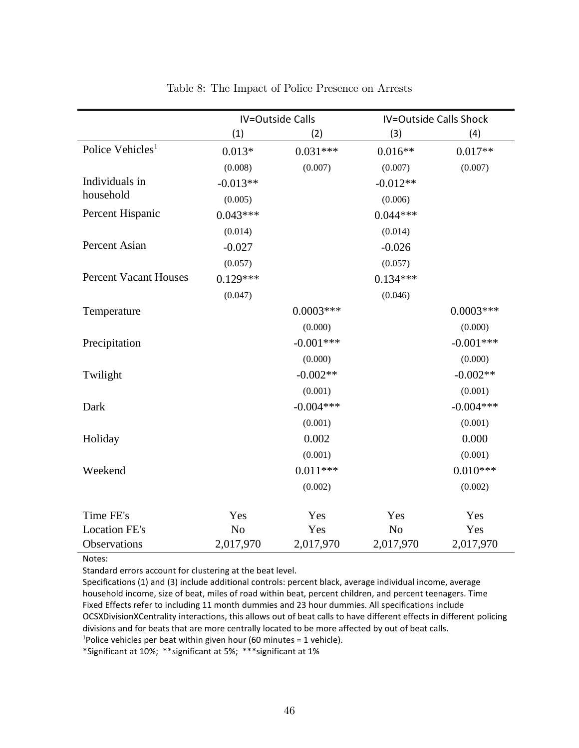Table 8: The Impact of Police Presence on Arrests

| | IV=Outside Calls | | IV=Outside Calls Shock | |
|---|---|---|---|---|
| | (1) | (2) | (3) | (4) |
| Police Vehicles[1] | 0.013* | 0.031*** | 0.016** | 0.017** |
| | (0.008) | (0.007) | (0.007) | (0.007) |
| Individuals in household | -0.013** | | -0.012** | |
| | (0.005) | | (0.006) | |
| Percent Hispanic | 0.043*** | | 0.044*** | |
| | (0.014) | | (0.014) | |
| Percent Asian | -0.027 | | -0.026 | |
| | (0.057) | | (0.057) | |
| Percent Vacant Houses | 0.129*** | | 0.134*** | |
| | (0.047) | | (0.046) | |
| Temperature | | 0.0003*** | | 0.0003*** |
| | | (0.000) | | (0.000) |
| Precipitation | | -0.001*** | | -0.001*** |
| | | (0.000) | | (0.000) |
| Twilight | | -0.002** | | -0.002** |
| | | (0.001) | | (0.001) |
| Dark | | -0.004*** | | -0.004*** |
| | | (0.001) | | (0.001) |
| Holiday | | 0.002 | | 0.000 |
| | | (0.001) | | (0.001) |
| Weekend | | 0.011*** | | 0.010*** |
| | | (0.002) | | (0.002) |
| Time FE's | Yes | Yes | Yes | Yes |
| Location FE's | No | Yes | No | Yes |
| Observations | 2,017,970 | 2,017,970 | 2,017,970 | 2,017,970 |

Notes:

Standard errors account for clustering at the beat level.

Specifications (1) and (3) include additional controls: percent black, average individual income, average household income, size of beat, miles of road within beat, percent children, and percent teenagers. Time Fixed Effects refer to including 11 month dummies and 23 hour dummies. All specifications include OCSXDivisionXCentrality interactions, this allows out of beat calls to have different effects in different policing divisions and for beats that are more centrally located to be more affected by out of beat calls.

[1]Police vehicles per beat within given hour (60 minutes = 1 vehicle).

*Significant at 10%; **significant at 5%; ***significant at 1%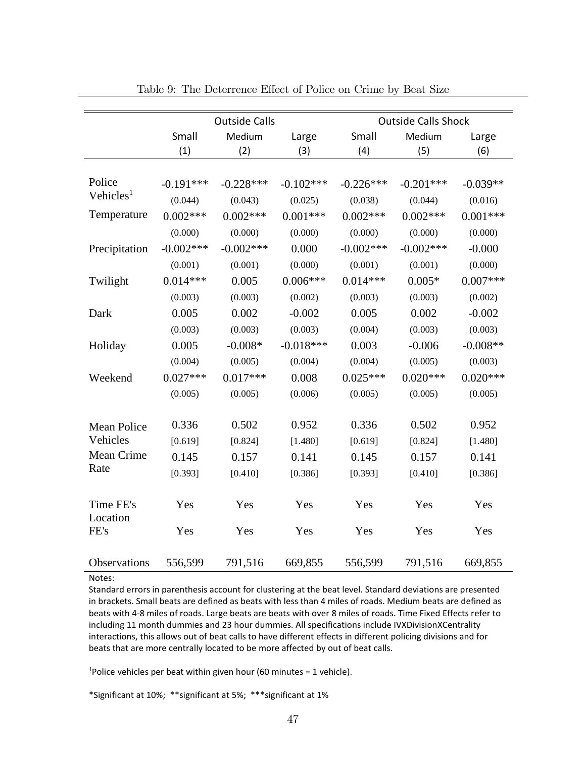Table 9: The Deterrence Effect of Police on Crime by Beat Size

| | Outside Calls | | | Outside Calls Shock | | |
|---|---|---|---|---|---|---|
| | Small | Medium | Large | Small | Medium | Large |
| | (1) | (2) | (3) | (4) | (5) | (6) |
| Police Vehicles[1] | -0.191*** | -0.228*** | -0.102*** | -0.226*** | -0.201*** | -0.039** |
| | (0.044) | (0.043) | (0.025) | (0.038) | (0.044) | (0.016) |
| Temperature | 0.002*** | 0.002*** | 0.001*** | 0.002*** | 0.002*** | 0.001*** |
| | (0.000) | (0.000) | (0.000) | (0.000) | (0.000) | (0.000) |
| Precipitation | -0.002*** | -0.002*** | 0.000 | -0.002*** | -0.002*** | -0.000 |
| | (0.001) | (0.001) | (0.000) | (0.001) | (0.001) | (0.000) |
| Twilight | 0.014*** | 0.005 | 0.006*** | 0.014*** | 0.005* | 0.007*** |
| | (0.003) | (0.003) | (0.002) | (0.003) | (0.003) | (0.002) |
| Dark | 0.005 | 0.002 | -0.002 | 0.005 | 0.002 | -0.002 |
| | (0.003) | (0.003) | (0.003) | (0.004) | (0.003) | (0.003) |
| Holiday | 0.005 | -0.008* | -0.018*** | 0.003 | -0.006 | -0.008** |
| | (0.004) | (0.005) | (0.004) | (0.004) | (0.005) | (0.003) |
| Weekend | 0.027*** | 0.017*** | 0.008 | 0.025*** | 0.020*** | 0.020*** |
| | (0.005) | (0.005) | (0.006) | (0.005) | (0.005) | (0.005) |
| Mean Police Vehicles | 0.336 | 0.502 | 0.952 | 0.336 | 0.502 | 0.952 |
| | [0.619] | [0.824] | [1.480] | [0.619] | [0.824] | [1.480] |
| Mean Crime Rate | 0.145 | 0.157 | 0.141 | 0.145 | 0.157 | 0.141 |
| | [0.393] | [0.410] | [0.386] | [0.393] | [0.410] | [0.386] |
| Time FE's | Yes | Yes | Yes | Yes | Yes | Yes |
| Location FE's | Yes | Yes | Yes | Yes | Yes | Yes |
| Observations | 556,599 | 791,516 | 669,855 | 556,599 | 791,516 | 669,855 |

Notes:

Standard errors in parenthesis account for clustering at the beat level. Standard deviations are presented in brackets. Small beats are defined as beats with less than 4 miles of roads. Medium beats are defined as beats with 4-8 miles of roads. Large beats are beats with over 8 miles of roads. Time Fixed Effects refer to including 11 month dummies and 23 hour dummies. All specifications include IVXDivisionXCentrality interactions, this allows out of beat calls to have different effects in different policing divisions and for beats that are more centrally located to be more affected by out of beat calls.

[1]Police vehicles per beat within given hour (60 minutes = 1 vehicle).

*Significant at 10%; **significant at 5%; ***significant at 1%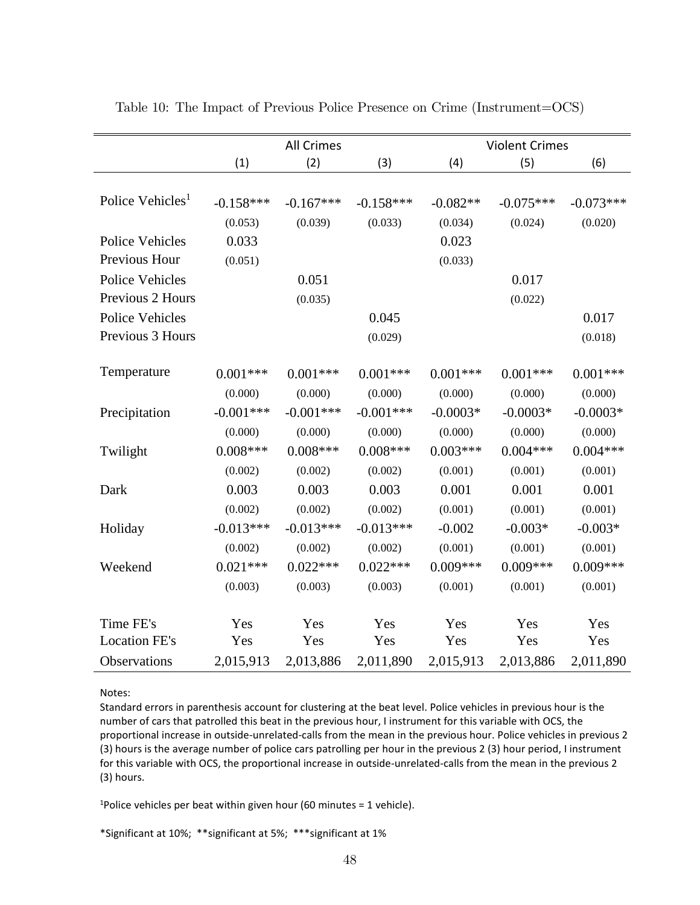Table 10: The Impact of Previous Police Presence on Crime (Instrument=OCS)

| | All Crimes | | | Violent Crimes | | |
|---|---|---|---|---|---|---|
| | (1) | (2) | (3) | (4) | (5) | (6) |
| Police Vehicles[1] | -0.158*** | -0.167*** | -0.158*** | -0.082** | -0.075*** | -0.073*** |
| | (0.053) | (0.039) | (0.033) | (0.034) | (0.024) | (0.020) |
| Police Vehicles Previous Hour | 0.033 | | | 0.023 | | |
| | (0.051) | | | (0.033) | | |
| Police Vehicles Previous 2 Hours | | 0.051 | | | 0.017 | |
| | | (0.035) | | | (0.022) | |
| Police Vehicles Previous 3 Hours | | | 0.045 | | | 0.017 |
| | | | (0.029) | | | (0.018) |
| Temperature | 0.001*** | 0.001*** | 0.001*** | 0.001*** | 0.001*** | 0.001*** |
| | (0.000) | (0.000) | (0.000) | (0.000) | (0.000) | (0.000) |
| Precipitation | -0.001*** | -0.001*** | -0.001*** | -0.0003* | -0.0003* | -0.0003* |
| | (0.000) | (0.000) | (0.000) | (0.000) | (0.000) | (0.000) |
| Twilight | 0.008*** | 0.008*** | 0.008*** | 0.003*** | 0.004*** | 0.004*** |
| | (0.002) | (0.002) | (0.002) | (0.001) | (0.001) | (0.001) |
| Dark | 0.003 | 0.003 | 0.003 | 0.001 | 0.001 | 0.001 |
| | (0.002) | (0.002) | (0.002) | (0.001) | (0.001) | (0.001) |
| Holiday | -0.013*** | -0.013*** | -0.013*** | -0.002 | -0.003* | -0.003* |
| | (0.002) | (0.002) | (0.002) | (0.001) | (0.001) | (0.001) |
| Weekend | 0.021*** | 0.022*** | 0.022*** | 0.009*** | 0.009*** | 0.009*** |
| | (0.003) | (0.003) | (0.003) | (0.001) | (0.001) | (0.001) |
| Time FE's | Yes | Yes | Yes | Yes | Yes | Yes |
| Location FE's | Yes | Yes | Yes | Yes | Yes | Yes |
| Observations | 2,015,913 | 2,013,886 | 2,011,890 | 2,015,913 | 2,013,886 | 2,011,890 |

Notes:
Standard errors in parenthesis account for clustering at the beat level. Police vehicles in previous hour is the number of cars that patrolled this beat in the previous hour, I instrument for this variable with OCS, the proportional increase in outside-unrelated-calls from the mean in the previous hour. Police vehicles in previous 2 (3) hours is the average number of police cars patrolling per hour in the previous 2 (3) hour period, I instrument for this variable with OCS, the proportional increase in outside-unrelated-calls from the mean in the previous 2 (3) hours.

[1]Police vehicles per beat within given hour (60 minutes = 1 vehicle).

*Significant at 10%; **significant at 5%; ***significant at 1%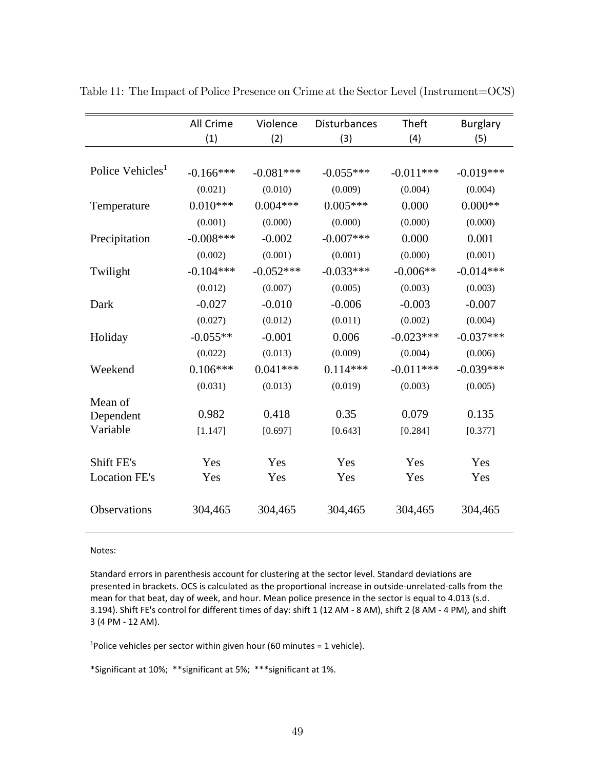Table 11: The Impact of Police Presence on Crime at the Sector Level (Instrument=OCS)

| | All Crime (1) | Violence (2) | Disturbances (3) | Theft (4) | Burglary (5) |
|---|---|---|---|---|---|
| Police Vehicles[1] | -0.166*** | -0.081*** | -0.055*** | -0.011*** | -0.019*** |
| | (0.021) | (0.010) | (0.009) | (0.004) | (0.004) |
| Temperature | 0.010*** | 0.004*** | 0.005*** | 0.000 | 0.000** |
| | (0.001) | (0.000) | (0.000) | (0.000) | (0.000) |
| Precipitation | -0.008*** | -0.002 | -0.007*** | 0.000 | 0.001 |
| | (0.002) | (0.001) | (0.001) | (0.000) | (0.001) |
| Twilight | -0.104*** | -0.052*** | -0.033*** | -0.006** | -0.014*** |
| | (0.012) | (0.007) | (0.005) | (0.003) | (0.003) |
| Dark | -0.027 | -0.010 | -0.006 | -0.003 | -0.007 |
| | (0.027) | (0.012) | (0.011) | (0.002) | (0.004) |
| Holiday | -0.055** | -0.001 | 0.006 | -0.023*** | -0.037*** |
| | (0.022) | (0.013) | (0.009) | (0.004) | (0.006) |
| Weekend | 0.106*** | 0.041*** | 0.114*** | -0.011*** | -0.039*** |
| | (0.031) | (0.013) | (0.019) | (0.003) | (0.005) |
| Mean of Dependent Variable | 0.982 | 0.418 | 0.35 | 0.079 | 0.135 |
| | [1.147] | [0.697] | [0.643] | [0.284] | [0.377] |
| Shift FE's | Yes | Yes | Yes | Yes | Yes |
| Location FE's | Yes | Yes | Yes | Yes | Yes |
| Observations | 304,465 | 304,465 | 304,465 | 304,465 | 304,465 |

Notes:

Standard errors in parenthesis account for clustering at the sector level. Standard deviations are presented in brackets. OCS is calculated as the proportional increase in outside-unrelated-calls from the mean for that beat, day of week, and hour. Mean police presence in the sector is equal to 4.013 (s.d. 3.194). Shift FE's control for different times of day: shift 1 (12 AM - 8 AM), shift 2 (8 AM - 4 PM), and shift 3 (4 PM - 12 AM).

[1]Police vehicles per sector within given hour (60 minutes = 1 vehicle).

*Significant at 10%; **significant at 5%; ***significant at 1%.